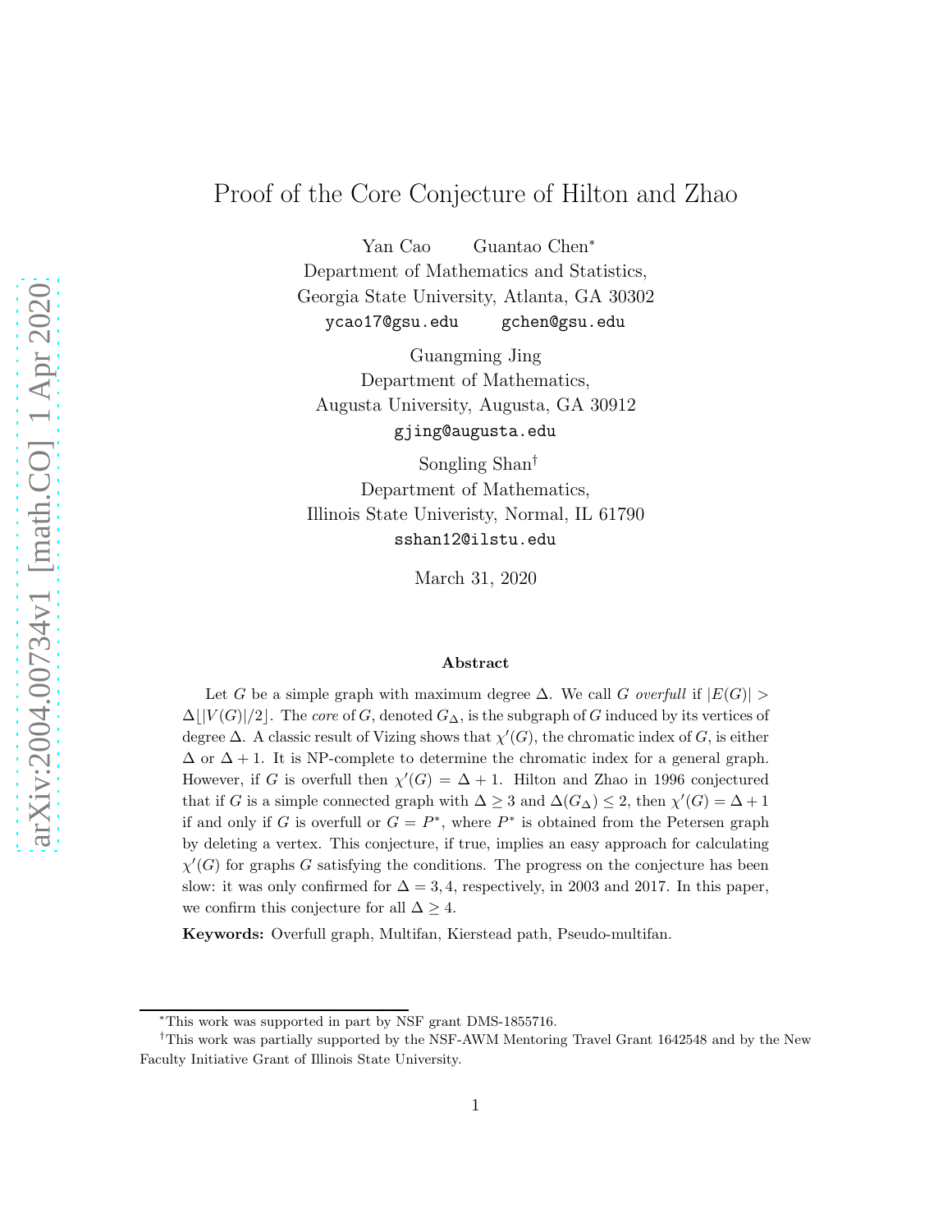# Proof of the Core Conjecture of Hilton and Zhao

Yan Cao  Guantao Chen[*]
Department of Mathematics and Statistics,
Georgia State University, Atlanta, GA 30302
`ycao17@gsu.edu`  `gchen@gsu.edu`

Guangming Jing
Department of Mathematics,
Augusta University, Augusta, GA 30912
`gjing@augusta.edu`

Songling Shan[†]
Department of Mathematics,
Illinois State Univeristy, Normal, IL 61790
`sshan12@ilstu.edu`

March 31, 2020

### Abstract

Let $G$ be a simple graph with maximum degree $\Delta$. We call $G$ *overfull* if $|E(G)| > \Delta\lfloor |V(G)|/2\rfloor$. The *core* of $G$, denoted $G_\Delta$, is the subgraph of $G$ induced by its vertices of degree $\Delta$. A classic result of Vizing shows that $\chi'(G)$, the chromatic index of $G$, is either $\Delta$ or $\Delta+1$. It is NP-complete to determine the chromatic index for a general graph. However, if $G$ is overfull then $\chi'(G) = \Delta+1$. Hilton and Zhao in 1996 conjectured that if $G$ is a simple connected graph with $\Delta \ge 3$ and $\Delta(G_\Delta) \le 2$, then $\chi'(G) = \Delta+1$ if and only if $G$ is overfull or $G = P^*$, where $P^*$ is obtained from the Petersen graph by deleting a vertex. This conjecture, if true, implies an easy approach for calculating $\chi'(G)$ for graphs $G$ satisfying the conditions. The progress on the conjecture has been slow: it was only confirmed for $\Delta = 3, 4$, respectively, in 2003 and 2017. In this paper, we confirm this conjecture for all $\Delta \ge 4$.

**Keywords:** Overfull graph, Multifan, Kierstead path, Pseudo-multifan.

---

[*]This work was supported in part by NSF grant DMS-1855716.

[†]This work was partially supported by the NSF-AWM Mentoring Travel Grant 1642548 and by the New Faculty Initiative Grant of Illinois State University.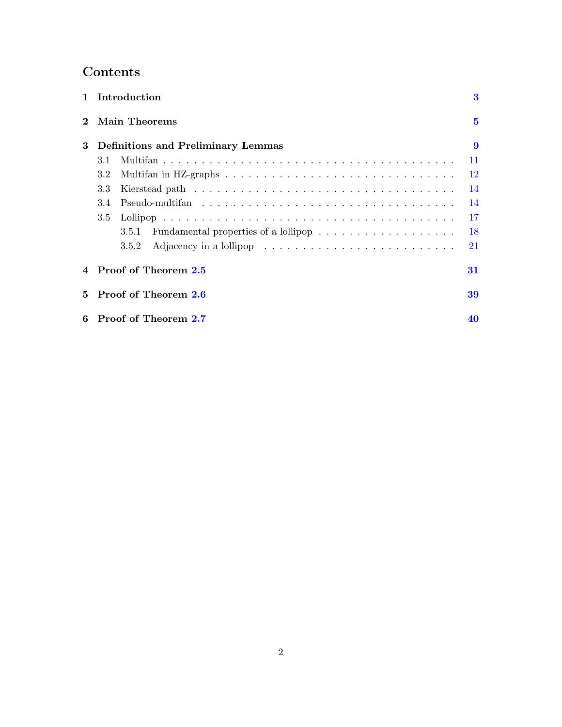# Contents

**1 Introduction** — **3**

**2 Main Theorems** — **5**

**3 Definitions and Preliminary Lemmas** — **9**

- 3.1 Multifan — 11
- 3.2 Multifan in HZ-graphs — 12
- 3.3 Kierstead path — 14
- 3.4 Pseudo-multifan — 14
- 3.5 Lollipop — 17
  - 3.5.1 Fundamental properties of a lollipop — 18
  - 3.5.2 Adjacency in a lollipop — 21

**4 Proof of Theorem 2.5** — **31**

**5 Proof of Theorem 2.6** — **39**

**6 Proof of Theorem 2.7** — **40**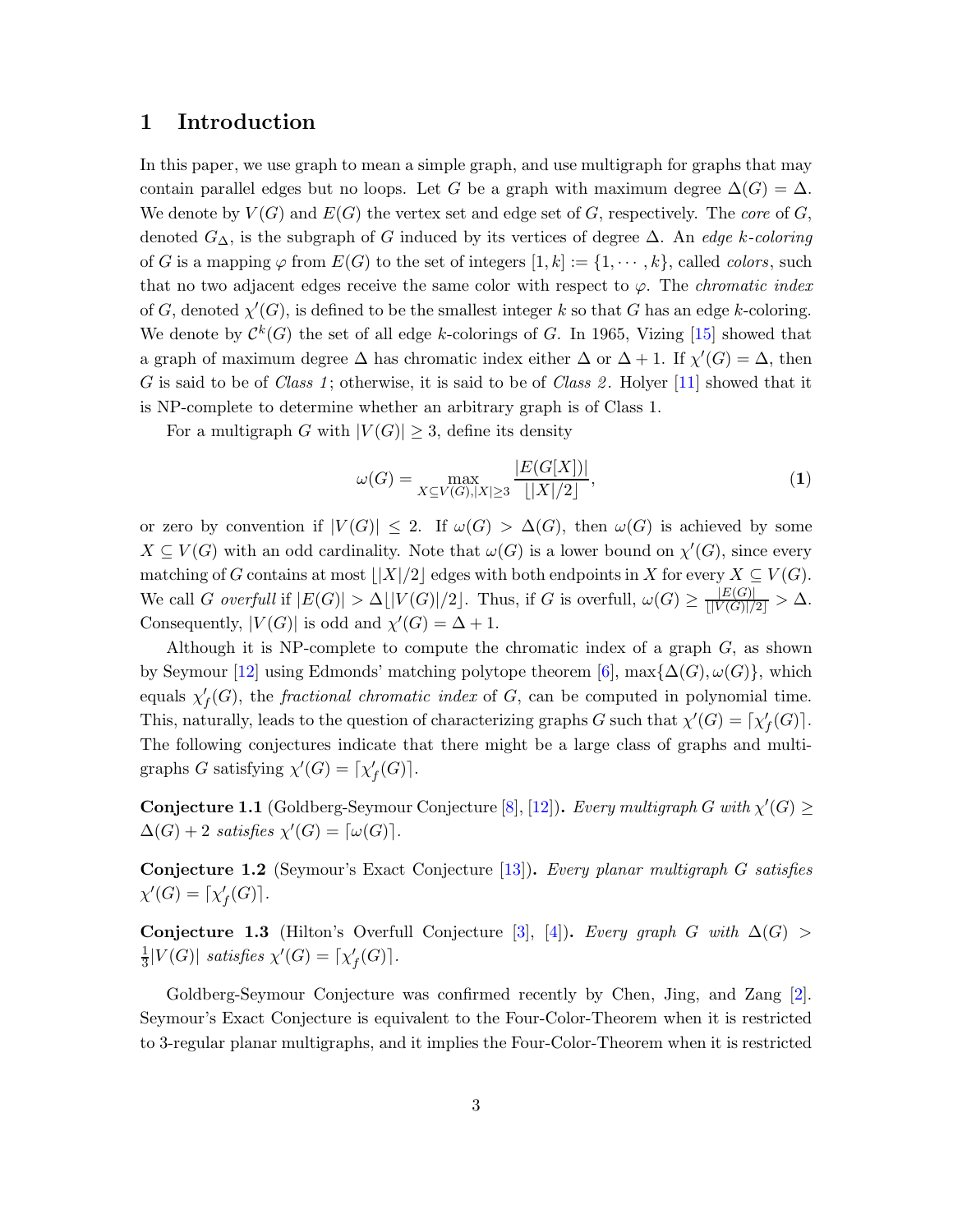# 1 Introduction

In this paper, we use graph to mean a simple graph, and use multigraph for graphs that may contain parallel edges but no loops. Let $G$ be a graph with maximum degree $\Delta(G) = \Delta$. We denote by $V(G)$ and $E(G)$ the vertex set and edge set of $G$, respectively. The *core* of $G$, denoted $G_\Delta$, is the subgraph of $G$ induced by its vertices of degree $\Delta$. An *edge $k$-coloring* of $G$ is a mapping $\varphi$ from $E(G)$ to the set of integers $[1, k] := \{1, \cdots, k\}$, called *colors*, such that no two adjacent edges receive the same color with respect to $\varphi$. The *chromatic index* of $G$, denoted $\chi'(G)$, is defined to be the smallest integer $k$ so that $G$ has an edge $k$-coloring. We denote by $\mathcal{C}^k(G)$ the set of all edge $k$-colorings of $G$. In 1965, Vizing [15] showed that a graph of maximum degree $\Delta$ has chromatic index either $\Delta$ or $\Delta + 1$. If $\chi'(G) = \Delta$, then $G$ is said to be of *Class 1*; otherwise, it is said to be of *Class 2*. Holyer [11] showed that it is NP-complete to determine whether an arbitrary graph is of Class 1.

For a multigraph $G$ with $|V(G)| \geq 3$, define its density

$$\omega(G) = \max_{X \subseteq V(G), |X| \geq 3} \frac{|E(G[X])|}{\lfloor |X|/2 \rfloor}, \tag{1}$$

or zero by convention if $|V(G)| \leq 2$. If $\omega(G) > \Delta(G)$, then $\omega(G)$ is achieved by some $X \subseteq V(G)$ with an odd cardinality. Note that $\omega(G)$ is a lower bound on $\chi'(G)$, since every matching of $G$ contains at most $\lfloor |X|/2 \rfloor$ edges with both endpoints in $X$ for every $X \subseteq V(G)$. We call $G$ *overfull* if $|E(G)| > \Delta \lfloor |V(G)|/2 \rfloor$. Thus, if $G$ is overfull, $\omega(G) \geq \frac{|E(G)|}{\lfloor |V(G)|/2 \rfloor} > \Delta$. Consequently, $|V(G)|$ is odd and $\chi'(G) = \Delta + 1$.

Although it is NP-complete to compute the chromatic index of a graph $G$, as shown by Seymour [12] using Edmonds' matching polytope theorem [6], $\max\{\Delta(G), \omega(G)\}$, which equals $\chi'_f(G)$, the *fractional chromatic index* of $G$, can be computed in polynomial time. This, naturally, leads to the question of characterizing graphs $G$ such that $\chi'(G) = \lceil \chi'_f(G) \rceil$. The following conjectures indicate that there might be a large class of graphs and multigraphs $G$ satisfying $\chi'(G) = \lceil \chi'_f(G) \rceil$.

**Conjecture 1.1** (Goldberg-Seymour Conjecture [8], [12])**.** *Every multigraph $G$ with $\chi'(G) \geq \Delta(G) + 2$ satisfies $\chi'(G) = \lceil \omega(G) \rceil$.*

**Conjecture 1.2** (Seymour's Exact Conjecture [13])**.** *Every planar multigraph $G$ satisfies $\chi'(G) = \lceil \chi'_f(G) \rceil$.*

**Conjecture 1.3** (Hilton's Overfull Conjecture [3], [4])**.** *Every graph $G$ with $\Delta(G) > \frac{1}{3}|V(G)|$ satisfies $\chi'(G) = \lceil \chi'_f(G) \rceil$.*

Goldberg-Seymour Conjecture was confirmed recently by Chen, Jing, and Zang [2]. Seymour's Exact Conjecture is equivalent to the Four-Color-Theorem when it is restricted to 3-regular planar multigraphs, and it implies the Four-Color-Theorem when it is restricted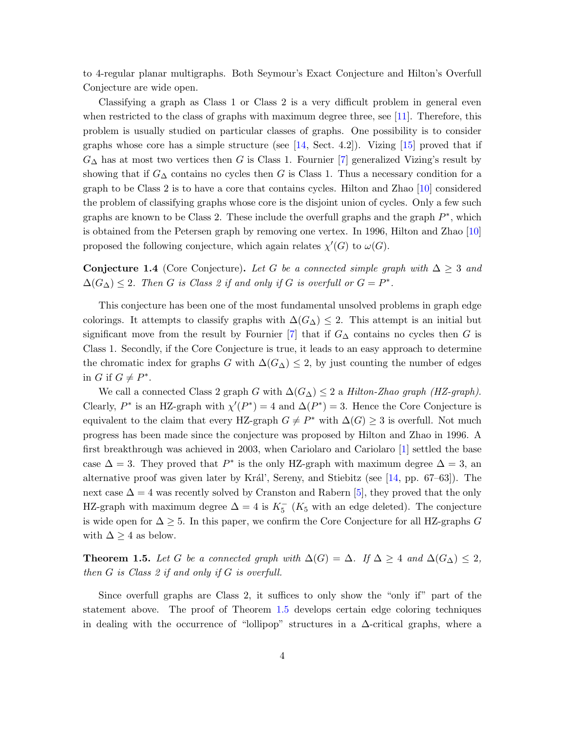to 4-regular planar multigraphs. Both Seymour's Exact Conjecture and Hilton's Overfull Conjecture are wide open.

Classifying a graph as Class 1 or Class 2 is a very difficult problem in general even when restricted to the class of graphs with maximum degree three, see [11]. Therefore, this problem is usually studied on particular classes of graphs. One possibility is to consider graphs whose core has a simple structure (see [14, Sect. 4.2]). Vizing [15] proved that if $G_\Delta$ has at most two vertices then $G$ is Class 1. Fournier [7] generalized Vizing's result by showing that if $G_\Delta$ contains no cycles then $G$ is Class 1. Thus a necessary condition for a graph to be Class 2 is to have a core that contains cycles. Hilton and Zhao [10] considered the problem of classifying graphs whose core is the disjoint union of cycles. Only a few such graphs are known to be Class 2. These include the overfull graphs and the graph $P^*$, which is obtained from the Petersen graph by removing one vertex. In 1996, Hilton and Zhao [10] proposed the following conjecture, which again relates $\chi'(G)$ to $\omega(G)$.

**Conjecture 1.4** (Core Conjecture)**.** *Let $G$ be a connected simple graph with $\Delta \geq 3$ and $\Delta(G_\Delta) \leq 2$. Then $G$ is Class 2 if and only if $G$ is overfull or $G = P^*$.*

This conjecture has been one of the most fundamental unsolved problems in graph edge colorings. It attempts to classify graphs with $\Delta(G_\Delta) \leq 2$. This attempt is an initial but significant move from the result by Fournier [7] that if $G_\Delta$ contains no cycles then $G$ is Class 1. Secondly, if the Core Conjecture is true, it leads to an easy approach to determine the chromatic index for graphs $G$ with $\Delta(G_\Delta) \leq 2$, by just counting the number of edges in $G$ if $G \neq P^*$.

We call a connected Class 2 graph $G$ with $\Delta(G_\Delta) \leq 2$ a *Hilton-Zhao graph (HZ-graph)*. Clearly, $P^*$ is an HZ-graph with $\chi'(P^*) = 4$ and $\Delta(P^*) = 3$. Hence the Core Conjecture is equivalent to the claim that every HZ-graph $G \neq P^*$ with $\Delta(G) \geq 3$ is overfull. Not much progress has been made since the conjecture was proposed by Hilton and Zhao in 1996. A first breakthrough was achieved in 2003, when Cariolaro and Cariolaro [1] settled the base case $\Delta = 3$. They proved that $P^*$ is the only HZ-graph with maximum degree $\Delta = 3$, an alternative proof was given later by Král', Sereny, and Stiebitz (see [14, pp. 67–63]). The next case $\Delta = 4$ was recently solved by Cranston and Rabern [5], they proved that the only HZ-graph with maximum degree $\Delta = 4$ is $K_5^-$ ($K_5$ with an edge deleted). The conjecture is wide open for $\Delta \geq 5$. In this paper, we confirm the Core Conjecture for all HZ-graphs $G$ with $\Delta \geq 4$ as below.

**Theorem 1.5.** *Let $G$ be a connected graph with $\Delta(G) = \Delta$. If $\Delta \geq 4$ and $\Delta(G_\Delta) \leq 2$, then $G$ is Class 2 if and only if $G$ is overfull.*

Since overfull graphs are Class 2, it suffices to only show the "only if" part of the statement above. The proof of Theorem 1.5 develops certain edge coloring techniques in dealing with the occurrence of "lollipop" structures in a $\Delta$-critical graphs, where a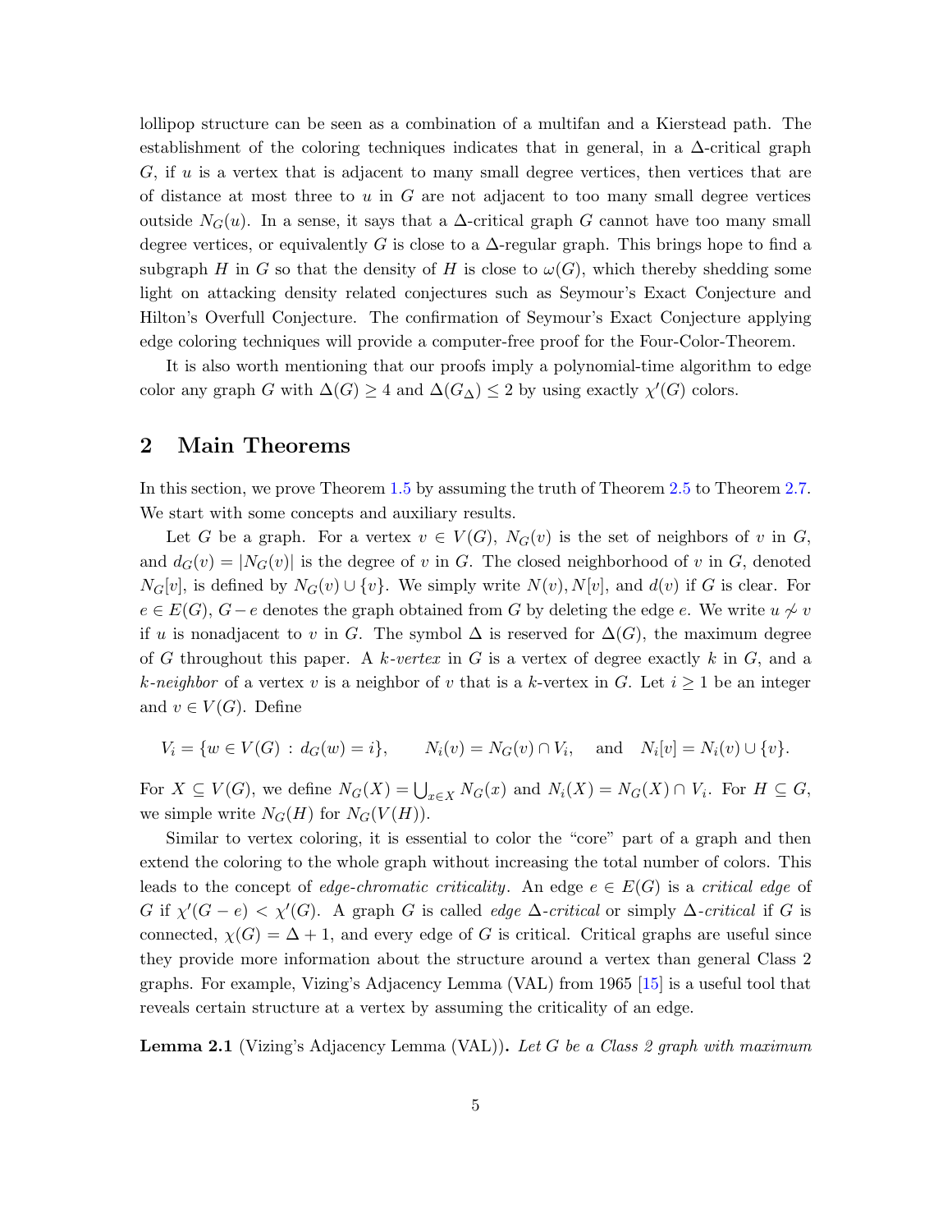lollipop structure can be seen as a combination of a multifan and a Kierstead path. The establishment of the coloring techniques indicates that in general, in a $\Delta$-critical graph $G$, if $u$ is a vertex that is adjacent to many small degree vertices, then vertices that are of distance at most three to $u$ in $G$ are not adjacent to too many small degree vertices outside $N_G(u)$. In a sense, it says that a $\Delta$-critical graph $G$ cannot have too many small degree vertices, or equivalently $G$ is close to a $\Delta$-regular graph. This brings hope to find a subgraph $H$ in $G$ so that the density of $H$ is close to $\omega(G)$, which thereby shedding some light on attacking density related conjectures such as Seymour's Exact Conjecture and Hilton's Overfull Conjecture. The confirmation of Seymour's Exact Conjecture applying edge coloring techniques will provide a computer-free proof for the Four-Color-Theorem.

It is also worth mentioning that our proofs imply a polynomial-time algorithm to edge color any graph $G$ with $\Delta(G) \geq 4$ and $\Delta(G_\Delta) \leq 2$ by using exactly $\chi'(G)$ colors.

## 2 Main Theorems

In this section, we prove Theorem 1.5 by assuming the truth of Theorem 2.5 to Theorem 2.7. We start with some concepts and auxiliary results.

Let $G$ be a graph. For a vertex $v \in V(G)$, $N_G(v)$ is the set of neighbors of $v$ in $G$, and $d_G(v) = |N_G(v)|$ is the degree of $v$ in $G$. The closed neighborhood of $v$ in $G$, denoted $N_G[v]$, is defined by $N_G(v) \cup \{v\}$. We simply write $N(v), N[v]$, and $d(v)$ if $G$ is clear. For $e \in E(G)$, $G - e$ denotes the graph obtained from $G$ by deleting the edge $e$. We write $u \not\sim v$ if $u$ is nonadjacent to $v$ in $G$. The symbol $\Delta$ is reserved for $\Delta(G)$, the maximum degree of $G$ throughout this paper. A *$k$-vertex* in $G$ is a vertex of degree exactly $k$ in $G$, and a *$k$-neighbor* of a vertex $v$ is a neighbor of $v$ that is a $k$-vertex in $G$. Let $i \geq 1$ be an integer and $v \in V(G)$. Define

$$V_i = \{w \in V(G) : d_G(w) = i\}, \qquad N_i(v) = N_G(v) \cap V_i, \quad \text{and} \quad N_i[v] = N_i(v) \cup \{v\}.$$

For $X \subseteq V(G)$, we define $N_G(X) = \bigcup_{x \in X} N_G(x)$ and $N_i(X) = N_G(X) \cap V_i$. For $H \subseteq G$, we simple write $N_G(H)$ for $N_G(V(H))$.

Similar to vertex coloring, it is essential to color the "core" part of a graph and then extend the coloring to the whole graph without increasing the total number of colors. This leads to the concept of *edge-chromatic criticality*. An edge $e \in E(G)$ is a *critical edge* of $G$ if $\chi'(G - e) < \chi'(G)$. A graph $G$ is called *edge $\Delta$-critical* or simply *$\Delta$-critical* if $G$ is connected, $\chi(G) = \Delta + 1$, and every edge of $G$ is critical. Critical graphs are useful since they provide more information about the structure around a vertex than general Class 2 graphs. For example, Vizing's Adjacency Lemma (VAL) from 1965 [15] is a useful tool that reveals certain structure at a vertex by assuming the criticality of an edge.

**Lemma 2.1** (Vizing's Adjacency Lemma (VAL))**.** *Let $G$ be a Class 2 graph with maximum*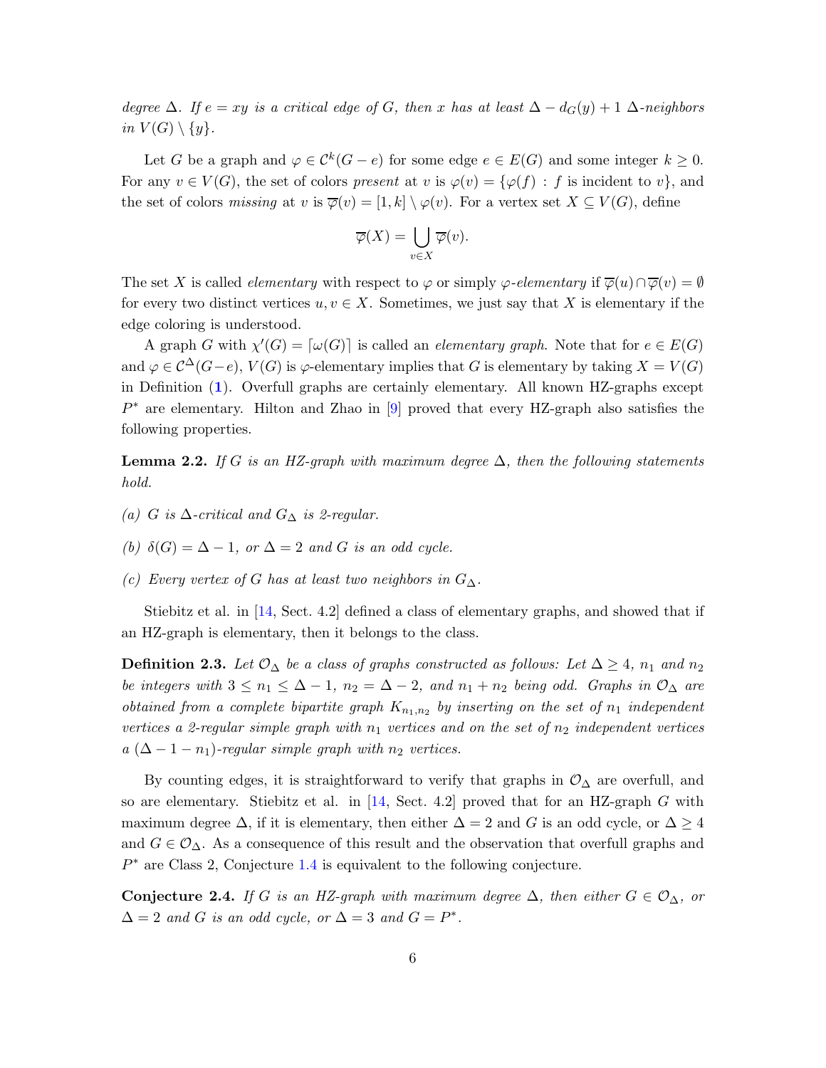*degree $\Delta$. If $e = xy$ is a critical edge of $G$, then $x$ has at least $\Delta - d_G(y) + 1$ $\Delta$-neighbors in $V(G) \setminus \{y\}$.*

Let $G$ be a graph and $\varphi \in \mathcal{C}^k(G-e)$ for some edge $e \in E(G)$ and some integer $k \geq 0$. For any $v \in V(G)$, the set of colors *present* at $v$ is $\varphi(v) = \{\varphi(f) : f \text{ is incident to } v\}$, and the set of colors *missing* at $v$ is $\overline{\varphi}(v) = [1,k] \setminus \varphi(v)$. For a vertex set $X \subseteq V(G)$, define

$$\overline{\varphi}(X) = \bigcup_{v \in X} \overline{\varphi}(v).$$

The set $X$ is called *elementary* with respect to $\varphi$ or simply $\varphi$-*elementary* if $\overline{\varphi}(u) \cap \overline{\varphi}(v) = \emptyset$ for every two distinct vertices $u, v \in X$. Sometimes, we just say that $X$ is elementary if the edge coloring is understood.

A graph $G$ with $\chi'(G) = \lceil \omega(G) \rceil$ is called an *elementary graph*. Note that for $e \in E(G)$ and $\varphi \in \mathcal{C}^\Delta(G-e)$, $V(G)$ is $\varphi$-elementary implies that $G$ is elementary by taking $X = V(G)$ in Definition (**1**). Overfull graphs are certainly elementary. All known HZ-graphs except $P^*$ are elementary. Hilton and Zhao in [9] proved that every HZ-graph also satisfies the following properties.

**Lemma 2.2.** *If $G$ is an HZ-graph with maximum degree $\Delta$, then the following statements hold.*

*(a) $G$ is $\Delta$-critical and $G_\Delta$ is 2-regular.*

*(b) $\delta(G) = \Delta - 1$, or $\Delta = 2$ and $G$ is an odd cycle.*

*(c) Every vertex of $G$ has at least two neighbors in $G_\Delta$.*

Stiebitz et al. in [14, Sect. 4.2] defined a class of elementary graphs, and showed that if an HZ-graph is elementary, then it belongs to the class.

**Definition 2.3.** *Let $\mathcal{O}_\Delta$ be a class of graphs constructed as follows: Let $\Delta \geq 4$, $n_1$ and $n_2$ be integers with $3 \leq n_1 \leq \Delta - 1$, $n_2 = \Delta - 2$, and $n_1 + n_2$ being odd. Graphs in $\mathcal{O}_\Delta$ are obtained from a complete bipartite graph $K_{n_1,n_2}$ by inserting on the set of $n_1$ independent vertices a 2-regular simple graph with $n_1$ vertices and on the set of $n_2$ independent vertices a $(\Delta - 1 - n_1)$-regular simple graph with $n_2$ vertices.*

By counting edges, it is straightforward to verify that graphs in $\mathcal{O}_\Delta$ are overfull, and so are elementary. Stiebitz et al. in [14, Sect. 4.2] proved that for an HZ-graph $G$ with maximum degree $\Delta$, if it is elementary, then either $\Delta = 2$ and $G$ is an odd cycle, or $\Delta \geq 4$ and $G \in \mathcal{O}_\Delta$. As a consequence of this result and the observation that overfull graphs and $P^*$ are Class 2, Conjecture 1.4 is equivalent to the following conjecture.

**Conjecture 2.4.** *If $G$ is an HZ-graph with maximum degree $\Delta$, then either $G \in \mathcal{O}_\Delta$, or $\Delta = 2$ and $G$ is an odd cycle, or $\Delta = 3$ and $G = P^*$.*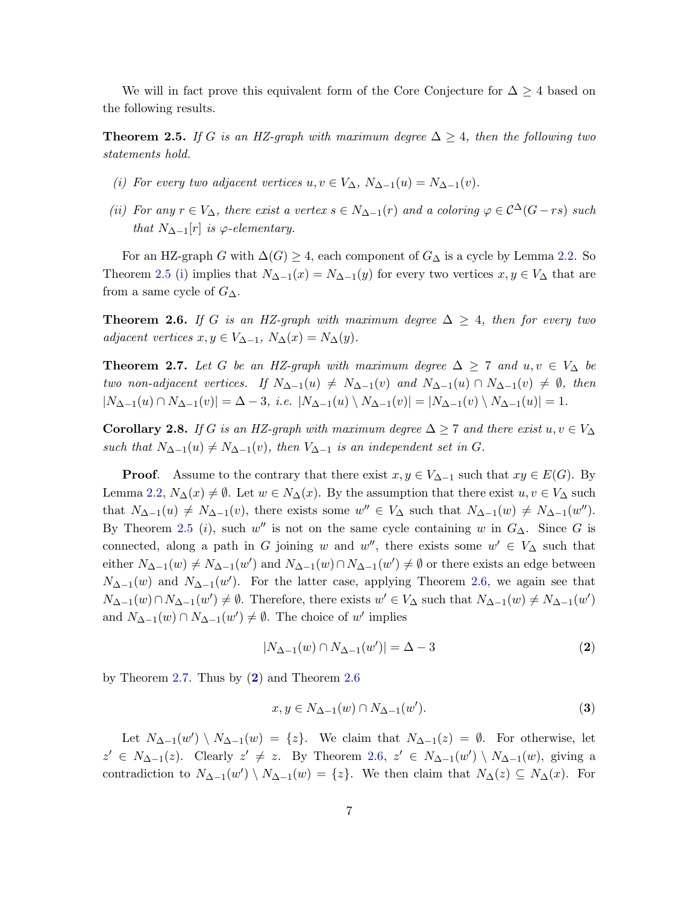We will in fact prove this equivalent form of the Core Conjecture for $\Delta \geq 4$ based on the following results.

**Theorem 2.5.** *If $G$ is an HZ-graph with maximum degree $\Delta \geq 4$, then the following two statements hold.*

*(i) For every two adjacent vertices $u, v \in V_\Delta$, $N_{\Delta-1}(u) = N_{\Delta-1}(v)$.*

*(ii) For any $r \in V_\Delta$, there exist a vertex $s \in N_{\Delta-1}(r)$ and a coloring $\varphi \in \mathcal{C}^\Delta(G - rs)$ such that $N_{\Delta-1}[r]$ is $\varphi$-elementary.*

For an HZ-graph $G$ with $\Delta(G) \geq 4$, each component of $G_\Delta$ is a cycle by Lemma 2.2. So Theorem 2.5 (i) implies that $N_{\Delta-1}(x) = N_{\Delta-1}(y)$ for every two vertices $x, y \in V_\Delta$ that are from a same cycle of $G_\Delta$.

**Theorem 2.6.** *If $G$ is an HZ-graph with maximum degree $\Delta \geq 4$, then for every two adjacent vertices $x, y \in V_{\Delta-1}$, $N_\Delta(x) = N_\Delta(y)$.*

**Theorem 2.7.** *Let $G$ be an HZ-graph with maximum degree $\Delta \geq 7$ and $u, v \in V_\Delta$ be two non-adjacent vertices. If $N_{\Delta-1}(u) \neq N_{\Delta-1}(v)$ and $N_{\Delta-1}(u) \cap N_{\Delta-1}(v) \neq \emptyset$, then $|N_{\Delta-1}(u) \cap N_{\Delta-1}(v)| = \Delta - 3$, i.e. $|N_{\Delta-1}(u) \setminus N_{\Delta-1}(v)| = |N_{\Delta-1}(v) \setminus N_{\Delta-1}(u)| = 1$.*

**Corollary 2.8.** *If $G$ is an HZ-graph with maximum degree $\Delta \geq 7$ and there exist $u, v \in V_\Delta$ such that $N_{\Delta-1}(u) \neq N_{\Delta-1}(v)$, then $V_{\Delta-1}$ is an independent set in $G$.*

**Proof**. Assume to the contrary that there exist $x, y \in V_{\Delta-1}$ such that $xy \in E(G)$. By Lemma 2.2, $N_\Delta(x) \neq \emptyset$. Let $w \in N_\Delta(x)$. By the assumption that there exist $u, v \in V_\Delta$ such that $N_{\Delta-1}(u) \neq N_{\Delta-1}(v)$, there exists some $w'' \in V_\Delta$ such that $N_{\Delta-1}(w) \neq N_{\Delta-1}(w'')$. By Theorem 2.5 *(i)*, such $w''$ is not on the same cycle containing $w$ in $G_\Delta$. Since $G$ is connected, along a path in $G$ joining $w$ and $w''$, there exists some $w' \in V_\Delta$ such that either $N_{\Delta-1}(w) \neq N_{\Delta-1}(w')$ and $N_{\Delta-1}(w) \cap N_{\Delta-1}(w') \neq \emptyset$ or there exists an edge between $N_{\Delta-1}(w)$ and $N_{\Delta-1}(w')$. For the latter case, applying Theorem 2.6, we again see that $N_{\Delta-1}(w) \cap N_{\Delta-1}(w') \neq \emptyset$. Therefore, there exists $w' \in V_\Delta$ such that $N_{\Delta-1}(w) \neq N_{\Delta-1}(w')$ and $N_{\Delta-1}(w) \cap N_{\Delta-1}(w') \neq \emptyset$. The choice of $w'$ implies

$$|N_{\Delta-1}(w) \cap N_{\Delta-1}(w')| = \Delta - 3 \qquad \textbf{(2)}$$

by Theorem 2.7. Thus by (**2**) and Theorem 2.6

$$x, y \in N_{\Delta-1}(w) \cap N_{\Delta-1}(w'). \qquad \textbf{(3)}$$

Let $N_{\Delta-1}(w') \setminus N_{\Delta-1}(w) = \{z\}$. We claim that $N_{\Delta-1}(z) = \emptyset$. For otherwise, let $z' \in N_{\Delta-1}(z)$. Clearly $z' \neq z$. By Theorem 2.6, $z' \in N_{\Delta-1}(w') \setminus N_{\Delta-1}(w)$, giving a contradiction to $N_{\Delta-1}(w') \setminus N_{\Delta-1}(w) = \{z\}$. We then claim that $N_\Delta(z) \subseteq N_\Delta(x)$. For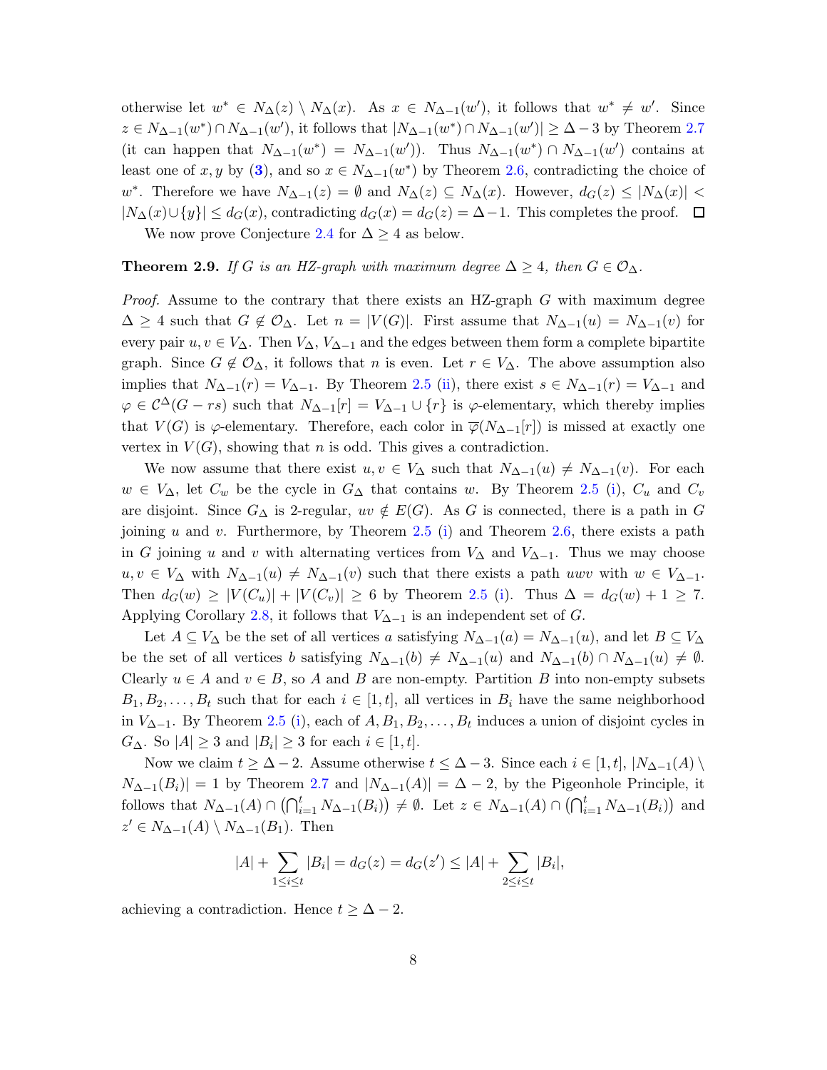otherwise let $w^* \in N_\Delta(z) \setminus N_\Delta(x)$. As $x \in N_{\Delta-1}(w')$, it follows that $w^* \neq w'$. Since $z \in N_{\Delta-1}(w^*) \cap N_{\Delta-1}(w')$, it follows that $|N_{\Delta-1}(w^*) \cap N_{\Delta-1}(w')| \geq \Delta - 3$ by Theorem 2.7 (it can happen that $N_{\Delta-1}(w^*) = N_{\Delta-1}(w')$). Thus $N_{\Delta-1}(w^*) \cap N_{\Delta-1}(w')$ contains at least one of $x, y$ by (**3**), and so $x \in N_{\Delta-1}(w^*)$ by Theorem 2.6, contradicting the choice of $w^*$. Therefore we have $N_{\Delta-1}(z) = \emptyset$ and $N_\Delta(z) \subseteq N_\Delta(x)$. However, $d_G(z) \leq |N_\Delta(x)| < |N_\Delta(x) \cup \{y\}| \leq d_G(x)$, contradicting $d_G(x) = d_G(z) = \Delta - 1$. This completes the proof. $\square$

We now prove Conjecture 2.4 for $\Delta \geq 4$ as below.

**Theorem 2.9.** *If $G$ is an HZ-graph with maximum degree $\Delta \geq 4$, then $G \in \mathcal{O}_\Delta$.*

*Proof.* Assume to the contrary that there exists an HZ-graph $G$ with maximum degree $\Delta \geq 4$ such that $G \notin \mathcal{O}_\Delta$. Let $n = |V(G)|$. First assume that $N_{\Delta-1}(u) = N_{\Delta-1}(v)$ for every pair $u, v \in V_\Delta$. Then $V_\Delta$, $V_{\Delta-1}$ and the edges between them form a complete bipartite graph. Since $G \notin \mathcal{O}_\Delta$, it follows that $n$ is even. Let $r \in V_\Delta$. The above assumption also implies that $N_{\Delta-1}(r) = V_{\Delta-1}$. By Theorem 2.5 (ii), there exist $s \in N_{\Delta-1}(r) = V_{\Delta-1}$ and $\varphi \in \mathcal{C}^\Delta(G - rs)$ such that $N_{\Delta-1}[r] = V_{\Delta-1} \cup \{r\}$ is $\varphi$-elementary, which thereby implies that $V(G)$ is $\varphi$-elementary. Therefore, each color in $\overline{\varphi}(N_{\Delta-1}[r])$ is missed at exactly one vertex in $V(G)$, showing that $n$ is odd. This gives a contradiction.

We now assume that there exist $u, v \in V_\Delta$ such that $N_{\Delta-1}(u) \neq N_{\Delta-1}(v)$. For each $w \in V_\Delta$, let $C_w$ be the cycle in $G_\Delta$ that contains $w$. By Theorem 2.5 (i), $C_u$ and $C_v$ are disjoint. Since $G_\Delta$ is 2-regular, $uv \notin E(G)$. As $G$ is connected, there is a path in $G$ joining $u$ and $v$. Furthermore, by Theorem 2.5 (i) and Theorem 2.6, there exists a path in $G$ joining $u$ and $v$ with alternating vertices from $V_\Delta$ and $V_{\Delta-1}$. Thus we may choose $u, v \in V_\Delta$ with $N_{\Delta-1}(u) \neq N_{\Delta-1}(v)$ such that there exists a path $uwv$ with $w \in V_{\Delta-1}$. Then $d_G(w) \geq |V(C_u)| + |V(C_v)| \geq 6$ by Theorem 2.5 (i). Thus $\Delta = d_G(w) + 1 \geq 7$. Applying Corollary 2.8, it follows that $V_{\Delta-1}$ is an independent set of $G$.

Let $A \subseteq V_\Delta$ be the set of all vertices $a$ satisfying $N_{\Delta-1}(a) = N_{\Delta-1}(u)$, and let $B \subseteq V_\Delta$ be the set of all vertices $b$ satisfying $N_{\Delta-1}(b) \neq N_{\Delta-1}(u)$ and $N_{\Delta-1}(b) \cap N_{\Delta-1}(u) \neq \emptyset$. Clearly $u \in A$ and $v \in B$, so $A$ and $B$ are non-empty. Partition $B$ into non-empty subsets $B_1, B_2, \ldots, B_t$ such that for each $i \in [1, t]$, all vertices in $B_i$ have the same neighborhood in $V_{\Delta-1}$. By Theorem 2.5 (i), each of $A, B_1, B_2, \ldots, B_t$ induces a union of disjoint cycles in $G_\Delta$. So $|A| \geq 3$ and $|B_i| \geq 3$ for each $i \in [1, t]$.

Now we claim $t \geq \Delta - 2$. Assume otherwise $t \leq \Delta - 3$. Since each $i \in [1, t]$, $|N_{\Delta-1}(A) \setminus N_{\Delta-1}(B_i)| = 1$ by Theorem 2.7 and $|N_{\Delta-1}(A)| = \Delta - 2$, by the Pigeonhole Principle, it follows that $N_{\Delta-1}(A) \cap \left(\bigcap_{i=1}^t N_{\Delta-1}(B_i)\right) \neq \emptyset$. Let $z \in N_{\Delta-1}(A) \cap \left(\bigcap_{i=1}^t N_{\Delta-1}(B_i)\right)$ and $z' \in N_{\Delta-1}(A) \setminus N_{\Delta-1}(B_1)$. Then

$$|A| + \sum_{1 \leq i \leq t} |B_i| = d_G(z) = d_G(z') \leq |A| + \sum_{2 \leq i \leq t} |B_i|,$$

achieving a contradiction. Hence $t \geq \Delta - 2$.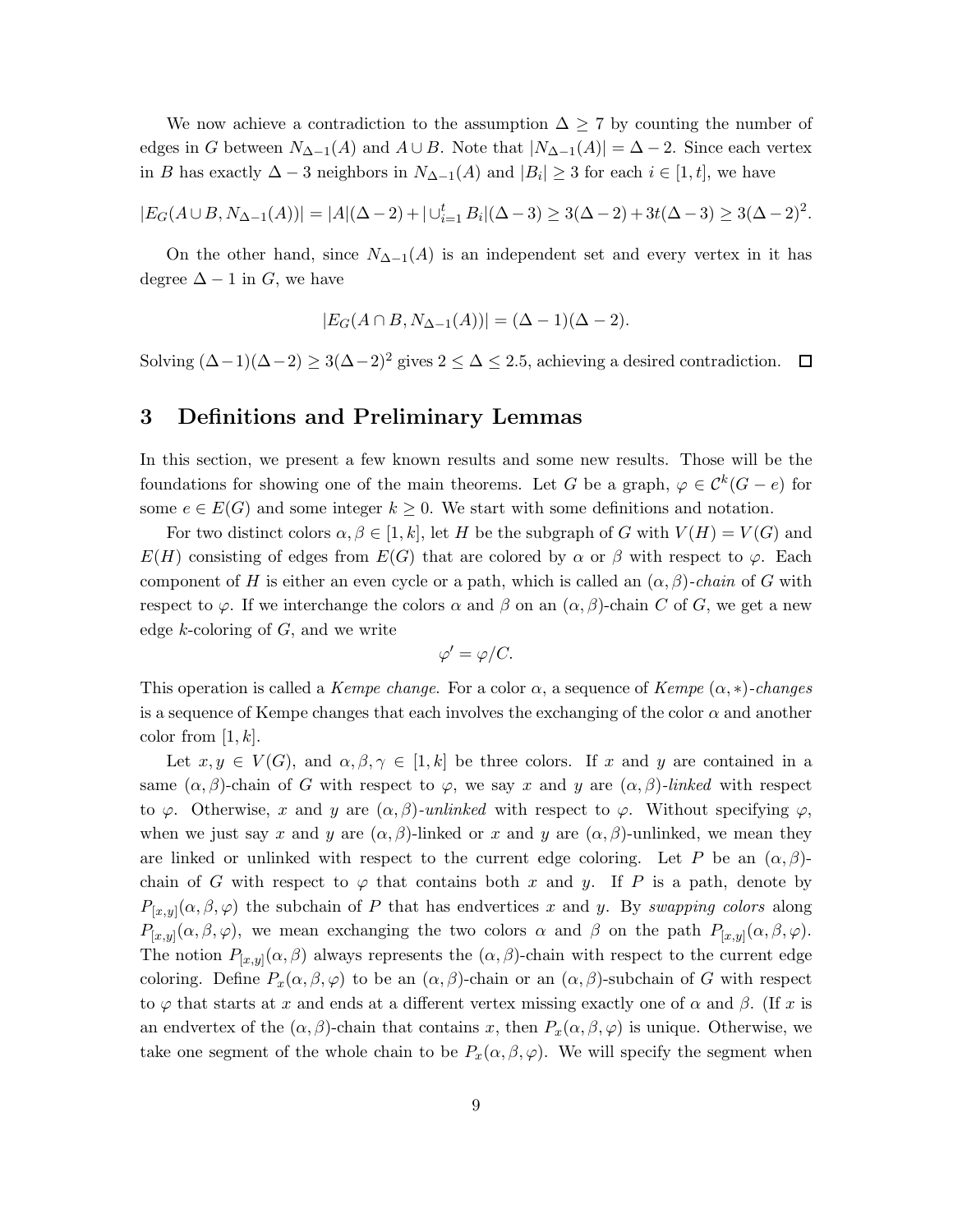We now achieve a contradiction to the assumption $\Delta \geq 7$ by counting the number of edges in $G$ between $N_{\Delta-1}(A)$ and $A \cup B$. Note that $|N_{\Delta-1}(A)| = \Delta - 2$. Since each vertex in $B$ has exactly $\Delta - 3$ neighbors in $N_{\Delta-1}(A)$ and $|B_i| \geq 3$ for each $i \in [1,t]$, we have

$$|E_G(A \cup B, N_{\Delta-1}(A))| = |A|(\Delta-2) + |\cup_{i=1}^t B_i|(\Delta-3) \geq 3(\Delta-2) + 3t(\Delta-3) \geq 3(\Delta-2)^2.$$

On the other hand, since $N_{\Delta-1}(A)$ is an independent set and every vertex in it has degree $\Delta - 1$ in $G$, we have

$$|E_G(A \cap B, N_{\Delta-1}(A))| = (\Delta-1)(\Delta-2).$$

Solving $(\Delta-1)(\Delta-2) \geq 3(\Delta-2)^2$ gives $2 \leq \Delta \leq 2.5$, achieving a desired contradiction. $\square$

## 3 Definitions and Preliminary Lemmas

In this section, we present a few known results and some new results. Those will be the foundations for showing one of the main theorems. Let $G$ be a graph, $\varphi \in \mathcal{C}^k(G-e)$ for some $e \in E(G)$ and some integer $k \geq 0$. We start with some definitions and notation.

For two distinct colors $\alpha, \beta \in [1,k]$, let $H$ be the subgraph of $G$ with $V(H) = V(G)$ and $E(H)$ consisting of edges from $E(G)$ that are colored by $\alpha$ or $\beta$ with respect to $\varphi$. Each component of $H$ is either an even cycle or a path, which is called an $(\alpha,\beta)$-*chain* of $G$ with respect to $\varphi$. If we interchange the colors $\alpha$ and $\beta$ on an $(\alpha,\beta)$-chain $C$ of $G$, we get a new edge $k$-coloring of $G$, and we write

$$\varphi' = \varphi/C.$$

This operation is called a *Kempe change*. For a color $\alpha$, a sequence of *Kempe* $(\alpha,*)$-*changes* is a sequence of Kempe changes that each involves the exchanging of the color $\alpha$ and another color from $[1,k]$.

Let $x, y \in V(G)$, and $\alpha, \beta, \gamma \in [1,k]$ be three colors. If $x$ and $y$ are contained in a same $(\alpha,\beta)$-chain of $G$ with respect to $\varphi$, we say $x$ and $y$ are $(\alpha,\beta)$-*linked* with respect to $\varphi$. Otherwise, $x$ and $y$ are $(\alpha,\beta)$-*unlinked* with respect to $\varphi$. Without specifying $\varphi$, when we just say $x$ and $y$ are $(\alpha,\beta)$-linked or $x$ and $y$ are $(\alpha,\beta)$-unlinked, we mean they are linked or unlinked with respect to the current edge coloring. Let $P$ be an $(\alpha,\beta)$-chain of $G$ with respect to $\varphi$ that contains both $x$ and $y$. If $P$ is a path, denote by $P_{[x,y]}(\alpha,\beta,\varphi)$ the subchain of $P$ that has endvertices $x$ and $y$. By *swapping colors* along $P_{[x,y]}(\alpha,\beta,\varphi)$, we mean exchanging the two colors $\alpha$ and $\beta$ on the path $P_{[x,y]}(\alpha,\beta,\varphi)$. The notion $P_{[x,y]}(\alpha,\beta)$ always represents the $(\alpha,\beta)$-chain with respect to the current edge coloring. Define $P_x(\alpha,\beta,\varphi)$ to be an $(\alpha,\beta)$-chain or an $(\alpha,\beta)$-subchain of $G$ with respect to $\varphi$ that starts at $x$ and ends at a different vertex missing exactly one of $\alpha$ and $\beta$. (If $x$ is an endvertex of the $(\alpha,\beta)$-chain that contains $x$, then $P_x(\alpha,\beta,\varphi)$ is unique. Otherwise, we take one segment of the whole chain to be $P_x(\alpha,\beta,\varphi)$. We will specify the segment when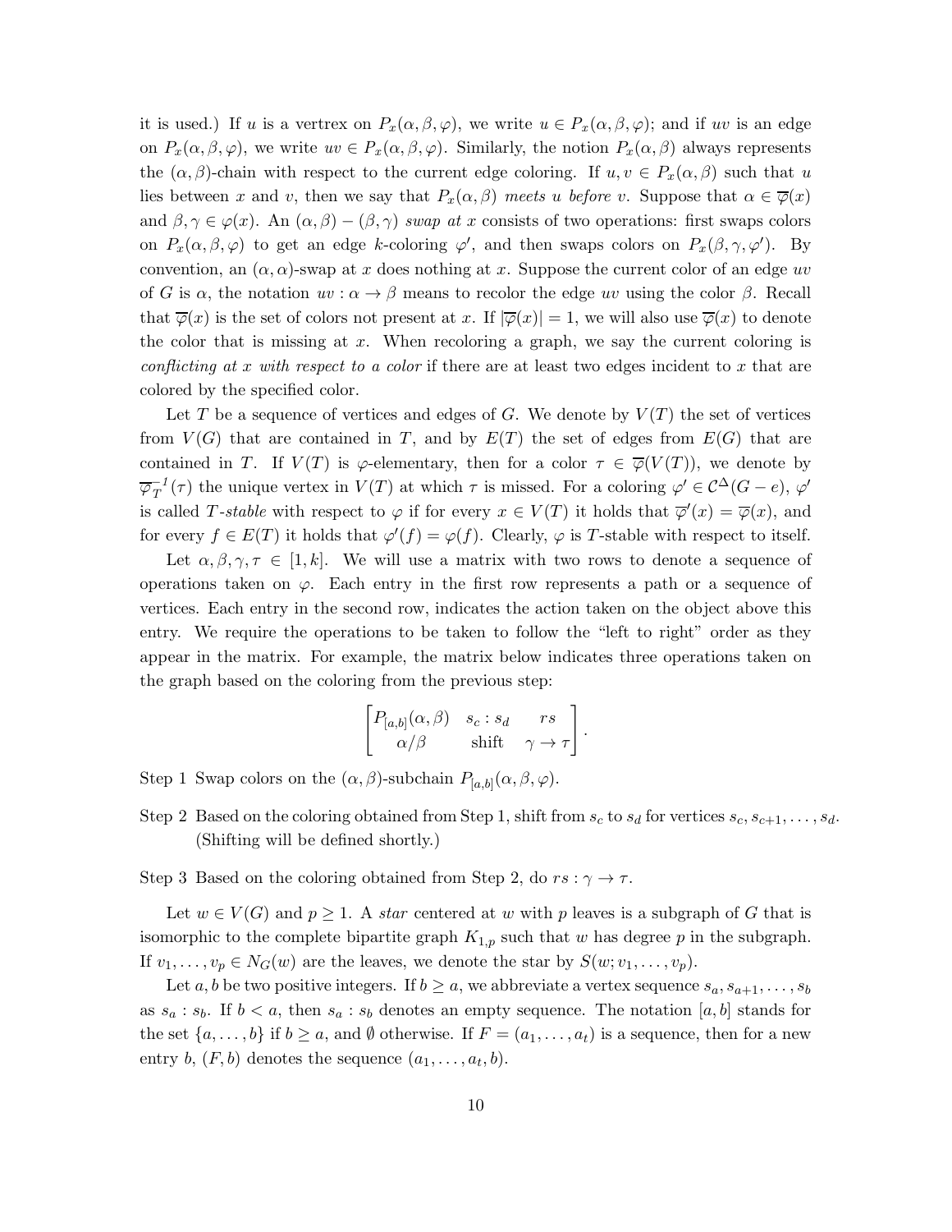it is used.) If $u$ is a vertrex on $P_x(\alpha,\beta,\varphi)$, we write $u \in P_x(\alpha,\beta,\varphi)$; and if $uv$ is an edge on $P_x(\alpha,\beta,\varphi)$, we write $uv \in P_x(\alpha,\beta,\varphi)$. Similarly, the notion $P_x(\alpha,\beta)$ always represents the $(\alpha,\beta)$-chain with respect to the current edge coloring. If $u, v \in P_x(\alpha,\beta)$ such that $u$ lies between $x$ and $v$, then we say that $P_x(\alpha,\beta)$ *meets* $u$ *before* $v$. Suppose that $\alpha \in \overline{\varphi}(x)$ and $\beta,\gamma \in \varphi(x)$. An $(\alpha,\beta)-(\beta,\gamma)$ *swap at* $x$ consists of two operations: first swaps colors on $P_x(\alpha,\beta,\varphi)$ to get an edge $k$-coloring $\varphi'$, and then swaps colors on $P_x(\beta,\gamma,\varphi')$. By convention, an $(\alpha,\alpha)$-swap at $x$ does nothing at $x$. Suppose the current color of an edge $uv$ of $G$ is $\alpha$, the notation $uv : \alpha \to \beta$ means to recolor the edge $uv$ using the color $\beta$. Recall that $\overline{\varphi}(x)$ is the set of colors not present at $x$. If $|\overline{\varphi}(x)| = 1$, we will also use $\overline{\varphi}(x)$ to denote the color that is missing at $x$. When recoloring a graph, we say the current coloring is *conflicting at* $x$ *with respect to a color* if there are at least two edges incident to $x$ that are colored by the specified color.

Let $T$ be a sequence of vertices and edges of $G$. We denote by $V(T)$ the set of vertices from $V(G)$ that are contained in $T$, and by $E(T)$ the set of edges from $E(G)$ that are contained in $T$. If $V(T)$ is $\varphi$-elementary, then for a color $\tau \in \overline{\varphi}(V(T))$, we denote by $\overline{\varphi}_T^{-1}(\tau)$ the unique vertex in $V(T)$ at which $\tau$ is missed. For a coloring $\varphi' \in \mathcal{C}^\Delta(G-e)$, $\varphi'$ is called $T$-*stable* with respect to $\varphi$ if for every $x \in V(T)$ it holds that $\overline{\varphi}'(x) = \overline{\varphi}(x)$, and for every $f \in E(T)$ it holds that $\varphi'(f) = \varphi(f)$. Clearly, $\varphi$ is $T$-stable with respect to itself.

Let $\alpha,\beta,\gamma,\tau \in [1,k]$. We will use a matrix with two rows to denote a sequence of operations taken on $\varphi$. Each entry in the first row represents a path or a sequence of vertices. Each entry in the second row, indicates the action taken on the object above this entry. We require the operations to be taken to follow the "left to right" order as they appear in the matrix. For example, the matrix below indicates three operations taken on the graph based on the coloring from the previous step:

$$\begin{bmatrix} P_{[a,b]}(\alpha,\beta) & s_c : s_d & rs \\ \alpha/\beta & \text{shift} & \gamma \to \tau \end{bmatrix}.$$

Step 1 Swap colors on the $(\alpha,\beta)$-subchain $P_{[a,b]}(\alpha,\beta,\varphi)$.

Step 2 Based on the coloring obtained from Step 1, shift from $s_c$ to $s_d$ for vertices $s_c, s_{c+1}, \ldots, s_d$. (Shifting will be defined shortly.)

Step 3 Based on the coloring obtained from Step 2, do $rs : \gamma \to \tau$.

Let $w \in V(G)$ and $p \geq 1$. A *star* centered at $w$ with $p$ leaves is a subgraph of $G$ that is isomorphic to the complete bipartite graph $K_{1,p}$ such that $w$ has degree $p$ in the subgraph. If $v_1, \ldots, v_p \in N_G(w)$ are the leaves, we denote the star by $S(w; v_1, \ldots, v_p)$.

Let $a, b$ be two positive integers. If $b \geq a$, we abbreviate a vertex sequence $s_a, s_{a+1}, \ldots, s_b$ as $s_a : s_b$. If $b < a$, then $s_a : s_b$ denotes an empty sequence. The notation $[a,b]$ stands for the set $\{a, \ldots, b\}$ if $b \geq a$, and $\emptyset$ otherwise. If $F = (a_1, \ldots, a_t)$ is a sequence, then for a new entry $b$, $(F, b)$ denotes the sequence $(a_1, \ldots, a_t, b)$.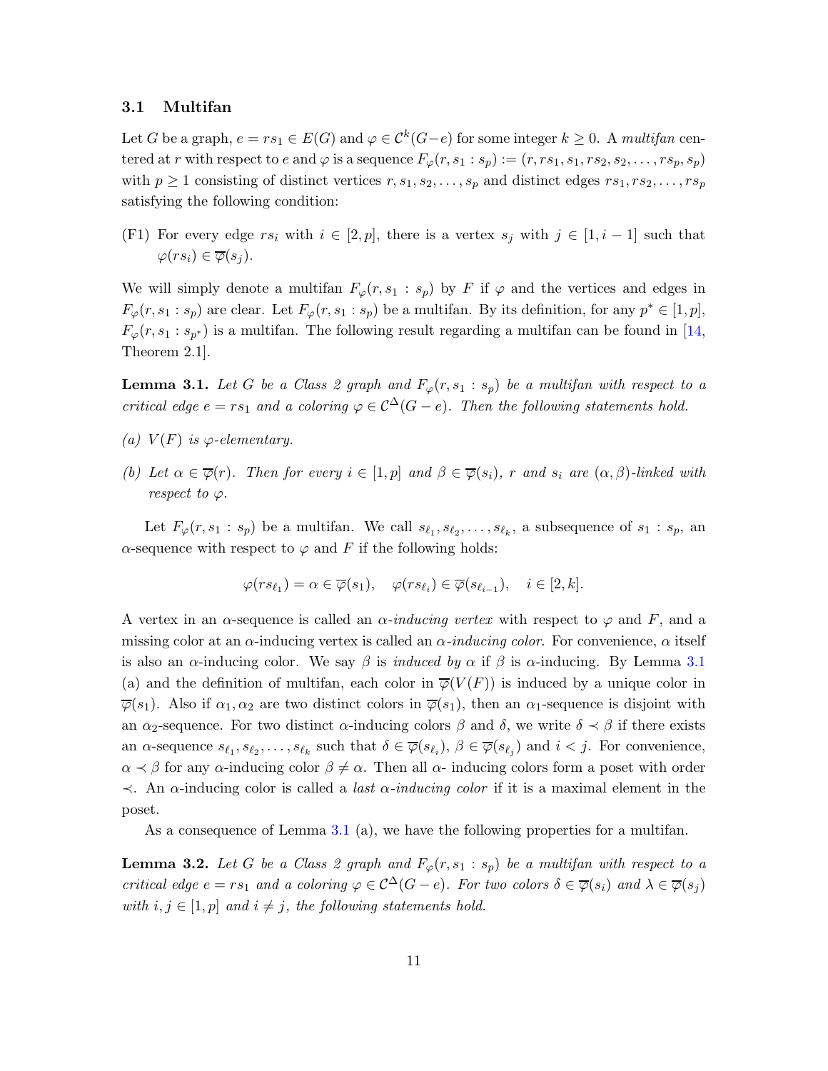### 3.1 Multifan

Let $G$ be a graph, $e = rs_1 \in E(G)$ and $\varphi \in \mathcal{C}^k(G-e)$ for some integer $k \geq 0$. A *multifan* centered at $r$ with respect to $e$ and $\varphi$ is a sequence $F_\varphi(r, s_1 : s_p) := (r, rs_1, s_1, rs_2, s_2, \ldots, rs_p, s_p)$ with $p \geq 1$ consisting of distinct vertices $r, s_1, s_2, \ldots, s_p$ and distinct edges $rs_1, rs_2, \ldots, rs_p$ satisfying the following condition:

(F1) For every edge $rs_i$ with $i \in [2, p]$, there is a vertex $s_j$ with $j \in [1, i-1]$ such that $\varphi(rs_i) \in \overline{\varphi}(s_j)$.

We will simply denote a multifan $F_\varphi(r, s_1 : s_p)$ by $F$ if $\varphi$ and the vertices and edges in $F_\varphi(r, s_1 : s_p)$ are clear. Let $F_\varphi(r, s_1 : s_p)$ be a multifan. By its definition, for any $p^* \in [1, p]$, $F_\varphi(r, s_1 : s_{p^*})$ is a multifan. The following result regarding a multifan can be found in [14, Theorem 2.1].

**Lemma 3.1.** *Let $G$ be a Class 2 graph and $F_\varphi(r, s_1 : s_p)$ be a multifan with respect to a critical edge $e = rs_1$ and a coloring $\varphi \in \mathcal{C}^\Delta(G-e)$. Then the following statements hold.*

*(a) $V(F)$ is $\varphi$-elementary.*

*(b) Let $\alpha \in \overline{\varphi}(r)$. Then for every $i \in [1, p]$ and $\beta \in \overline{\varphi}(s_i)$, $r$ and $s_i$ are $(\alpha, \beta)$-linked with respect to $\varphi$.*

Let $F_\varphi(r, s_1 : s_p)$ be a multifan. We call $s_{\ell_1}, s_{\ell_2}, \ldots, s_{\ell_k}$, a subsequence of $s_1 : s_p$, an $\alpha$-sequence with respect to $\varphi$ and $F$ if the following holds:

$$\varphi(rs_{\ell_1}) = \alpha \in \overline{\varphi}(s_1), \quad \varphi(rs_{\ell_i}) \in \overline{\varphi}(s_{\ell_{i-1}}), \quad i \in [2, k].$$

A vertex in an $\alpha$-sequence is called an *$\alpha$-inducing vertex* with respect to $\varphi$ and $F$, and a missing color at an $\alpha$-inducing vertex is called an *$\alpha$-inducing color*. For convenience, $\alpha$ itself is also an $\alpha$-inducing color. We say $\beta$ is *induced by* $\alpha$ if $\beta$ is $\alpha$-inducing. By Lemma 3.1 (a) and the definition of multifan, each color in $\overline{\varphi}(V(F))$ is induced by a unique color in $\overline{\varphi}(s_1)$. Also if $\alpha_1, \alpha_2$ are two distinct colors in $\overline{\varphi}(s_1)$, then an $\alpha_1$-sequence is disjoint with an $\alpha_2$-sequence. For two distinct $\alpha$-inducing colors $\beta$ and $\delta$, we write $\delta \prec \beta$ if there exists an $\alpha$-sequence $s_{\ell_1}, s_{\ell_2}, \ldots, s_{\ell_k}$ such that $\delta \in \overline{\varphi}(s_{\ell_i})$, $\beta \in \overline{\varphi}(s_{\ell_j})$ and $i < j$. For convenience, $\alpha \prec \beta$ for any $\alpha$-inducing color $\beta \neq \alpha$. Then all $\alpha$- inducing colors form a poset with order $\prec$. An $\alpha$-inducing color is called a *last $\alpha$-inducing color* if it is a maximal element in the poset.

As a consequence of Lemma 3.1 (a), we have the following properties for a multifan.

**Lemma 3.2.** *Let $G$ be a Class 2 graph and $F_\varphi(r, s_1 : s_p)$ be a multifan with respect to a critical edge $e = rs_1$ and a coloring $\varphi \in \mathcal{C}^\Delta(G-e)$. For two colors $\delta \in \overline{\varphi}(s_i)$ and $\lambda \in \overline{\varphi}(s_j)$ with $i, j \in [1, p]$ and $i \neq j$, the following statements hold.*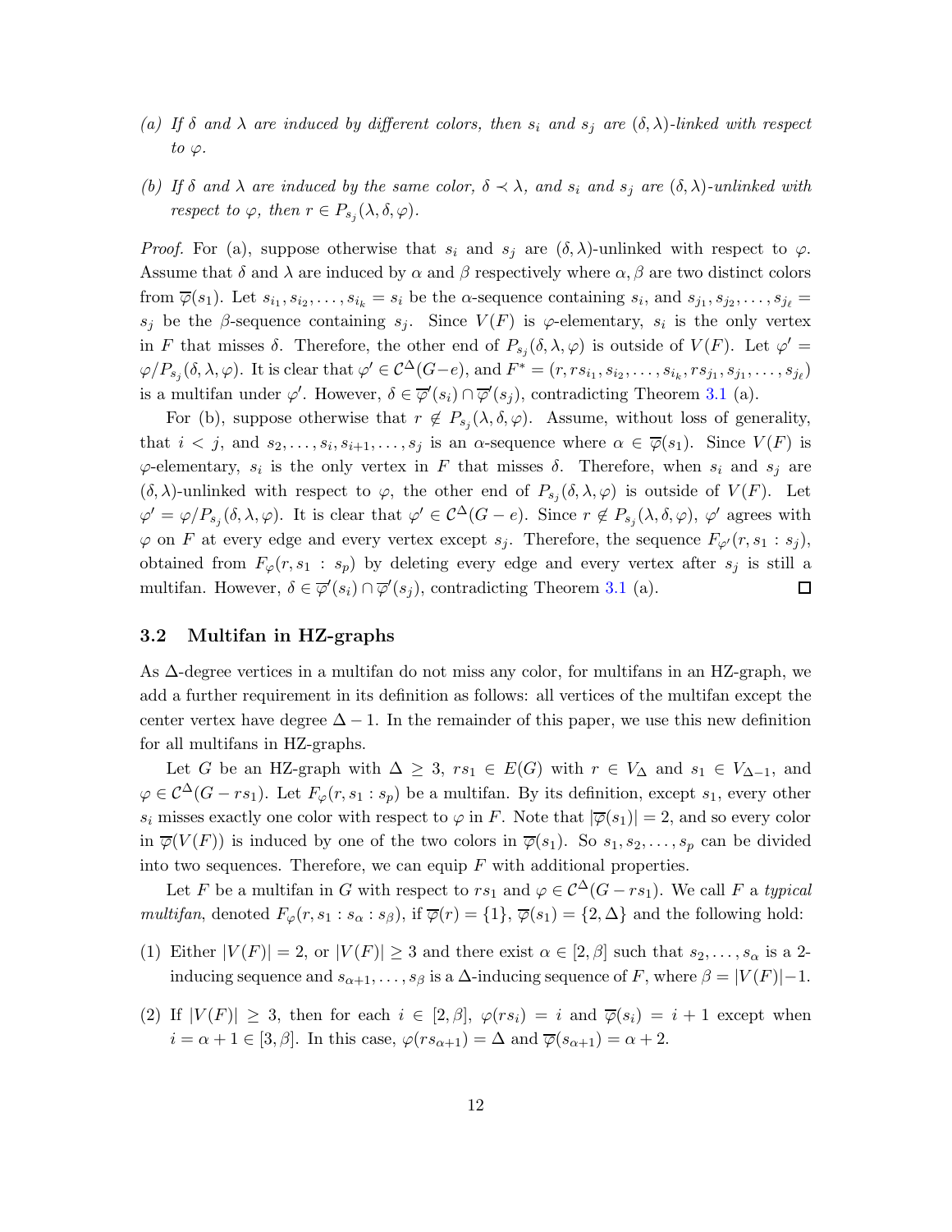*(a) If $\delta$ and $\lambda$ are induced by different colors, then $s_i$ and $s_j$ are $(\delta,\lambda)$-linked with respect to $\varphi$.*

*(b) If $\delta$ and $\lambda$ are induced by the same color, $\delta \prec \lambda$, and $s_i$ and $s_j$ are $(\delta,\lambda)$-unlinked with respect to $\varphi$, then $r \in P_{s_j}(\lambda,\delta,\varphi)$.*

*Proof.* For (a), suppose otherwise that $s_i$ and $s_j$ are $(\delta,\lambda)$-unlinked with respect to $\varphi$. Assume that $\delta$ and $\lambda$ are induced by $\alpha$ and $\beta$ respectively where $\alpha,\beta$ are two distinct colors from $\overline{\varphi}(s_1)$. Let $s_{i_1}, s_{i_2}, \ldots, s_{i_k} = s_i$ be the $\alpha$-sequence containing $s_i$, and $s_{j_1}, s_{j_2}, \ldots, s_{j_\ell} = s_j$ be the $\beta$-sequence containing $s_j$. Since $V(F)$ is $\varphi$-elementary, $s_i$ is the only vertex in $F$ that misses $\delta$. Therefore, the other end of $P_{s_j}(\delta,\lambda,\varphi)$ is outside of $V(F)$. Let $\varphi' = \varphi/P_{s_j}(\delta,\lambda,\varphi)$. It is clear that $\varphi' \in \mathcal{C}^\Delta(G-e)$, and $F^* = (r, rs_{i_1}, s_{i_2}, \ldots, s_{i_k}, rs_{j_1}, s_{j_1}, \ldots, s_{j_\ell})$ is a multifan under $\varphi'$. However, $\delta \in \overline{\varphi}'(s_i) \cap \overline{\varphi}'(s_j)$, contradicting Theorem 3.1 (a).

For (b), suppose otherwise that $r \notin P_{s_j}(\lambda,\delta,\varphi)$. Assume, without loss of generality, that $i < j$, and $s_2, \ldots, s_i, s_{i+1}, \ldots, s_j$ is an $\alpha$-sequence where $\alpha \in \overline{\varphi}(s_1)$. Since $V(F)$ is $\varphi$-elementary, $s_i$ is the only vertex in $F$ that misses $\delta$. Therefore, when $s_i$ and $s_j$ are $(\delta,\lambda)$-unlinked with respect to $\varphi$, the other end of $P_{s_j}(\delta,\lambda,\varphi)$ is outside of $V(F)$. Let $\varphi' = \varphi/P_{s_j}(\delta,\lambda,\varphi)$. It is clear that $\varphi' \in \mathcal{C}^\Delta(G-e)$. Since $r \notin P_{s_j}(\lambda,\delta,\varphi)$, $\varphi'$ agrees with $\varphi$ on $F$ at every edge and every vertex except $s_j$. Therefore, the sequence $F_{\varphi'}(r, s_1 : s_j)$, obtained from $F_\varphi(r, s_1 : s_p)$ by deleting every edge and every vertex after $s_j$ is still a multifan. However, $\delta \in \overline{\varphi}'(s_i) \cap \overline{\varphi}'(s_j)$, contradicting Theorem 3.1 (a). $\square$

### 3.2 Multifan in HZ-graphs

As $\Delta$-degree vertices in a multifan do not miss any color, for multifans in an HZ-graph, we add a further requirement in its definition as follows: all vertices of the multifan except the center vertex have degree $\Delta - 1$. In the remainder of this paper, we use this new definition for all multifans in HZ-graphs.

Let $G$ be an HZ-graph with $\Delta \geq 3$, $rs_1 \in E(G)$ with $r \in V_\Delta$ and $s_1 \in V_{\Delta-1}$, and $\varphi \in \mathcal{C}^\Delta(G - rs_1)$. Let $F_\varphi(r, s_1 : s_p)$ be a multifan. By its definition, except $s_1$, every other $s_i$ misses exactly one color with respect to $\varphi$ in $F$. Note that $|\overline{\varphi}(s_1)| = 2$, and so every color in $\overline{\varphi}(V(F))$ is induced by one of the two colors in $\overline{\varphi}(s_1)$. So $s_1, s_2, \ldots, s_p$ can be divided into two sequences. Therefore, we can equip $F$ with additional properties.

Let $F$ be a multifan in $G$ with respect to $rs_1$ and $\varphi \in \mathcal{C}^\Delta(G - rs_1)$. We call $F$ a *typical multifan*, denoted $F_\varphi(r, s_1 : s_\alpha : s_\beta)$, if $\overline{\varphi}(r) = \{1\}$, $\overline{\varphi}(s_1) = \{2, \Delta\}$ and the following hold:

(1) Either $|V(F)| = 2$, or $|V(F)| \geq 3$ and there exist $\alpha \in [2, \beta]$ such that $s_2, \ldots, s_\alpha$ is a 2-inducing sequence and $s_{\alpha+1}, \ldots, s_\beta$ is a $\Delta$-inducing sequence of $F$, where $\beta = |V(F)| - 1$.

(2) If $|V(F)| \geq 3$, then for each $i \in [2, \beta]$, $\varphi(rs_i) = i$ and $\overline{\varphi}(s_i) = i + 1$ except when $i = \alpha + 1 \in [3, \beta]$. In this case, $\varphi(rs_{\alpha+1}) = \Delta$ and $\overline{\varphi}(s_{\alpha+1}) = \alpha + 2$.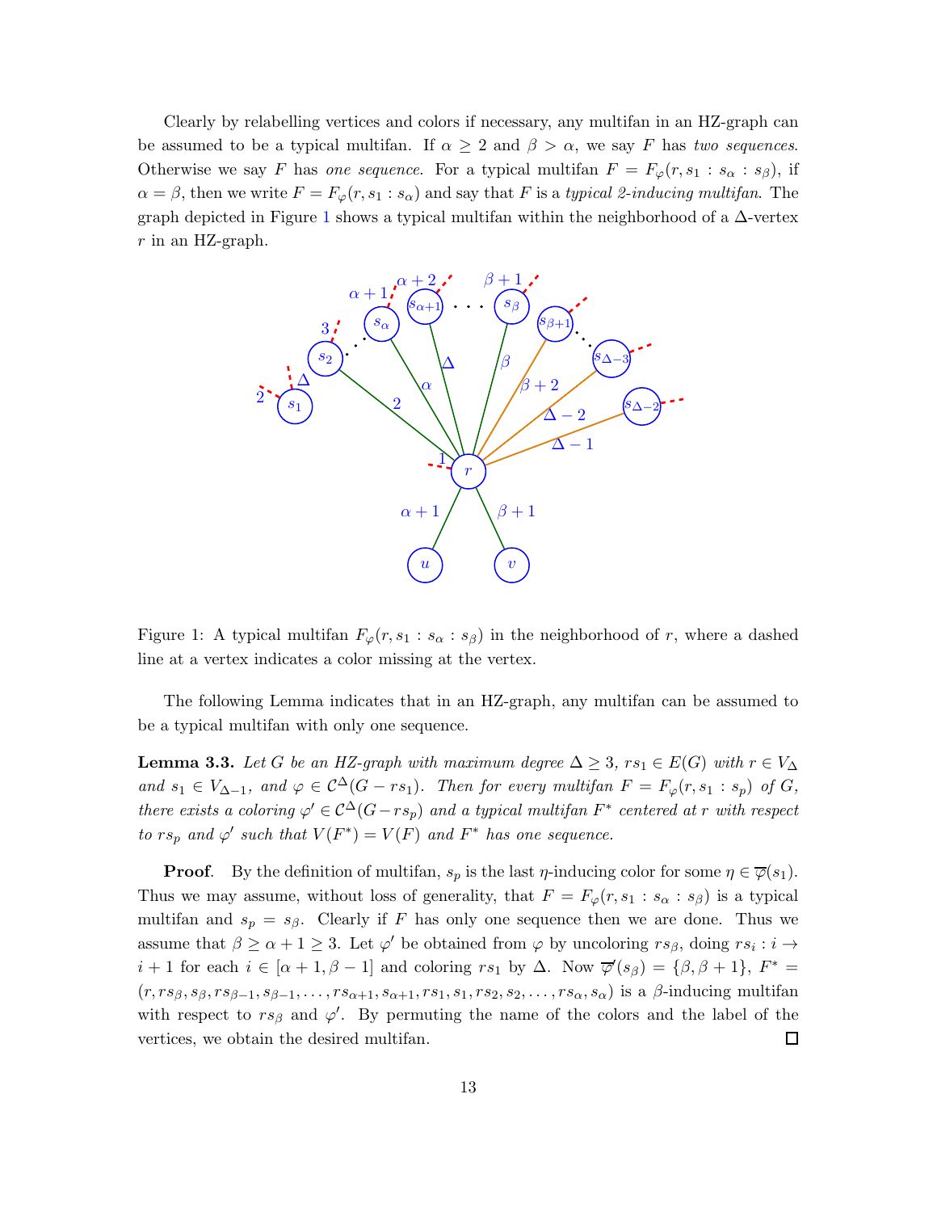Clearly by relabelling vertices and colors if necessary, any multifan in an HZ-graph can be assumed to be a typical multifan. If $\alpha \geq 2$ and $\beta > \alpha$, we say $F$ has *two sequences*. Otherwise we say $F$ has *one sequence*. For a typical multifan $F = F_\varphi(r, s_1 : s_\alpha : s_\beta)$, if $\alpha = \beta$, then we write $F = F_\varphi(r, s_1 : s_\alpha)$ and say that $F$ is a *typical 2-inducing multifan*. The graph depicted in Figure 1 shows a typical multifan within the neighborhood of a $\Delta$-vertex $r$ in an HZ-graph.

Figure 1: A typical multifan $F_\varphi(r, s_1 : s_\alpha : s_\beta)$ in the neighborhood of $r$, where a dashed line at a vertex indicates a color missing at the vertex.

The following Lemma indicates that in an HZ-graph, any multifan can be assumed to be a typical multifan with only one sequence.

**Lemma 3.3.** *Let $G$ be an HZ-graph with maximum degree $\Delta \geq 3$, $rs_1 \in E(G)$ with $r \in V_\Delta$ and $s_1 \in V_{\Delta-1}$, and $\varphi \in \mathcal{C}^\Delta(G - rs_1)$. Then for every multifan $F = F_\varphi(r, s_1 : s_p)$ of $G$, there exists a coloring $\varphi' \in \mathcal{C}^\Delta(G - rs_p)$ and a typical multifan $F^*$ centered at $r$ with respect to $rs_p$ and $\varphi'$ such that $V(F^*) = V(F)$ and $F^*$ has one sequence.*

**Proof**. By the definition of multifan, $s_p$ is the last $\eta$-inducing color for some $\eta \in \overline{\varphi}(s_1)$. Thus we may assume, without loss of generality, that $F = F_\varphi(r, s_1 : s_\alpha : s_\beta)$ is a typical multifan and $s_p = s_\beta$. Clearly if $F$ has only one sequence then we are done. Thus we assume that $\beta \geq \alpha + 1 \geq 3$. Let $\varphi'$ be obtained from $\varphi$ by uncoloring $rs_\beta$, doing $rs_i : i \to i + 1$ for each $i \in [\alpha + 1, \beta - 1]$ and coloring $rs_1$ by $\Delta$. Now $\overline{\varphi}'(s_\beta) = \{\beta, \beta + 1\}$, $F^* = (r, rs_\beta, s_\beta, rs_{\beta-1}, s_{\beta-1}, \ldots, rs_{\alpha+1}, s_{\alpha+1}, rs_1, s_1, rs_2, s_2, \ldots, rs_\alpha, s_\alpha)$ is a $\beta$-inducing multifan with respect to $rs_\beta$ and $\varphi'$. By permuting the name of the colors and the label of the vertices, we obtain the desired multifan. $\square$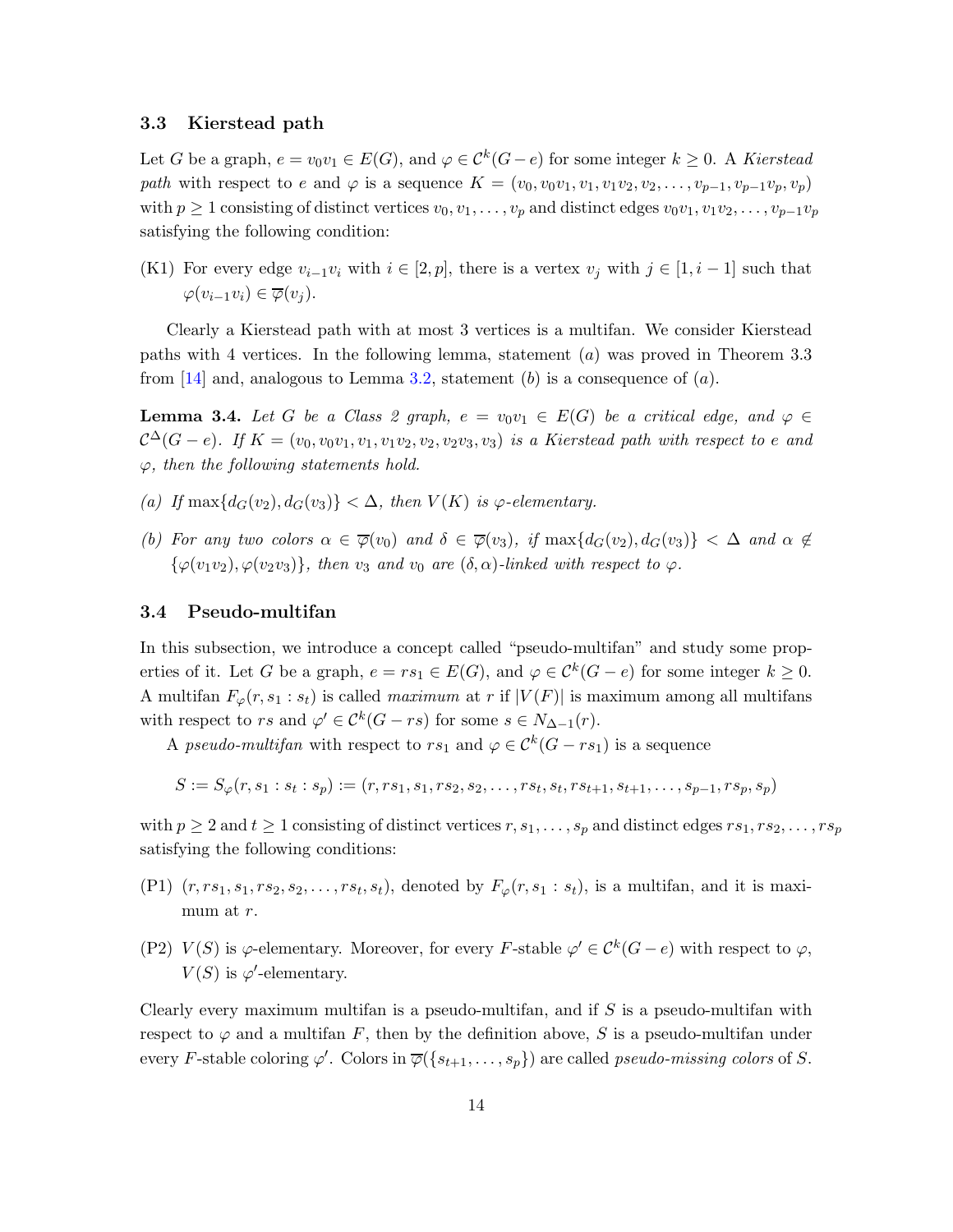### 3.3 Kierstead path

Let $G$ be a graph, $e = v_0v_1 \in E(G)$, and $\varphi \in \mathcal{C}^k(G-e)$ for some integer $k \geq 0$. A *Kierstead path* with respect to $e$ and $\varphi$ is a sequence $K = (v_0, v_0v_1, v_1, v_1v_2, v_2, \ldots, v_{p-1}, v_{p-1}v_p, v_p)$ with $p \geq 1$ consisting of distinct vertices $v_0, v_1, \ldots, v_p$ and distinct edges $v_0v_1, v_1v_2, \ldots, v_{p-1}v_p$ satisfying the following condition:

(K1) For every edge $v_{i-1}v_i$ with $i \in [2, p]$, there is a vertex $v_j$ with $j \in [1, i-1]$ such that $\varphi(v_{i-1}v_i) \in \overline{\varphi}(v_j)$.

Clearly a Kierstead path with at most 3 vertices is a multifan. We consider Kierstead paths with 4 vertices. In the following lemma, statement $(a)$ was proved in Theorem 3.3 from [14] and, analogous to Lemma 3.2, statement $(b)$ is a consequence of $(a)$.

**Lemma 3.4.** *Let $G$ be a Class 2 graph, $e = v_0v_1 \in E(G)$ be a critical edge, and $\varphi \in \mathcal{C}^\Delta(G-e)$. If $K = (v_0, v_0v_1, v_1, v_1v_2, v_2, v_2v_3, v_3)$ is a Kierstead path with respect to $e$ and $\varphi$, then the following statements hold.*

*(a) If $\max\{d_G(v_2), d_G(v_3)\} < \Delta$, then $V(K)$ is $\varphi$-elementary.*

*(b) For any two colors $\alpha \in \overline{\varphi}(v_0)$ and $\delta \in \overline{\varphi}(v_3)$, if $\max\{d_G(v_2), d_G(v_3)\} < \Delta$ and $\alpha \notin \{\varphi(v_1v_2), \varphi(v_2v_3)\}$, then $v_3$ and $v_0$ are $(\delta, \alpha)$-linked with respect to $\varphi$.*

### 3.4 Pseudo-multifan

In this subsection, we introduce a concept called "pseudo-multifan" and study some properties of it. Let $G$ be a graph, $e = rs_1 \in E(G)$, and $\varphi \in \mathcal{C}^k(G-e)$ for some integer $k \geq 0$. A multifan $F_\varphi(r, s_1 : s_t)$ is called *maximum* at $r$ if $|V(F)|$ is maximum among all multifans with respect to $rs$ and $\varphi' \in \mathcal{C}^k(G-rs)$ for some $s \in N_{\Delta-1}(r)$.

A *pseudo-multifan* with respect to $rs_1$ and $\varphi \in \mathcal{C}^k(G-rs_1)$ is a sequence

$$S := S_\varphi(r, s_1 : s_t : s_p) := (r, rs_1, s_1, rs_2, s_2, \ldots, rs_t, s_t, rs_{t+1}, s_{t+1}, \ldots, s_{p-1}, rs_p, s_p)$$

with $p \geq 2$ and $t \geq 1$ consisting of distinct vertices $r, s_1, \ldots, s_p$ and distinct edges $rs_1, rs_2, \ldots, rs_p$ satisfying the following conditions:

(P1) $(r, rs_1, s_1, rs_2, s_2, \ldots, rs_t, s_t)$, denoted by $F_\varphi(r, s_1 : s_t)$, is a multifan, and it is maximum at $r$.

(P2) $V(S)$ is $\varphi$-elementary. Moreover, for every $F$-stable $\varphi' \in \mathcal{C}^k(G-e)$ with respect to $\varphi$, $V(S)$ is $\varphi'$-elementary.

Clearly every maximum multifan is a pseudo-multifan, and if $S$ is a pseudo-multifan with respect to $\varphi$ and a multifan $F$, then by the definition above, $S$ is a pseudo-multifan under every $F$-stable coloring $\varphi'$. Colors in $\overline{\varphi}(\{s_{t+1}, \ldots, s_p\})$ are called *pseudo-missing colors* of $S$.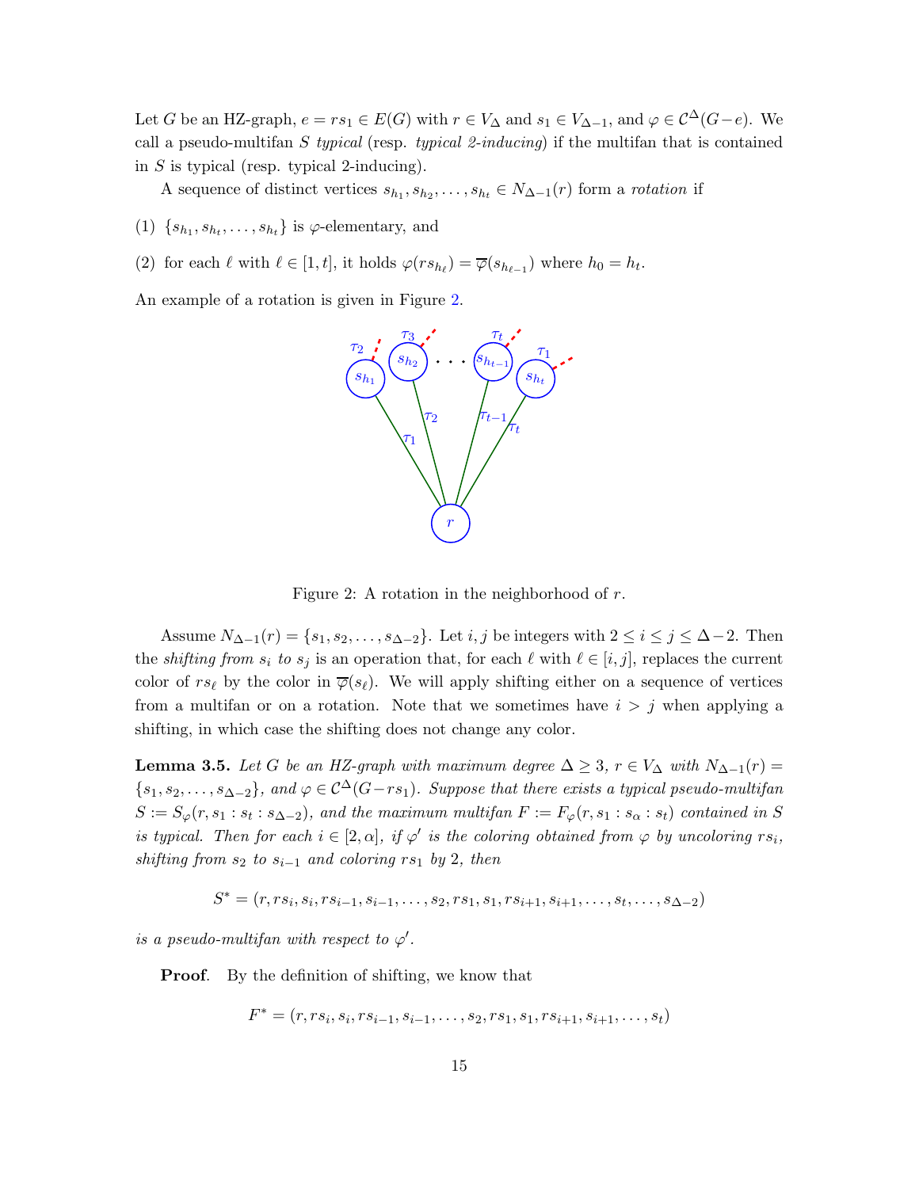Let $G$ be an HZ-graph, $e = rs_1 \in E(G)$ with $r \in V_\Delta$ and $s_1 \in V_{\Delta-1}$, and $\varphi \in \mathcal{C}^\Delta(G-e)$. We call a pseudo-multifan $S$ *typical* (resp. *typical 2-inducing*) if the multifan that is contained in $S$ is typical (resp. typical 2-inducing).

A sequence of distinct vertices $s_{h_1}, s_{h_2}, \ldots, s_{h_t} \in N_{\Delta-1}(r)$ form a *rotation* if

(1) $\{s_{h_1}, s_{h_t}, \ldots, s_{h_t}\}$ is $\varphi$-elementary, and

(2) for each $\ell$ with $\ell \in [1,t]$, it holds $\varphi(rs_{h_\ell}) = \overline{\varphi}(s_{h_{\ell-1}})$ where $h_0 = h_t$.

An example of a rotation is given in Figure 2.

Figure 2: A rotation in the neighborhood of $r$.

Assume $N_{\Delta-1}(r) = \{s_1, s_2, \ldots, s_{\Delta-2}\}$. Let $i,j$ be integers with $2 \le i \le j \le \Delta-2$. Then the *shifting from $s_i$ to $s_j$* is an operation that, for each $\ell$ with $\ell \in [i,j]$, replaces the current color of $rs_\ell$ by the color in $\overline{\varphi}(s_\ell)$. We will apply shifting either on a sequence of vertices from a multifan or on a rotation. Note that we sometimes have $i > j$ when applying a shifting, in which case the shifting does not change any color.

**Lemma 3.5.** *Let $G$ be an HZ-graph with maximum degree $\Delta \ge 3$, $r \in V_\Delta$ with $N_{\Delta-1}(r) = \{s_1, s_2, \ldots, s_{\Delta-2}\}$, and $\varphi \in \mathcal{C}^\Delta(G-rs_1)$. Suppose that there exists a typical pseudo-multifan $S := S_\varphi(r, s_1 : s_t : s_{\Delta-2})$, and the maximum multifan $F := F_\varphi(r, s_1 : s_\alpha : s_t)$ contained in $S$ is typical. Then for each $i \in [2, \alpha]$, if $\varphi'$ is the coloring obtained from $\varphi$ by uncoloring $rs_i$, shifting from $s_2$ to $s_{i-1}$ and coloring $rs_1$ by 2, then*

$$S^* = (r, rs_i, s_i, rs_{i-1}, s_{i-1}, \ldots, s_2, rs_1, s_1, rs_{i+1}, s_{i+1}, \ldots, s_t, \ldots, s_{\Delta-2})$$

*is a pseudo-multifan with respect to $\varphi'$.*

**Proof**. By the definition of shifting, we know that

$$F^* = (r, rs_i, s_i, rs_{i-1}, s_{i-1}, \ldots, s_2, rs_1, s_1, rs_{i+1}, s_{i+1}, \ldots, s_t)$$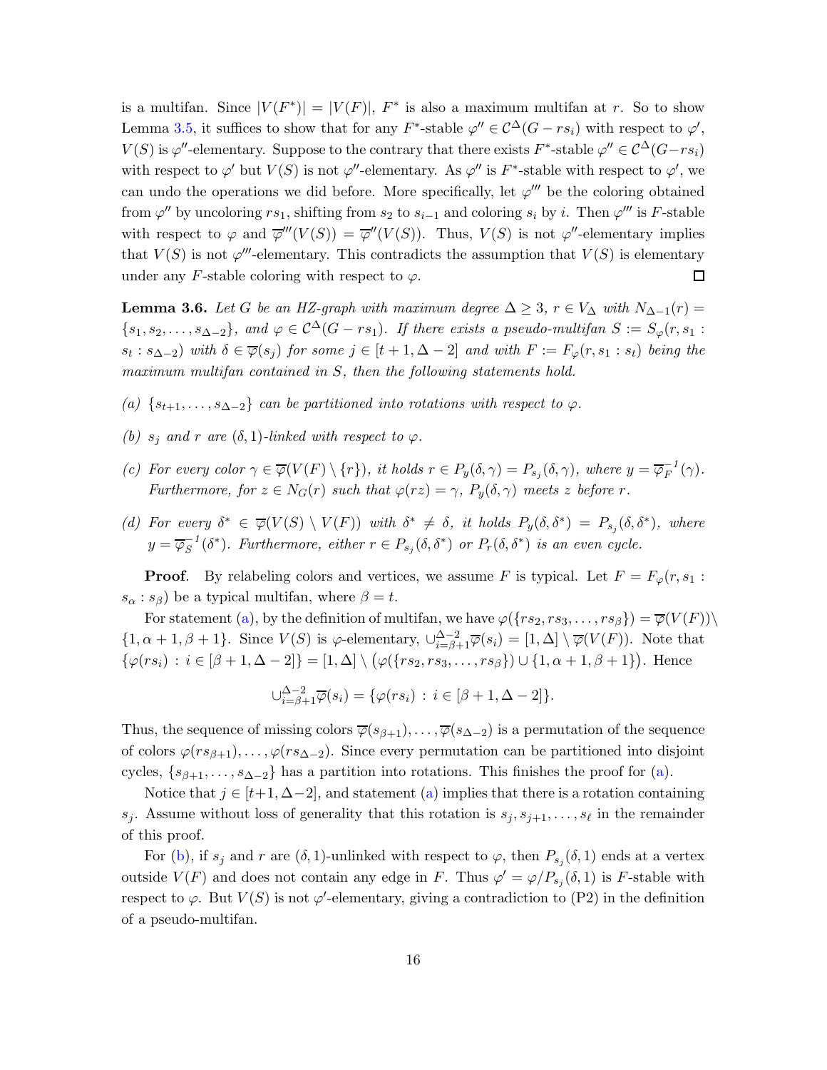is a multifan. Since $|V(F^*)| = |V(F)|$, $F^*$ is also a maximum multifan at $r$. So to show Lemma 3.5, it suffices to show that for any $F^*$-stable $\varphi'' \in \mathcal{C}^\Delta(G - rs_i)$ with respect to $\varphi'$, $V(S)$ is $\varphi''$-elementary. Suppose to the contrary that there exists $F^*$-stable $\varphi'' \in \mathcal{C}^\Delta(G - rs_i)$ with respect to $\varphi'$ but $V(S)$ is not $\varphi''$-elementary. As $\varphi''$ is $F^*$-stable with respect to $\varphi'$, we can undo the operations we did before. More specifically, let $\varphi'''$ be the coloring obtained from $\varphi''$ by uncoloring $rs_1$, shifting from $s_2$ to $s_{i-1}$ and coloring $s_i$ by $i$. Then $\varphi'''$ is $F$-stable with respect to $\varphi$ and $\overline{\varphi}'''(V(S)) = \overline{\varphi}''(V(S))$. Thus, $V(S)$ is not $\varphi''$-elementary implies that $V(S)$ is not $\varphi'''$-elementary. This contradicts the assumption that $V(S)$ is elementary under any $F$-stable coloring with respect to $\varphi$. □

**Lemma 3.6.** *Let $G$ be an HZ-graph with maximum degree $\Delta \geq 3$, $r \in V_\Delta$ with $N_{\Delta-1}(r) = \{s_1, s_2, \ldots, s_{\Delta-2}\}$, and $\varphi \in \mathcal{C}^\Delta(G - rs_1)$. If there exists a pseudo-multifan $S := S_\varphi(r, s_1 : s_t : s_{\Delta-2})$ with $\delta \in \overline{\varphi}(s_j)$ for some $j \in [t+1, \Delta-2]$ and with $F := F_\varphi(r, s_1 : s_t)$ being the maximum multifan contained in $S$, then the following statements hold.*

*(a) $\{s_{t+1}, \ldots, s_{\Delta-2}\}$ can be partitioned into rotations with respect to $\varphi$.*

*(b) $s_j$ and $r$ are $(\delta, 1)$-linked with respect to $\varphi$.*

*(c) For every color $\gamma \in \overline{\varphi}(V(F) \setminus \{r\})$, it holds $r \in P_y(\delta, \gamma) = P_{s_j}(\delta, \gamma)$, where $y = \overline{\varphi}_F^{-1}(\gamma)$. Furthermore, for $z \in N_G(r)$ such that $\varphi(rz) = \gamma$, $P_y(\delta, \gamma)$ meets $z$ before $r$.*

*(d) For every $\delta^* \in \overline{\varphi}(V(S) \setminus V(F))$ with $\delta^* \neq \delta$, it holds $P_y(\delta, \delta^*) = P_{s_j}(\delta, \delta^*)$, where $y = \overline{\varphi}_S^{-1}(\delta^*)$. Furthermore, either $r \in P_{s_j}(\delta, \delta^*)$ or $P_r(\delta, \delta^*)$ is an even cycle.*

**Proof**. By relabeling colors and vertices, we assume $F$ is typical. Let $F = F_\varphi(r, s_1 : s_\alpha : s_\beta)$ be a typical multifan, where $\beta = t$.

For statement (a), by the definition of multifan, we have $\varphi(\{rs_2, rs_3, \ldots, rs_\beta\}) = \overline{\varphi}(V(F)) \setminus \{1, \alpha+1, \beta+1\}$. Since $V(S)$ is $\varphi$-elementary, $\cup_{i=\beta+1}^{\Delta-2} \overline{\varphi}(s_i) = [1, \Delta] \setminus \overline{\varphi}(V(F))$. Note that $\{\varphi(rs_i) : i \in [\beta+1, \Delta-2]\} = [1, \Delta] \setminus (\varphi(\{rs_2, rs_3, \ldots, rs_\beta\}) \cup \{1, \alpha+1, \beta+1\})$. Hence

$$\cup_{i=\beta+1}^{\Delta-2} \overline{\varphi}(s_i) = \{\varphi(rs_i) : i \in [\beta+1, \Delta-2]\}.$$

Thus, the sequence of missing colors $\overline{\varphi}(s_{\beta+1}), \ldots, \overline{\varphi}(s_{\Delta-2})$ is a permutation of the sequence of colors $\varphi(rs_{\beta+1}), \ldots, \varphi(rs_{\Delta-2})$. Since every permutation can be partitioned into disjoint cycles, $\{s_{\beta+1}, \ldots, s_{\Delta-2}\}$ has a partition into rotations. This finishes the proof for (a).

Notice that $j \in [t+1, \Delta-2]$, and statement (a) implies that there is a rotation containing $s_j$. Assume without loss of generality that this rotation is $s_j, s_{j+1}, \ldots, s_\ell$ in the remainder of this proof.

For (b), if $s_j$ and $r$ are $(\delta, 1)$-unlinked with respect to $\varphi$, then $P_{s_j}(\delta, 1)$ ends at a vertex outside $V(F)$ and does not contain any edge in $F$. Thus $\varphi' = \varphi / P_{s_j}(\delta, 1)$ is $F$-stable with respect to $\varphi$. But $V(S)$ is not $\varphi'$-elementary, giving a contradiction to (P2) in the definition of a pseudo-multifan.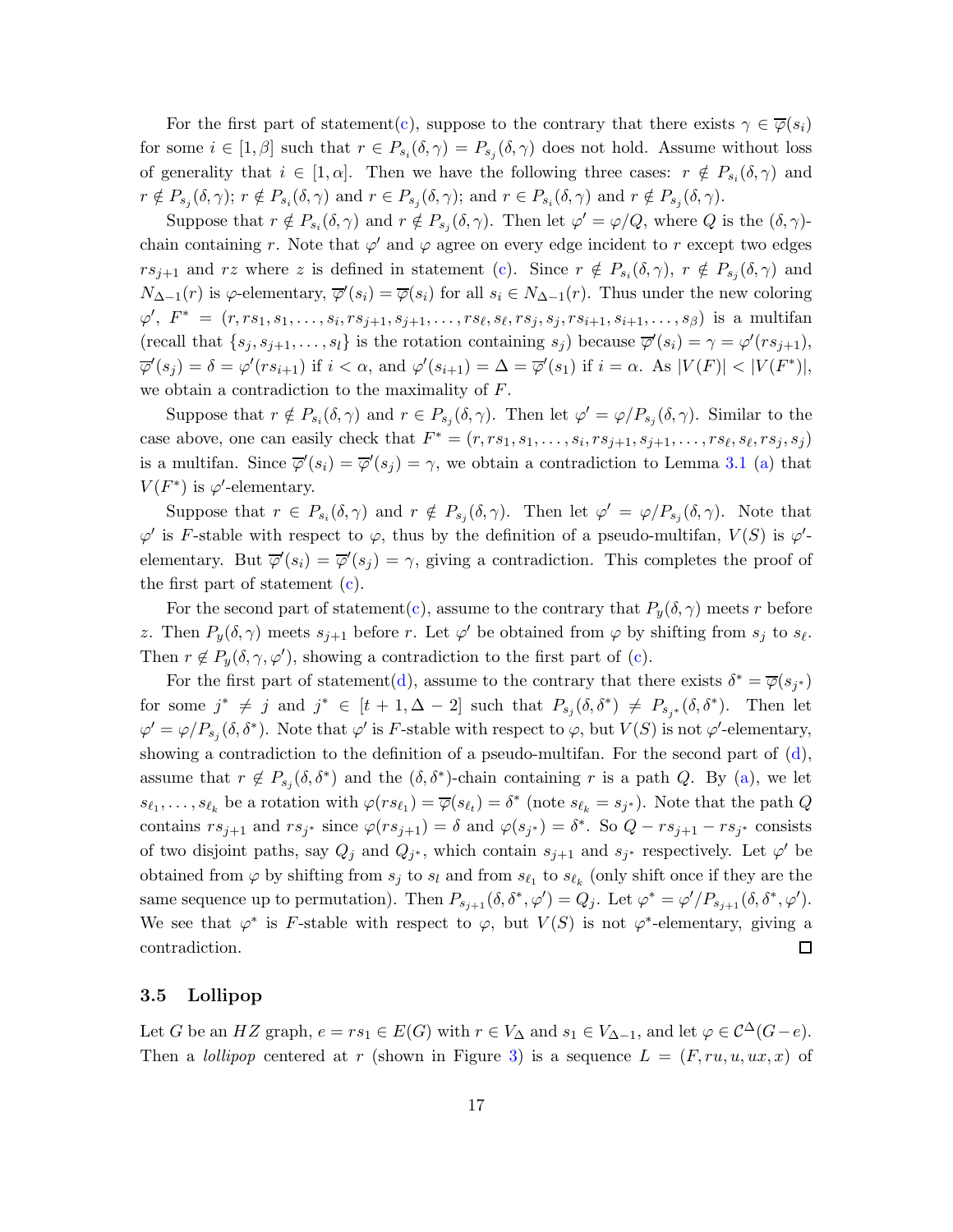For the first part of statement(c), suppose to the contrary that there exists $\gamma \in \overline{\varphi}(s_i)$ for some $i \in [1, \beta]$ such that $r \in P_{s_i}(\delta, \gamma) = P_{s_j}(\delta, \gamma)$ does not hold. Assume without loss of generality that $i \in [1, \alpha]$. Then we have the following three cases: $r \notin P_{s_i}(\delta, \gamma)$ and $r \notin P_{s_j}(\delta, \gamma)$; $r \notin P_{s_i}(\delta, \gamma)$ and $r \in P_{s_j}(\delta, \gamma)$; and $r \in P_{s_i}(\delta, \gamma)$ and $r \notin P_{s_j}(\delta, \gamma)$.

Suppose that $r \notin P_{s_i}(\delta, \gamma)$ and $r \notin P_{s_j}(\delta, \gamma)$. Then let $\varphi' = \varphi/Q$, where $Q$ is the $(\delta, \gamma)$-chain containing $r$. Note that $\varphi'$ and $\varphi$ agree on every edge incident to $r$ except two edges $rs_{j+1}$ and $rz$ where $z$ is defined in statement (c). Since $r \notin P_{s_i}(\delta, \gamma)$, $r \notin P_{s_j}(\delta, \gamma)$ and $N_{\Delta-1}(r)$ is $\varphi$-elementary, $\overline{\varphi}'(s_i) = \overline{\varphi}(s_i)$ for all $s_i \in N_{\Delta-1}(r)$. Thus under the new coloring $\varphi'$, $F^* = (r, rs_1, s_1, \ldots, s_i, rs_{j+1}, s_{j+1}, \ldots, rs_\ell, s_\ell, rs_j, s_j, rs_{i+1}, s_{i+1}, \ldots, s_\beta)$ is a multifan (recall that $\{s_j, s_{j+1}, \ldots, s_l\}$ is the rotation containing $s_j$) because $\overline{\varphi}'(s_i) = \gamma = \varphi'(rs_{j+1})$, $\overline{\varphi}'(s_j) = \delta = \varphi'(rs_{i+1})$ if $i < \alpha$, and $\varphi'(s_{i+1}) = \Delta = \overline{\varphi}'(s_1)$ if $i = \alpha$. As $|V(F)| < |V(F^*)|$, we obtain a contradiction to the maximality of $F$.

Suppose that $r \notin P_{s_i}(\delta, \gamma)$ and $r \in P_{s_j}(\delta, \gamma)$. Then let $\varphi' = \varphi/P_{s_j}(\delta, \gamma)$. Similar to the case above, one can easily check that $F^* = (r, rs_1, s_1, \ldots, s_i, rs_{j+1}, s_{j+1}, \ldots, rs_\ell, s_\ell, rs_j, s_j)$ is a multifan. Since $\overline{\varphi}'(s_i) = \overline{\varphi}'(s_j) = \gamma$, we obtain a contradiction to Lemma 3.1 (a) that $V(F^*)$ is $\varphi'$-elementary.

Suppose that $r \in P_{s_i}(\delta, \gamma)$ and $r \notin P_{s_j}(\delta, \gamma)$. Then let $\varphi' = \varphi/P_{s_j}(\delta, \gamma)$. Note that $\varphi'$ is $F$-stable with respect to $\varphi$, thus by the definition of a pseudo-multifan, $V(S)$ is $\varphi'$-elementary. But $\overline{\varphi}'(s_i) = \overline{\varphi}'(s_j) = \gamma$, giving a contradiction. This completes the proof of the first part of statement (c).

For the second part of statement(c), assume to the contrary that $P_y(\delta, \gamma)$ meets $r$ before $z$. Then $P_y(\delta, \gamma)$ meets $s_{j+1}$ before $r$. Let $\varphi'$ be obtained from $\varphi$ by shifting from $s_j$ to $s_\ell$. Then $r \notin P_y(\delta, \gamma, \varphi')$, showing a contradiction to the first part of (c).

For the first part of statement(d), assume to the contrary that there exists $\delta^* = \overline{\varphi}(s_{j^*})$ for some $j^* \neq j$ and $j^* \in [t+1, \Delta - 2]$ such that $P_{s_j}(\delta, \delta^*) \neq P_{s_{j^*}}(\delta, \delta^*)$. Then let $\varphi' = \varphi/P_{s_j}(\delta, \delta^*)$. Note that $\varphi'$ is $F$-stable with respect to $\varphi$, but $V(S)$ is not $\varphi'$-elementary, showing a contradiction to the definition of a pseudo-multifan. For the second part of (d), assume that $r \notin P_{s_j}(\delta, \delta^*)$ and the $(\delta, \delta^*)$-chain containing $r$ is a path $Q$. By (a), we let $s_{\ell_1}, \ldots, s_{\ell_k}$ be a rotation with $\varphi(rs_{\ell_1}) = \overline{\varphi}(s_{\ell_t}) = \delta^*$ (note $s_{\ell_k} = s_{j^*}$). Note that the path $Q$ contains $rs_{j+1}$ and $rs_{j^*}$ since $\varphi(rs_{j+1}) = \delta$ and $\varphi(s_{j^*}) = \delta^*$. So $Q - rs_{j+1} - rs_{j^*}$ consists of two disjoint paths, say $Q_j$ and $Q_{j^*}$, which contain $s_{j+1}$ and $s_{j^*}$ respectively. Let $\varphi'$ be obtained from $\varphi$ by shifting from $s_j$ to $s_l$ and from $s_{\ell_1}$ to $s_{\ell_k}$ (only shift once if they are the same sequence up to permutation). Then $P_{s_{j+1}}(\delta, \delta^*, \varphi') = Q_j$. Let $\varphi^* = \varphi'/P_{s_{j+1}}(\delta, \delta^*, \varphi')$. We see that $\varphi^*$ is $F$-stable with respect to $\varphi$, but $V(S)$ is not $\varphi^*$-elementary, giving a contradiction. $\square$

### 3.5 Lollipop

Let $G$ be an $HZ$ graph, $e = rs_1 \in E(G)$ with $r \in V_\Delta$ and $s_1 \in V_{\Delta-1}$, and let $\varphi \in \mathcal{C}^\Delta(G - e)$. Then a *lollipop* centered at $r$ (shown in Figure 3) is a sequence $L = (F, ru, u, ux, x)$ of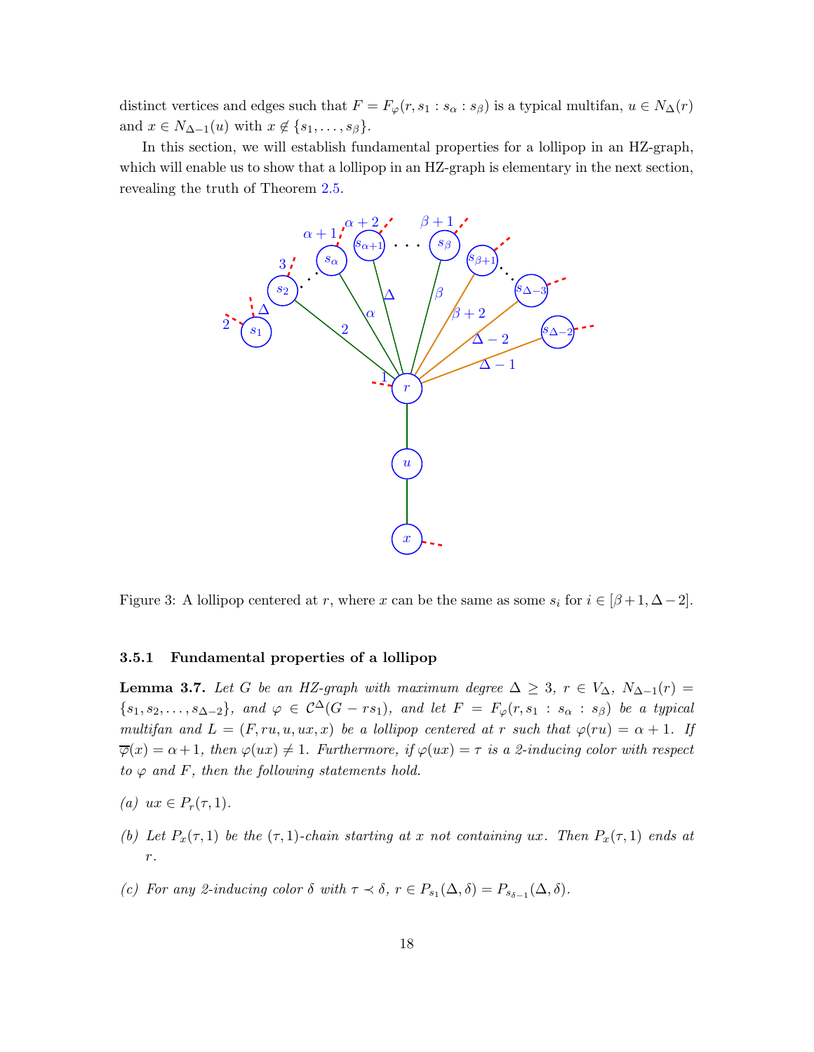distinct vertices and edges such that $F = F_\varphi(r, s_1 : s_\alpha : s_\beta)$ is a typical multifan, $u \in N_\Delta(r)$ and $x \in N_{\Delta-1}(u)$ with $x \notin \{s_1, \ldots, s_\beta\}$.

In this section, we will establish fundamental properties for a lollipop in an HZ-graph, which will enable us to show that a lollipop in an HZ-graph is elementary in the next section, revealing the truth of Theorem 2.5.

Figure 3: A lollipop centered at $r$, where $x$ can be the same as some $s_i$ for $i \in [\beta+1, \Delta-2]$.

### 3.5.1 Fundamental properties of a lollipop

**Lemma 3.7.** *Let $G$ be an HZ-graph with maximum degree $\Delta \geq 3$, $r \in V_\Delta$, $N_{\Delta-1}(r) = \{s_1, s_2, \ldots, s_{\Delta-2}\}$, and $\varphi \in \mathcal{C}^\Delta(G - rs_1)$, and let $F = F_\varphi(r, s_1 : s_\alpha : s_\beta)$ be a typical multifan and $L = (F, ru, u, ux, x)$ be a lollipop centered at $r$ such that $\varphi(ru) = \alpha + 1$. If $\overline{\varphi}(x) = \alpha + 1$, then $\varphi(ux) \neq 1$. Furthermore, if $\varphi(ux) = \tau$ is a 2-inducing color with respect to $\varphi$ and $F$, then the following statements hold.*

*(a) $ux \in P_r(\tau, 1)$.*

*(b) Let $P_x(\tau, 1)$ be the $(\tau, 1)$-chain starting at $x$ not containing $ux$. Then $P_x(\tau, 1)$ ends at $r$.*

*(c) For any 2-inducing color $\delta$ with $\tau \prec \delta$, $r \in P_{s_1}(\Delta, \delta) = P_{s_{\delta-1}}(\Delta, \delta)$.*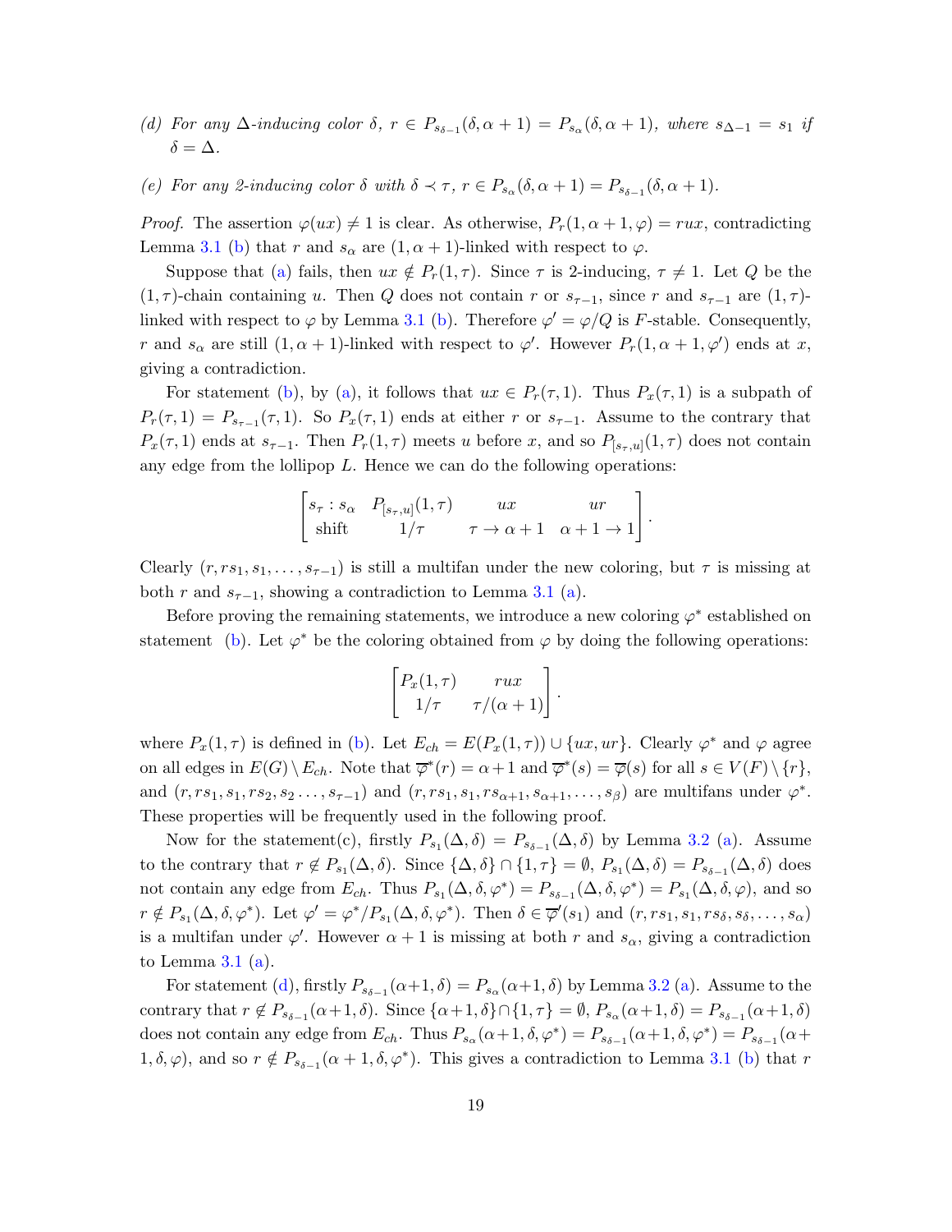*(d) For any $\Delta$-inducing color $\delta$, $r \in P_{s_{\delta-1}}(\delta, \alpha+1) = P_{s_\alpha}(\delta, \alpha+1)$, where $s_{\Delta-1} = s_1$ if $\delta = \Delta$.*

*(e) For any 2-inducing color $\delta$ with $\delta \prec \tau$, $r \in P_{s_\alpha}(\delta, \alpha+1) = P_{s_{\delta-1}}(\delta, \alpha+1)$.*

*Proof.* The assertion $\varphi(ux) \neq 1$ is clear. As otherwise, $P_r(1, \alpha+1, \varphi) = rux$, contradicting Lemma 3.1 (b) that $r$ and $s_\alpha$ are $(1, \alpha+1)$-linked with respect to $\varphi$.

Suppose that (a) fails, then $ux \notin P_r(1, \tau)$. Since $\tau$ is 2-inducing, $\tau \neq 1$. Let $Q$ be the $(1, \tau)$-chain containing $u$. Then $Q$ does not contain $r$ or $s_{\tau-1}$, since $r$ and $s_{\tau-1}$ are $(1, \tau)$-linked with respect to $\varphi$ by Lemma 3.1 (b). Therefore $\varphi' = \varphi/Q$ is $F$-stable. Consequently, $r$ and $s_\alpha$ are still $(1, \alpha+1)$-linked with respect to $\varphi'$. However $P_r(1, \alpha+1, \varphi')$ ends at $x$, giving a contradiction.

For statement (b), by (a), it follows that $ux \in P_r(\tau, 1)$. Thus $P_x(\tau, 1)$ is a subpath of $P_r(\tau, 1) = P_{s_{\tau-1}}(\tau, 1)$. So $P_x(\tau, 1)$ ends at either $r$ or $s_{\tau-1}$. Assume to the contrary that $P_x(\tau, 1)$ ends at $s_{\tau-1}$. Then $P_r(1, \tau)$ meets $u$ before $x$, and so $P_{[s_\tau, u]}(1, \tau)$ does not contain any edge from the lollipop $L$. Hence we can do the following operations:

$$\begin{bmatrix} s_\tau : s_\alpha & P_{[s_\tau, u]}(1, \tau) & ux & ur \\ \text{shift} & 1/\tau & \tau \to \alpha+1 & \alpha+1 \to 1 \end{bmatrix}.$$

Clearly $(r, rs_1, s_1, \ldots, s_{\tau-1})$ is still a multifan under the new coloring, but $\tau$ is missing at both $r$ and $s_{\tau-1}$, showing a contradiction to Lemma 3.1 (a).

Before proving the remaining statements, we introduce a new coloring $\varphi^*$ established on statement (b). Let $\varphi^*$ be the coloring obtained from $\varphi$ by doing the following operations:

$$\begin{bmatrix} P_x(1, \tau) & rux \\ 1/\tau & \tau/(\alpha+1) \end{bmatrix}.$$

where $P_x(1, \tau)$ is defined in (b). Let $E_{ch} = E(P_x(1, \tau)) \cup \{ux, ur\}$. Clearly $\varphi^*$ and $\varphi$ agree on all edges in $E(G) \setminus E_{ch}$. Note that $\overline{\varphi}^*(r) = \alpha+1$ and $\overline{\varphi}^*(s) = \overline{\varphi}(s)$ for all $s \in V(F) \setminus \{r\}$, and $(r, rs_1, s_1, rs_2, s_2 \ldots, s_{\tau-1})$ and $(r, rs_1, s_1, rs_{\alpha+1}, s_{\alpha+1}, \ldots, s_\beta)$ are multifans under $\varphi^*$. These properties will be frequently used in the following proof.

Now for the statement(c), firstly $P_{s_1}(\Delta, \delta) = P_{s_{\delta-1}}(\Delta, \delta)$ by Lemma 3.2 (a). Assume to the contrary that $r \notin P_{s_1}(\Delta, \delta)$. Since $\{\Delta, \delta\} \cap \{1, \tau\} = \emptyset$, $P_{s_1}(\Delta, \delta) = P_{s_{\delta-1}}(\Delta, \delta)$ does not contain any edge from $E_{ch}$. Thus $P_{s_1}(\Delta, \delta, \varphi^*) = P_{s_{\delta-1}}(\Delta, \delta, \varphi^*) = P_{s_1}(\Delta, \delta, \varphi)$, and so $r \notin P_{s_1}(\Delta, \delta, \varphi^*)$. Let $\varphi' = \varphi^*/P_{s_1}(\Delta, \delta, \varphi^*)$. Then $\delta \in \overline{\varphi}'(s_1)$ and $(r, rs_1, s_1, rs_\delta, s_\delta, \ldots, s_\alpha)$ is a multifan under $\varphi'$. However $\alpha+1$ is missing at both $r$ and $s_\alpha$, giving a contradiction to Lemma 3.1 (a).

For statement (d), firstly $P_{s_{\delta-1}}(\alpha+1, \delta) = P_{s_\alpha}(\alpha+1, \delta)$ by Lemma 3.2 (a). Assume to the contrary that $r \notin P_{s_{\delta-1}}(\alpha+1, \delta)$. Since $\{\alpha+1, \delta\} \cap \{1, \tau\} = \emptyset$, $P_{s_\alpha}(\alpha+1, \delta) = P_{s_{\delta-1}}(\alpha+1, \delta)$ does not contain any edge from $E_{ch}$. Thus $P_{s_\alpha}(\alpha+1, \delta, \varphi^*) = P_{s_{\delta-1}}(\alpha+1, \delta, \varphi^*) = P_{s_{\delta-1}}(\alpha+1, \delta, \varphi)$, and so $r \notin P_{s_{\delta-1}}(\alpha+1, \delta, \varphi^*)$. This gives a contradiction to Lemma 3.1 (b) that $r$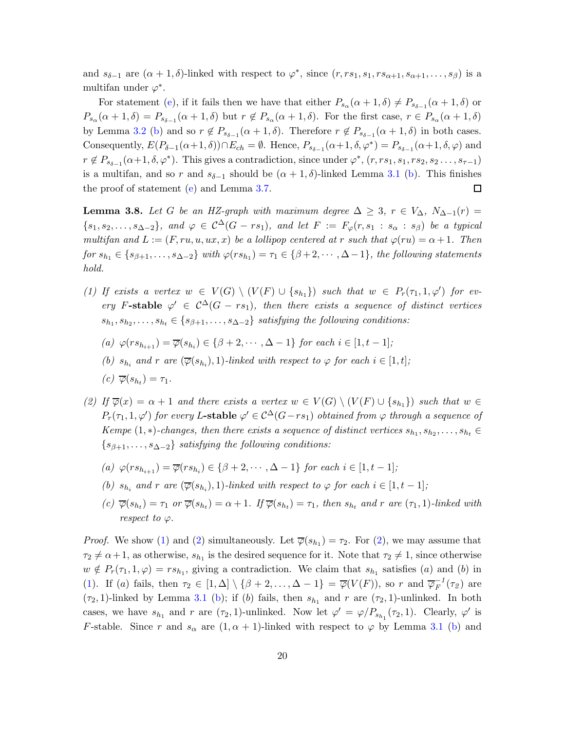and $s_{\delta-1}$ are $(\alpha+1,\delta)$-linked with respect to $\varphi^*$, since $(r, rs_1, s_1, rs_{\alpha+1}, s_{\alpha+1}, \dots, s_\beta)$ is a multifan under $\varphi^*$.

For statement (e), if it fails then we have that either $P_{s_\alpha}(\alpha+1,\delta) \neq P_{s_{\delta-1}}(\alpha+1,\delta)$ or $P_{s_\alpha}(\alpha+1,\delta) = P_{s_{\delta-1}}(\alpha+1,\delta)$ but $r \notin P_{s_\alpha}(\alpha+1,\delta)$. For the first case, $r \in P_{s_\alpha}(\alpha+1,\delta)$ by Lemma 3.2 (b) and so $r \notin P_{s_{\delta-1}}(\alpha+1,\delta)$. Therefore $r \notin P_{s_{\delta-1}}(\alpha+1,\delta)$ in both cases. Consequently, $E(P_{\delta-1}(\alpha+1,\delta)) \cap E_{ch} = \emptyset$. Hence, $P_{s_{\delta-1}}(\alpha+1,\delta,\varphi^*) = P_{s_{\delta-1}}(\alpha+1,\delta,\varphi)$ and $r \notin P_{s_{\delta-1}}(\alpha+1,\delta,\varphi^*)$. This gives a contradiction, since under $\varphi^*$, $(r, rs_1, s_1, rs_2, s_2 \dots, s_{\tau-1})$ is a multifan, and so $r$ and $s_{\delta-1}$ should be $(\alpha+1,\delta)$-linked Lemma 3.1 (b). This finishes the proof of statement (e) and Lemma 3.7. ◻

**Lemma 3.8.** *Let $G$ be an HZ-graph with maximum degree $\Delta \geq 3$, $r \in V_\Delta$, $N_{\Delta-1}(r) = \{s_1, s_2, \dots, s_{\Delta-2}\}$, and $\varphi \in \mathcal{C}^\Delta(G - rs_1)$, and let $F := F_\varphi(r, s_1 : s_\alpha : s_\beta)$ be a typical multifan and $L := (F, ru, u, ux, x)$ be a lollipop centered at $r$ such that $\varphi(ru) = \alpha+1$. Then for $s_{h_1} \in \{s_{\beta+1}, \dots, s_{\Delta-2}\}$ with $\varphi(rs_{h_1}) = \tau_1 \in \{\beta+2, \cdots, \Delta-1\}$, the following statements hold.*

*(1) If exists a vertex $w \in V(G) \setminus (V(F) \cup \{s_{h_1}\})$ such that $w \in P_r(\tau_1, 1, \varphi')$ for every $F$-**stable** $\varphi' \in \mathcal{C}^\Delta(G - rs_1)$, then there exists a sequence of distinct vertices $s_{h_1}, s_{h_2}, \dots, s_{h_t} \in \{s_{\beta+1}, \dots, s_{\Delta-2}\}$ satisfying the following conditions:*

- *(a) $\varphi(rs_{h_{i+1}}) = \overline{\varphi}(s_{h_i}) \in \{\beta+2, \cdots, \Delta-1\}$ for each $i \in [1, t-1]$;*
- *(b) $s_{h_i}$ and $r$ are $(\overline{\varphi}(s_{h_i}), 1)$-linked with respect to $\varphi$ for each $i \in [1, t]$;*
- *(c) $\overline{\varphi}(s_{h_t}) = \tau_1$.*

*(2) If $\overline{\varphi}(x) = \alpha+1$ and there exists a vertex $w \in V(G) \setminus (V(F) \cup \{s_{h_1}\})$ such that $w \in P_r(\tau_1, 1, \varphi')$ for every $L$-**stable** $\varphi' \in \mathcal{C}^\Delta(G - rs_1)$ obtained from $\varphi$ through a sequence of Kempe $(1,*)$-changes, then there exists a sequence of distinct vertices $s_{h_1}, s_{h_2}, \dots, s_{h_t} \in \{s_{\beta+1}, \dots, s_{\Delta-2}\}$ satisfying the following conditions:*

- *(a) $\varphi(rs_{h_{i+1}}) = \overline{\varphi}(rs_{h_i}) \in \{\beta+2, \cdots, \Delta-1\}$ for each $i \in [1, t-1]$;*
- *(b) $s_{h_i}$ and $r$ are $(\overline{\varphi}(s_{h_i}), 1)$-linked with respect to $\varphi$ for each $i \in [1, t-1]$;*
- *(c) $\overline{\varphi}(s_{h_t}) = \tau_1$ or $\overline{\varphi}(s_{h_t}) = \alpha+1$. If $\overline{\varphi}(s_{h_t}) = \tau_1$, then $s_{h_t}$ and $r$ are $(\tau_1, 1)$-linked with respect to $\varphi$.*

*Proof.* We show (1) and (2) simultaneously. Let $\overline{\varphi}(s_{h_1}) = \tau_2$. For (2), we may assume that $\tau_2 \neq \alpha+1$, as otherwise, $s_{h_1}$ is the desired sequence for it. Note that $\tau_2 \neq 1$, since otherwise $w \notin P_r(\tau_1, 1, \varphi) = rs_{h_1}$, giving a contradiction. We claim that $s_{h_1}$ satisfies $(a)$ and $(b)$ in (1). If $(a)$ fails, then $\tau_2 \in [1, \Delta] \setminus \{\beta+2, \dots, \Delta-1\} = \overline{\varphi}(V(F))$, so $r$ and $\overline{\varphi}_F^{-1}(\tau_2)$ are $(\tau_2, 1)$-linked by Lemma 3.1 (b); if $(b)$ fails, then $s_{h_1}$ and $r$ are $(\tau_2, 1)$-unlinked. In both cases, we have $s_{h_1}$ and $r$ are $(\tau_2, 1)$-unlinked. Now let $\varphi' = \varphi/P_{s_{h_1}}(\tau_2, 1)$. Clearly, $\varphi'$ is $F$-stable. Since $r$ and $s_\alpha$ are $(1, \alpha+1)$-linked with respect to $\varphi$ by Lemma 3.1 (b) and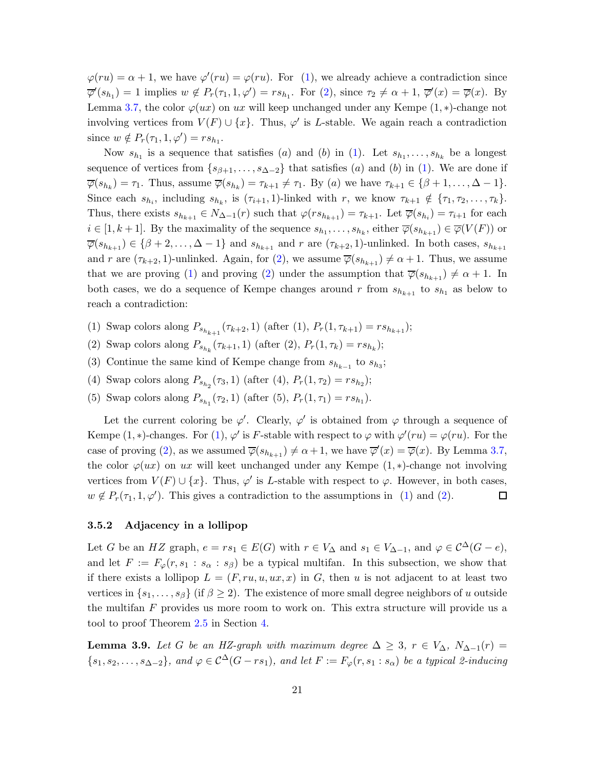$\varphi(ru) = \alpha + 1$, we have $\varphi'(ru) = \varphi(ru)$. For (1), we already achieve a contradiction since $\overline{\varphi}'(s_{h_1}) = 1$ implies $w \notin P_r(\tau_1, 1, \varphi') = rs_{h_1}$. For (2), since $\tau_2 \neq \alpha + 1$, $\overline{\varphi}'(x) = \overline{\varphi}(x)$. By Lemma 3.7, the color $\varphi(ux)$ on $ux$ will keep unchanged under any Kempe $(1, *)$-change not involving vertices from $V(F) \cup \{x\}$. Thus, $\varphi'$ is $L$-stable. We again reach a contradiction since $w \notin P_r(\tau_1, 1, \varphi') = rs_{h_1}$.

Now $s_{h_1}$ is a sequence that satisfies $(a)$ and $(b)$ in (1). Let $s_{h_1}, \ldots, s_{h_k}$ be a longest sequence of vertices from $\{s_{\beta+1}, \ldots, s_{\Delta-2}\}$ that satisfies $(a)$ and $(b)$ in (1). We are done if $\overline{\varphi}(s_{h_k}) = \tau_1$. Thus, assume $\overline{\varphi}(s_{h_k}) = \tau_{k+1} \neq \tau_1$. By $(a)$ we have $\tau_{k+1} \in \{\beta+1, \ldots, \Delta-1\}$. Since each $s_{h_i}$, including $s_{h_k}$, is $(\tau_{i+1}, 1)$-linked with $r$, we know $\tau_{k+1} \notin \{\tau_1, \tau_2, \ldots, \tau_k\}$. Thus, there exists $s_{h_{k+1}} \in N_{\Delta-1}(r)$ such that $\varphi(rs_{h_{k+1}}) = \tau_{k+1}$. Let $\overline{\varphi}(s_{h_i}) = \tau_{i+1}$ for each $i \in [1, k+1]$. By the maximality of the sequence $s_{h_1}, \ldots, s_{h_k}$, either $\overline{\varphi}(s_{h_{k+1}}) \in \overline{\varphi}(V(F))$ or $\overline{\varphi}(s_{h_{k+1}}) \in \{\beta+2, \ldots, \Delta-1\}$ and $s_{h_{k+1}}$ and $r$ are $(\tau_{k+2}, 1)$-unlinked. In both cases, $s_{h_{k+1}}$ and $r$ are $(\tau_{k+2}, 1)$-unlinked. Again, for (2), we assume $\overline{\varphi}(s_{h_{k+1}}) \neq \alpha + 1$. Thus, we assume that we are proving (1) and proving (2) under the assumption that $\overline{\varphi}(s_{h_{k+1}}) \neq \alpha + 1$. In both cases, we do a sequence of Kempe changes around $r$ from $s_{h_{k+1}}$ to $s_{h_1}$ as below to reach a contradiction:

(1) Swap colors along $P_{s_{h_{k+1}}}(\tau_{k+2}, 1)$ (after (1), $P_r(1, \tau_{k+1}) = rs_{h_{k+1}}$);

(2) Swap colors along $P_{s_{h_k}}(\tau_{k+1}, 1)$ (after (2), $P_r(1, \tau_k) = rs_{h_k}$);

(3) Continue the same kind of Kempe change from $s_{h_{k-1}}$ to $s_{h_3}$;

(4) Swap colors along $P_{s_{h_2}}(\tau_3, 1)$ (after (4), $P_r(1, \tau_2) = rs_{h_2}$);

(5) Swap colors along $P_{s_{h_1}}(\tau_2, 1)$ (after (5), $P_r(1, \tau_1) = rs_{h_1}$).

Let the current coloring be $\varphi'$. Clearly, $\varphi'$ is obtained from $\varphi$ through a sequence of Kempe $(1, *)$-changes. For (1), $\varphi'$ is $F$-stable with respect to $\varphi$ with $\varphi'(ru) = \varphi(ru)$. For the case of proving (2), as we assumed $\overline{\varphi}(s_{h_{k+1}}) \neq \alpha + 1$, we have $\overline{\varphi}'(x) = \overline{\varphi}(x)$. By Lemma 3.7, the color $\varphi(ux)$ on $ux$ will keet unchanged under any Kempe $(1, *)$-change not involving vertices from $V(F) \cup \{x\}$. Thus, $\varphi'$ is $L$-stable with respect to $\varphi$. However, in both cases, $w \notin P_r(\tau_1, 1, \varphi')$. This gives a contradiction to the assumptions in (1) and (2). □

### 3.5.2 Adjacency in a lollipop

Let $G$ be an $HZ$ graph, $e = rs_1 \in E(G)$ with $r \in V_\Delta$ and $s_1 \in V_{\Delta-1}$, and $\varphi \in \mathcal{C}^\Delta(G - e)$, and let $F := F_\varphi(r, s_1 : s_\alpha : s_\beta)$ be a typical multifan. In this subsection, we show that if there exists a lollipop $L = (F, ru, u, ux, x)$ in $G$, then $u$ is not adjacent to at least two vertices in $\{s_1, \ldots, s_\beta\}$ (if $\beta \geq 2$). The existence of more small degree neighbors of $u$ outside the multifan $F$ provides us more room to work on. This extra structure will provide us a tool to proof Theorem 2.5 in Section 4.

**Lemma 3.9.** *Let $G$ be an HZ-graph with maximum degree $\Delta \geq 3$, $r \in V_\Delta$, $N_{\Delta-1}(r) = \{s_1, s_2, \ldots, s_{\Delta-2}\}$, and $\varphi \in \mathcal{C}^\Delta(G - rs_1)$, and let $F := F_\varphi(r, s_1 : s_\alpha)$ be a typical 2-inducing*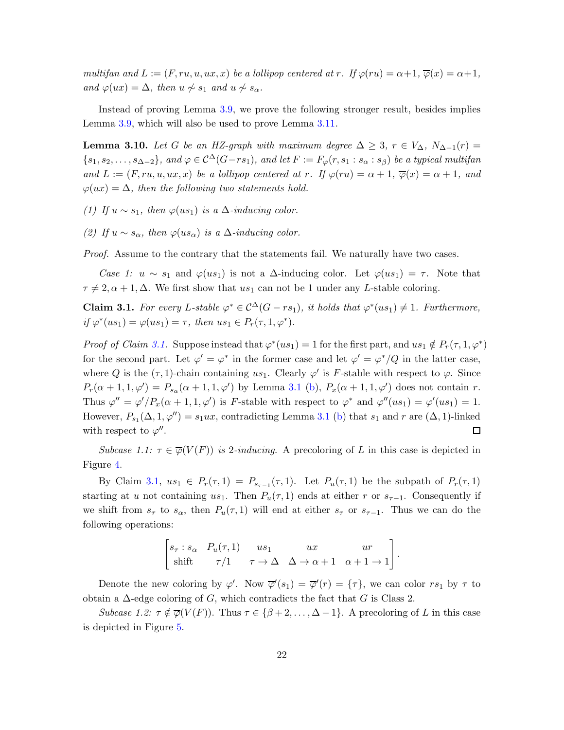*multifan and* $L := (F, ru, u, ux, x)$ *be a lollipop centered at* $r$*. If* $\varphi(ru) = \alpha+1$*,* $\overline{\varphi}(x) = \alpha+1$*, and* $\varphi(ux) = \Delta$*, then* $u \not\sim s_1$ *and* $u \not\sim s_\alpha$*.*

Instead of proving Lemma 3.9, we prove the following stronger result, besides implies Lemma 3.9, which will also be used to prove Lemma 3.11.

**Lemma 3.10.** *Let* $G$ *be an HZ-graph with maximum degree* $\Delta \geq 3$*,* $r \in V_\Delta$*,* $N_{\Delta-1}(r) = \{s_1, s_2, \ldots, s_{\Delta-2}\}$*, and* $\varphi \in \mathcal{C}^\Delta(G - rs_1)$*, and let* $F := F_\varphi(r, s_1 : s_\alpha : s_\beta)$ *be a typical multifan and* $L := (F, ru, u, ux, x)$ *be a lollipop centered at* $r$*. If* $\varphi(ru) = \alpha + 1$*,* $\overline{\varphi}(x) = \alpha + 1$*, and* $\varphi(ux) = \Delta$*, then the following two statements hold.*

*(1) If* $u \sim s_1$*, then* $\varphi(us_1)$ *is a* $\Delta$*-inducing color.*

*(2) If* $u \sim s_\alpha$*, then* $\varphi(us_\alpha)$ *is a* $\Delta$*-inducing color.*

*Proof.* Assume to the contrary that the statements fail. We naturally have two cases.

*Case 1:* $u \sim s_1$ and $\varphi(us_1)$ is not a $\Delta$-inducing color. Let $\varphi(us_1) = \tau$. Note that $\tau \neq 2, \alpha + 1, \Delta$. We first show that $us_1$ can not be 1 under any $L$-stable coloring.

**Claim 3.1.** *For every* $L$*-stable* $\varphi^* \in \mathcal{C}^\Delta(G - rs_1)$*, it holds that* $\varphi^*(us_1) \neq 1$*. Furthermore, if* $\varphi^*(us_1) = \varphi(us_1) = \tau$*, then* $us_1 \in P_r(\tau, 1, \varphi^*)$*.*

*Proof of Claim 3.1.* Suppose instead that $\varphi^*(us_1) = 1$ for the first part, and $us_1 \notin P_r(\tau, 1, \varphi^*)$ for the second part. Let $\varphi' = \varphi^*$ in the former case and let $\varphi' = \varphi^*/Q$ in the latter case, where $Q$ is the $(\tau, 1)$-chain containing $us_1$. Clearly $\varphi'$ is $F$-stable with respect to $\varphi$. Since $P_r(\alpha + 1, 1, \varphi') = P_{s_\alpha}(\alpha + 1, 1, \varphi')$ by Lemma 3.1 (b), $P_x(\alpha + 1, 1, \varphi')$ does not contain $r$. Thus $\varphi'' = \varphi'/P_x(\alpha + 1, 1, \varphi')$ is $F$-stable with respect to $\varphi^*$ and $\varphi''(us_1) = \varphi'(us_1) = 1$. However, $P_{s_1}(\Delta, 1, \varphi'') = s_1ux$, contradicting Lemma 3.1 (b) that $s_1$ and $r$ are $(\Delta, 1)$-linked with respect to $\varphi''$. $\square$

*Subcase 1.1:* $\tau \in \overline{\varphi}(V(F))$ *is 2-inducing.* A precoloring of $L$ in this case is depicted in Figure 4.

By Claim 3.1, $us_1 \in P_r(\tau, 1) = P_{s_{\tau-1}}(\tau, 1)$. Let $P_u(\tau, 1)$ be the subpath of $P_r(\tau, 1)$ starting at $u$ not containing $us_1$. Then $P_u(\tau, 1)$ ends at either $r$ or $s_{\tau-1}$. Consequently if we shift from $s_\tau$ to $s_\alpha$, then $P_u(\tau, 1)$ will end at either $s_\tau$ or $s_{\tau-1}$. Thus we can do the following operations:

$$\begin{bmatrix} s_\tau : s_\alpha & P_u(\tau, 1) & us_1 & ux & ur \\ \text{shift} & \tau/1 & \tau \to \Delta & \Delta \to \alpha + 1 & \alpha + 1 \to 1 \end{bmatrix}.$$

Denote the new coloring by $\varphi'$. Now $\overline{\varphi}'(s_1) = \overline{\varphi}'(r) = \{\tau\}$, we can color $rs_1$ by $\tau$ to obtain a $\Delta$-edge coloring of $G$, which contradicts the fact that $G$ is Class 2.

*Subcase 1.2:* $\tau \notin \overline{\varphi}(V(F))$. Thus $\tau \in \{\beta + 2, \ldots, \Delta - 1\}$. A precoloring of $L$ in this case is depicted in Figure 5.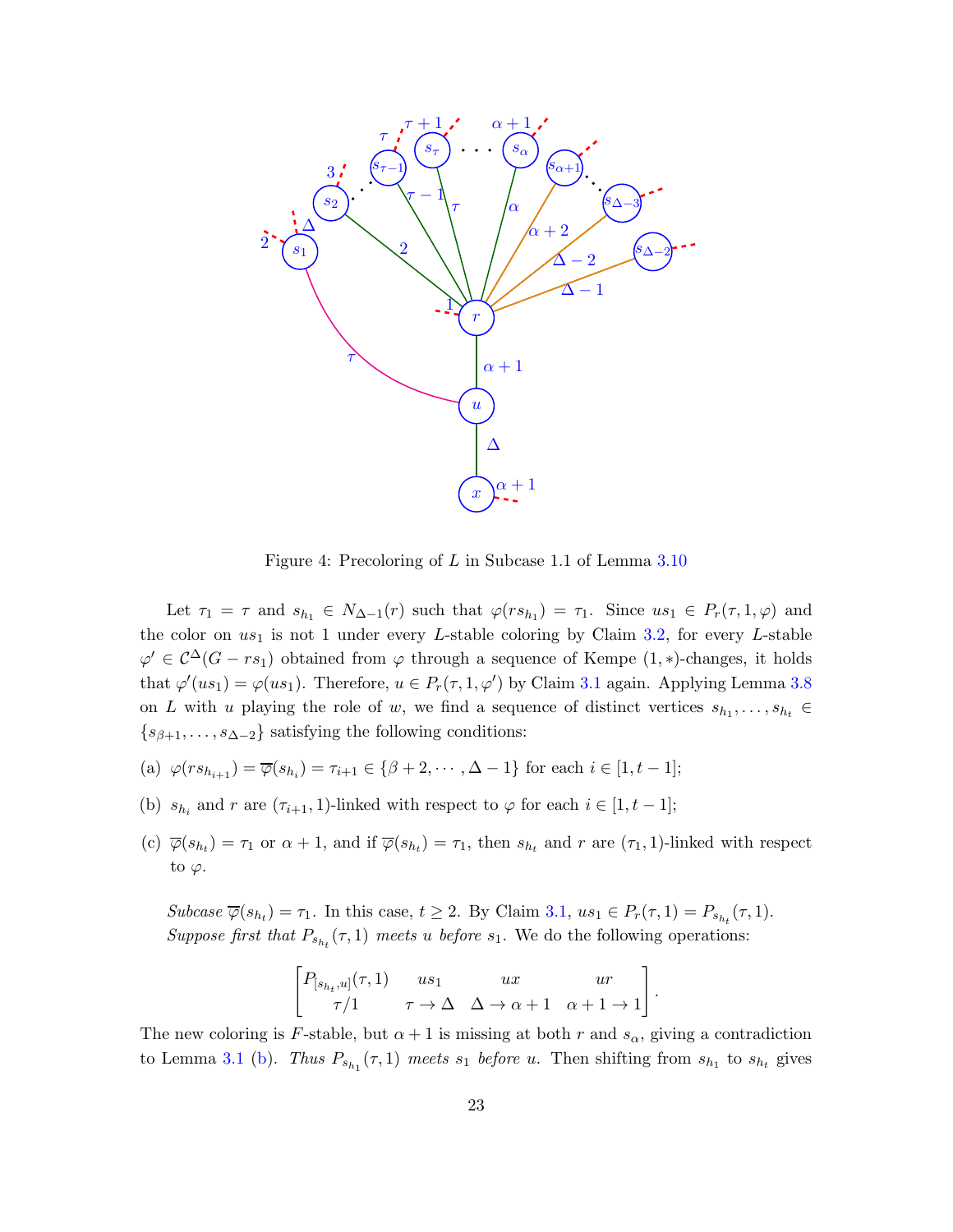Figure 4: Precoloring of $L$ in Subcase 1.1 of Lemma 3.10

Let $\tau_1 = \tau$ and $s_{h_1} \in N_{\Delta-1}(r)$ such that $\varphi(rs_{h_1}) = \tau_1$. Since $us_1 \in P_r(\tau, 1, \varphi)$ and the color on $us_1$ is not 1 under every $L$-stable coloring by Claim 3.2, for every $L$-stable $\varphi' \in \mathcal{C}^\Delta(G - rs_1)$ obtained from $\varphi$ through a sequence of Kempe $(1, *)$-changes, it holds that $\varphi'(us_1) = \varphi(us_1)$. Therefore, $u \in P_r(\tau, 1, \varphi')$ by Claim 3.1 again. Applying Lemma 3.8 on $L$ with $u$ playing the role of $w$, we find a sequence of distinct vertices $s_{h_1}, \ldots, s_{h_t} \in \{s_{\beta+1}, \ldots, s_{\Delta-2}\}$ satisfying the following conditions:

(a) $\varphi(rs_{h_{i+1}}) = \overline{\varphi}(s_{h_i}) = \tau_{i+1} \in \{\beta+2, \cdots, \Delta-1\}$ for each $i \in [1, t-1]$;

(b) $s_{h_i}$ and $r$ are $(\tau_{i+1}, 1)$-linked with respect to $\varphi$ for each $i \in [1, t-1]$;

(c) $\overline{\varphi}(s_{h_t}) = \tau_1$ or $\alpha+1$, and if $\overline{\varphi}(s_{h_t}) = \tau_1$, then $s_{h_t}$ and $r$ are $(\tau_1, 1)$-linked with respect to $\varphi$.

*Subcase* $\overline{\varphi}(s_{h_t}) = \tau_1$. In this case, $t \geq 2$. By Claim 3.1, $us_1 \in P_r(\tau, 1) = P_{s_{h_t}}(\tau, 1)$. *Suppose first that* $P_{s_{h_t}}(\tau, 1)$ *meets* $u$ *before* $s_1$. We do the following operations:

$$\begin{bmatrix} P_{[s_{h_t}, u]}(\tau, 1) & us_1 & ux & ur \\ \tau/1 & \tau \to \Delta & \Delta \to \alpha+1 & \alpha+1 \to 1 \end{bmatrix}.$$

The new coloring is $F$-stable, but $\alpha+1$ is missing at both $r$ and $s_\alpha$, giving a contradiction to Lemma 3.1 (b). *Thus* $P_{s_{h_1}}(\tau, 1)$ *meets* $s_1$ *before* $u$. Then shifting from $s_{h_1}$ to $s_{h_t}$ gives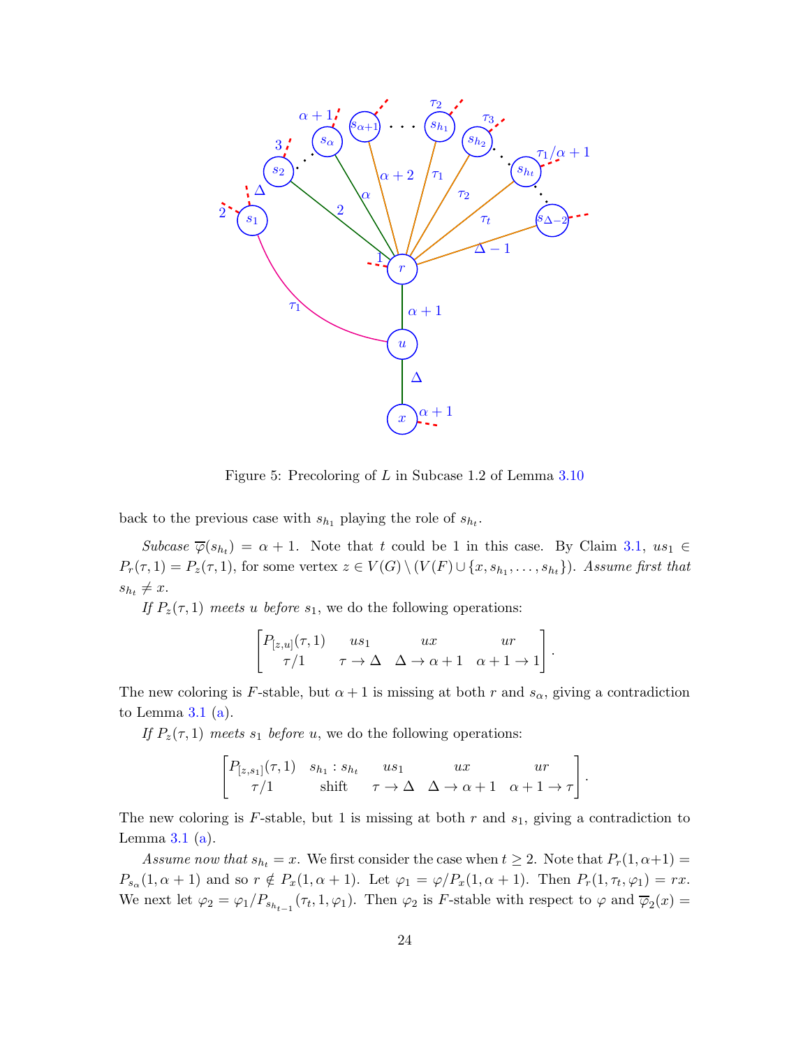Figure 5: Precoloring of $L$ in Subcase 1.2 of Lemma 3.10

back to the previous case with $s_{h_1}$ playing the role of $s_{h_t}$.

*Subcase* $\overline{\varphi}(s_{h_t}) = \alpha + 1$. Note that $t$ could be 1 in this case. By Claim 3.1, $us_1 \in P_r(\tau, 1) = P_z(\tau, 1)$, for some vertex $z \in V(G) \setminus (V(F) \cup \{x, s_{h_1}, \ldots, s_{h_t}\})$. *Assume first that* $s_{h_t} \neq x$.

*If* $P_z(\tau, 1)$ *meets* $u$ *before* $s_1$, we do the following operations:

$$\begin{bmatrix} P_{[z,u]}(\tau, 1) & us_1 & ux & ur \\ \tau/1 & \tau \to \Delta & \Delta \to \alpha + 1 & \alpha + 1 \to 1 \end{bmatrix}.$$

The new coloring is $F$-stable, but $\alpha + 1$ is missing at both $r$ and $s_\alpha$, giving a contradiction to Lemma 3.1 (a).

*If* $P_z(\tau, 1)$ *meets* $s_1$ *before* $u$, we do the following operations:

$$\begin{bmatrix} P_{[z,s_1]}(\tau, 1) & s_{h_1} : s_{h_t} & us_1 & ux & ur \\ \tau/1 & \text{shift} & \tau \to \Delta & \Delta \to \alpha + 1 & \alpha + 1 \to \tau \end{bmatrix}.$$

The new coloring is $F$-stable, but 1 is missing at both $r$ and $s_1$, giving a contradiction to Lemma 3.1 (a).

*Assume now that* $s_{h_t} = x$. We first consider the case when $t \geq 2$. Note that $P_r(1, \alpha+1) = P_{s_\alpha}(1, \alpha + 1)$ and so $r \notin P_x(1, \alpha + 1)$. Let $\varphi_1 = \varphi/P_x(1, \alpha + 1)$. Then $P_r(1, \tau_t, \varphi_1) = rx$. We next let $\varphi_2 = \varphi_1/P_{s_{h_{t-1}}}(\tau_t, 1, \varphi_1)$. Then $\varphi_2$ is $F$-stable with respect to $\varphi$ and $\overline{\varphi}_2(x) =$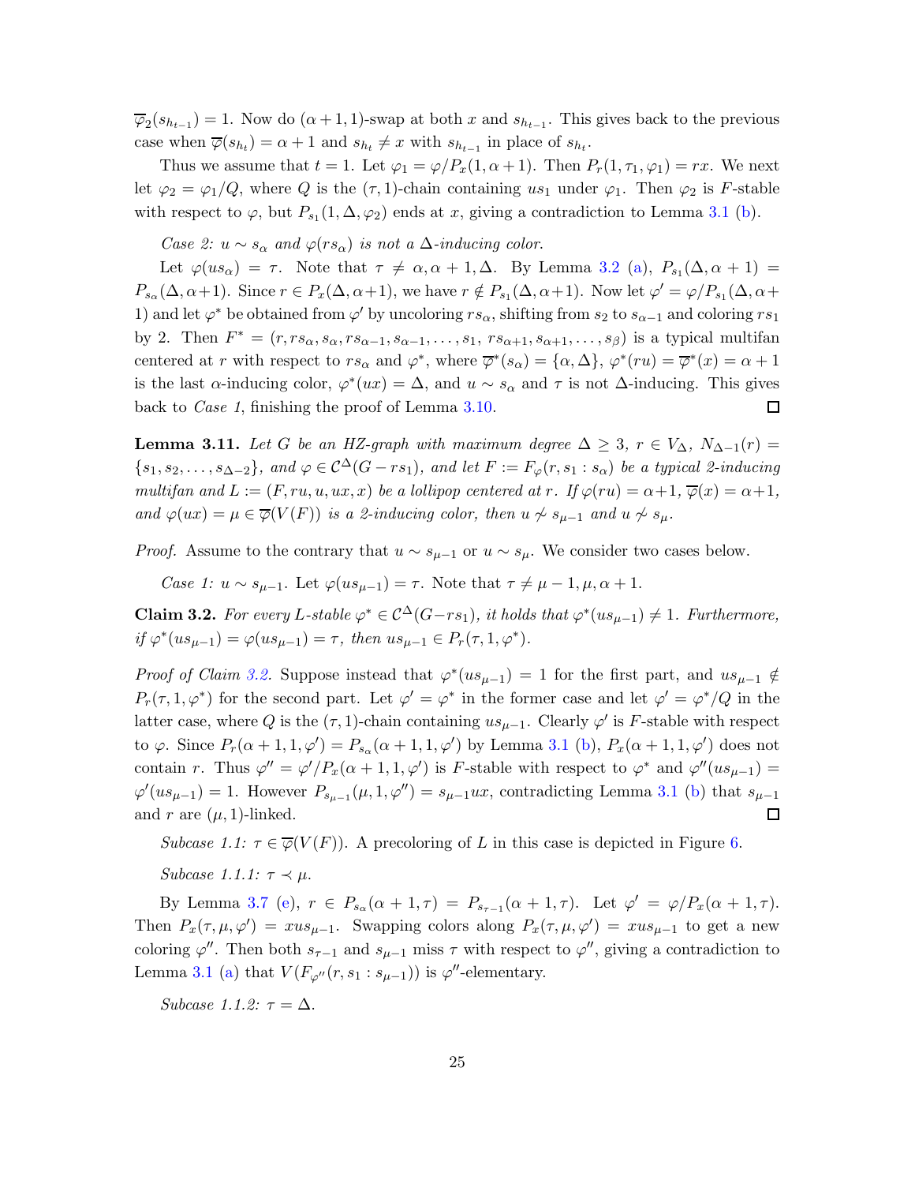$\overline{\varphi}_2(s_{h_{t-1}}) = 1$. Now do $(\alpha+1, 1)$-swap at both $x$ and $s_{h_{t-1}}$. This gives back to the previous case when $\overline{\varphi}(s_{h_t}) = \alpha + 1$ and $s_{h_t} \neq x$ with $s_{h_{t-1}}$ in place of $s_{h_t}$.

Thus we assume that $t = 1$. Let $\varphi_1 = \varphi/P_x(1, \alpha+1)$. Then $P_r(1, \tau_1, \varphi_1) = rx$. We next let $\varphi_2 = \varphi_1/Q$, where $Q$ is the $(\tau, 1)$-chain containing $us_1$ under $\varphi_1$. Then $\varphi_2$ is $F$-stable with respect to $\varphi$, but $P_{s_1}(1, \Delta, \varphi_2)$ ends at $x$, giving a contradiction to Lemma 3.1 (b).

*Case 2: $u \sim s_\alpha$ and $\varphi(rs_\alpha)$ is not a $\Delta$-inducing color.*

Let $\varphi(us_\alpha) = \tau$. Note that $\tau \neq \alpha, \alpha+1, \Delta$. By Lemma 3.2 (a), $P_{s_1}(\Delta, \alpha+1) = P_{s_\alpha}(\Delta, \alpha+1)$. Since $r \in P_x(\Delta, \alpha+1)$, we have $r \notin P_{s_1}(\Delta, \alpha+1)$. Now let $\varphi' = \varphi/P_{s_1}(\Delta, \alpha+1)$ and let $\varphi^*$ be obtained from $\varphi'$ by uncoloring $rs_\alpha$, shifting from $s_2$ to $s_{\alpha-1}$ and coloring $rs_1$ by 2. Then $F^* = (r, rs_\alpha, s_\alpha, rs_{\alpha-1}, s_{\alpha-1}, \ldots, s_1, rs_{\alpha+1}, s_{\alpha+1}, \ldots, s_\beta)$ is a typical multifan centered at $r$ with respect to $rs_\alpha$ and $\varphi^*$, where $\overline{\varphi}^*(s_\alpha) = \{\alpha, \Delta\}$, $\varphi^*(ru) = \overline{\varphi}^*(x) = \alpha+1$ is the last $\alpha$-inducing color, $\varphi^*(ux) = \Delta$, and $u \sim s_\alpha$ and $\tau$ is not $\Delta$-inducing. This gives back to *Case 1*, finishing the proof of Lemma 3.10. $\square$

**Lemma 3.11.** *Let $G$ be an HZ-graph with maximum degree $\Delta \geq 3$, $r \in V_\Delta$, $N_{\Delta-1}(r) = \{s_1, s_2, \ldots, s_{\Delta-2}\}$, and $\varphi \in \mathcal{C}^\Delta(G - rs_1)$, and let $F := F_\varphi(r, s_1 : s_\alpha)$ be a typical 2-inducing multifan and $L := (F, ru, u, ux, x)$ be a lollipop centered at $r$. If $\varphi(ru) = \alpha+1$, $\overline{\varphi}(x) = \alpha+1$, and $\varphi(ux) = \mu \in \overline{\varphi}(V(F))$ is a 2-inducing color, then $u \not\sim s_{\mu-1}$ and $u \not\sim s_\mu$.*

*Proof.* Assume to the contrary that $u \sim s_{\mu-1}$ or $u \sim s_\mu$. We consider two cases below.

*Case 1: $u \sim s_{\mu-1}$.* Let $\varphi(us_{\mu-1}) = \tau$. Note that $\tau \neq \mu-1, \mu, \alpha+1$.

**Claim 3.2.** *For every $L$-stable $\varphi^* \in \mathcal{C}^\Delta(G - rs_1)$, it holds that $\varphi^*(us_{\mu-1}) \neq 1$. Furthermore, if $\varphi^*(us_{\mu-1}) = \varphi(us_{\mu-1}) = \tau$, then $us_{\mu-1} \in P_r(\tau, 1, \varphi^*)$.*

*Proof of Claim 3.2.* Suppose instead that $\varphi^*(us_{\mu-1}) = 1$ for the first part, and $us_{\mu-1} \notin P_r(\tau, 1, \varphi^*)$ for the second part. Let $\varphi' = \varphi^*$ in the former case and let $\varphi' = \varphi^*/Q$ in the latter case, where $Q$ is the $(\tau, 1)$-chain containing $us_{\mu-1}$. Clearly $\varphi'$ is $F$-stable with respect to $\varphi$. Since $P_r(\alpha+1, 1, \varphi') = P_{s_\alpha}(\alpha+1, 1, \varphi')$ by Lemma 3.1 (b), $P_x(\alpha+1, 1, \varphi')$ does not contain $r$. Thus $\varphi'' = \varphi'/P_x(\alpha+1, 1, \varphi')$ is $F$-stable with respect to $\varphi^*$ and $\varphi''(us_{\mu-1}) = \varphi'(us_{\mu-1}) = 1$. However $P_{s_{\mu-1}}(\mu, 1, \varphi'') = s_{\mu-1}ux$, contradicting Lemma 3.1 (b) that $s_{\mu-1}$ and $r$ are $(\mu, 1)$-linked. $\square$

*Subcase 1.1: $\tau \in \overline{\varphi}(V(F))$.* A precoloring of $L$ in this case is depicted in Figure 6.

*Subcase 1.1.1: $\tau \prec \mu$.*

By Lemma 3.7 (e), $r \in P_{s_\alpha}(\alpha+1, \tau) = P_{s_{\tau-1}}(\alpha+1, \tau)$. Let $\varphi' = \varphi/P_x(\alpha+1, \tau)$. Then $P_x(\tau, \mu, \varphi') = xus_{\mu-1}$. Swapping colors along $P_x(\tau, \mu, \varphi') = xus_{\mu-1}$ to get a new coloring $\varphi''$. Then both $s_{\tau-1}$ and $s_{\mu-1}$ miss $\tau$ with respect to $\varphi''$, giving a contradiction to Lemma 3.1 (a) that $V(F_{\varphi''}(r, s_1 : s_{\mu-1}))$ is $\varphi''$-elementary.

*Subcase 1.1.2: $\tau = \Delta$.*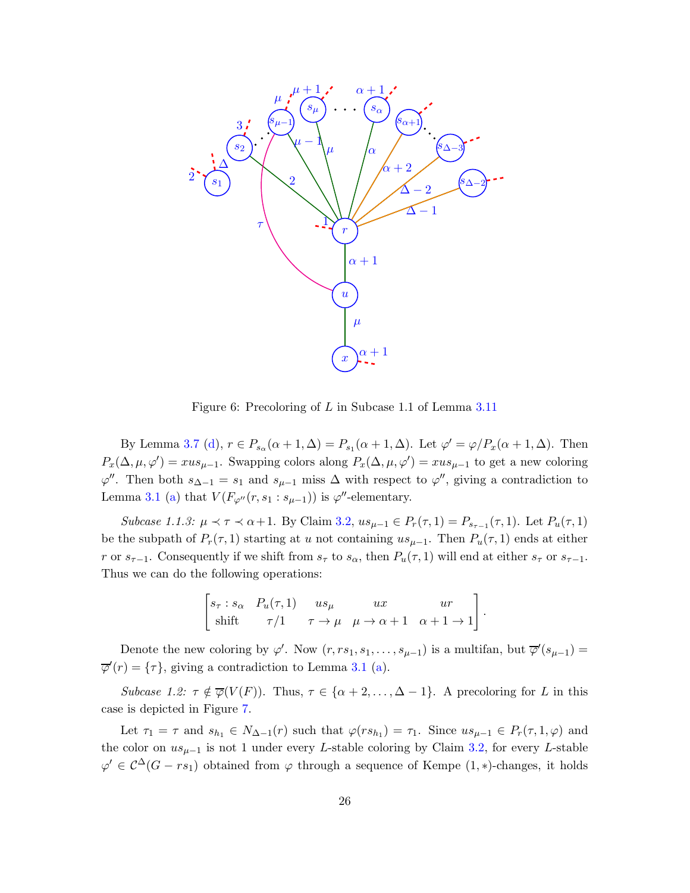Figure 6: Precoloring of $L$ in Subcase 1.1 of Lemma 3.11

By Lemma 3.7 (d), $r \in P_{s_\alpha}(\alpha+1, \Delta) = P_{s_1}(\alpha+1, \Delta)$. Let $\varphi' = \varphi/P_x(\alpha+1, \Delta)$. Then $P_x(\Delta, \mu, \varphi') = xus_{\mu-1}$. Swapping colors along $P_x(\Delta, \mu, \varphi') = xus_{\mu-1}$ to get a new coloring $\varphi''$. Then both $s_{\Delta-1} = s_1$ and $s_{\mu-1}$ miss $\Delta$ with respect to $\varphi''$, giving a contradiction to Lemma 3.1 (a) that $V(F_{\varphi''}(r, s_1 : s_{\mu-1}))$ is $\varphi''$-elementary.

*Subcase 1.1.3:* $\mu \prec \tau \prec \alpha+1$. By Claim 3.2, $us_{\mu-1} \in P_r(\tau, 1) = P_{s_{\tau-1}}(\tau, 1)$. Let $P_u(\tau, 1)$ be the subpath of $P_r(\tau, 1)$ starting at $u$ not containing $us_{\mu-1}$. Then $P_u(\tau, 1)$ ends at either $r$ or $s_{\tau-1}$. Consequently if we shift from $s_\tau$ to $s_\alpha$, then $P_u(\tau, 1)$ will end at either $s_\tau$ or $s_{\tau-1}$. Thus we can do the following operations:

$$\begin{bmatrix} s_\tau : s_\alpha & P_u(\tau,1) & us_\mu & ux & ur \\ \text{shift} & \tau/1 & \tau \to \mu & \mu \to \alpha+1 & \alpha+1 \to 1 \end{bmatrix}.$$

Denote the new coloring by $\varphi'$. Now $(r, rs_1, s_1, \ldots, s_{\mu-1})$ is a multifan, but $\overline{\varphi}'(s_{\mu-1}) = \overline{\varphi}'(r) = \{\tau\}$, giving a contradiction to Lemma 3.1 (a).

*Subcase 1.2:* $\tau \notin \overline{\varphi}(V(F))$. Thus, $\tau \in \{\alpha+2, \ldots, \Delta-1\}$. A precoloring for $L$ in this case is depicted in Figure 7.

Let $\tau_1 = \tau$ and $s_{h_1} \in N_{\Delta-1}(r)$ such that $\varphi(rs_{h_1}) = \tau_1$. Since $us_{\mu-1} \in P_r(\tau, 1, \varphi)$ and the color on $us_{\mu-1}$ is not 1 under every $L$-stable coloring by Claim 3.2, for every $L$-stable $\varphi' \in \mathcal{C}^\Delta(G - rs_1)$ obtained from $\varphi$ through a sequence of Kempe $(1,*)$-changes, it holds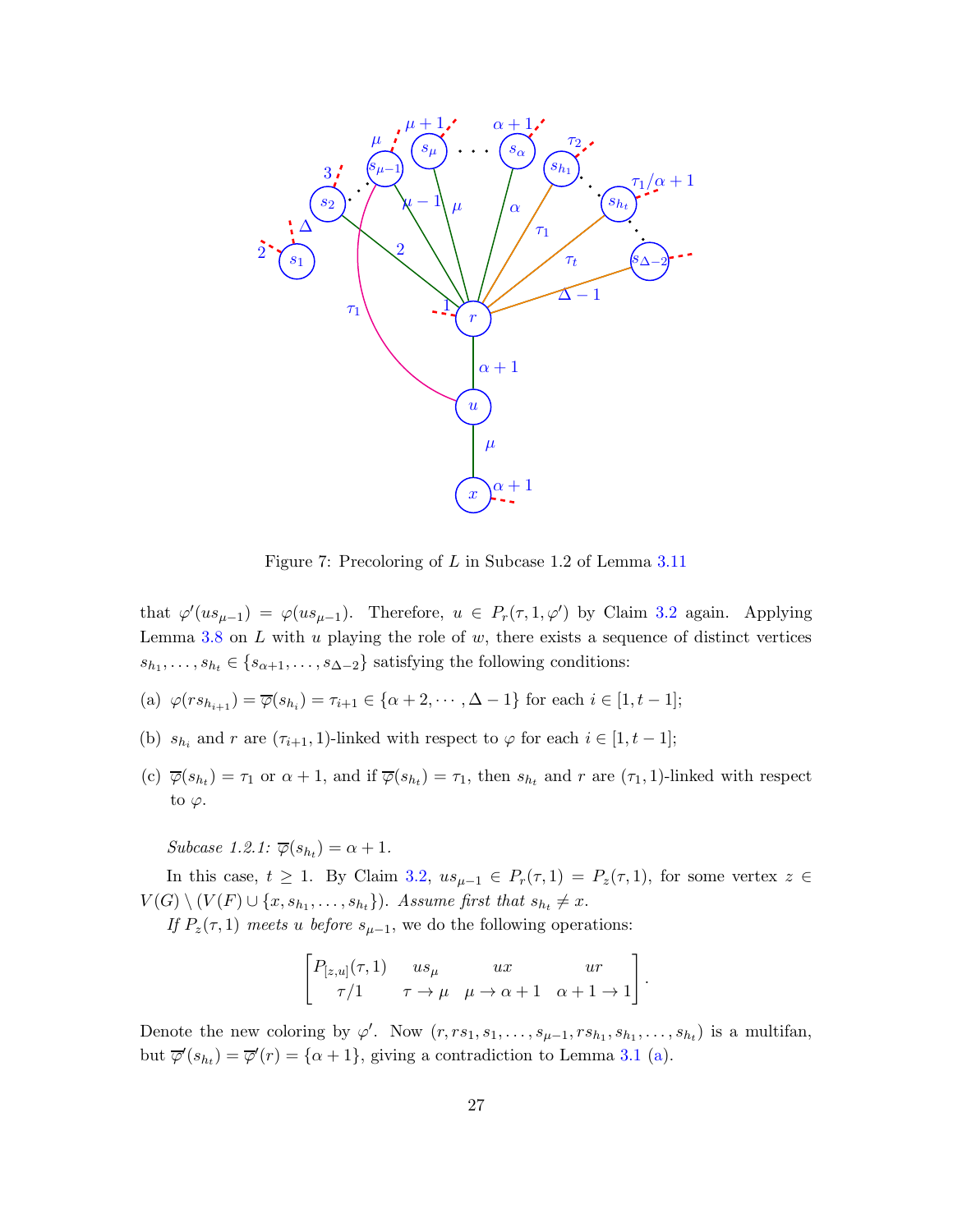Figure 7: Precoloring of $L$ in Subcase 1.2 of Lemma 3.11

that $\varphi'(us_{\mu-1}) = \varphi(us_{\mu-1})$. Therefore, $u \in P_r(\tau, 1, \varphi')$ by Claim 3.2 again. Applying Lemma 3.8 on $L$ with $u$ playing the role of $w$, there exists a sequence of distinct vertices $s_{h_1}, \ldots, s_{h_t} \in \{s_{\alpha+1}, \ldots, s_{\Delta-2}\}$ satisfying the following conditions:

(a) $\varphi(rs_{h_{i+1}}) = \overline{\varphi}(s_{h_i}) = \tau_{i+1} \in \{\alpha+2, \cdots, \Delta-1\}$ for each $i \in [1, t-1]$;

(b) $s_{h_i}$ and $r$ are $(\tau_{i+1}, 1)$-linked with respect to $\varphi$ for each $i \in [1, t-1]$;

(c) $\overline{\varphi}(s_{h_t}) = \tau_1$ or $\alpha+1$, and if $\overline{\varphi}(s_{h_t}) = \tau_1$, then $s_{h_t}$ and $r$ are $(\tau_1, 1)$-linked with respect to $\varphi$.

*Subcase 1.2.1:* $\overline{\varphi}(s_{h_t}) = \alpha+1$.

In this case, $t \geq 1$. By Claim 3.2, $us_{\mu-1} \in P_r(\tau, 1) = P_z(\tau, 1)$, for some vertex $z \in V(G) \setminus (V(F) \cup \{x, s_{h_1}, \ldots, s_{h_t}\})$. *Assume first that* $s_{h_t} \neq x$.

*If* $P_z(\tau, 1)$ *meets* $u$ *before* $s_{\mu-1}$, we do the following operations:

$$\begin{bmatrix} P_{[z,u]}(\tau, 1) & us_\mu & ux & ur \\ \tau/1 & \tau \to \mu & \mu \to \alpha+1 & \alpha+1 \to 1 \end{bmatrix}.$$

Denote the new coloring by $\varphi'$. Now $(r, rs_1, s_1, \ldots, s_{\mu-1}, rs_{h_1}, s_{h_1}, \ldots, s_{h_t})$ is a multifan, but $\overline{\varphi}'(s_{h_t}) = \overline{\varphi}'(r) = \{\alpha+1\}$, giving a contradiction to Lemma 3.1 (a).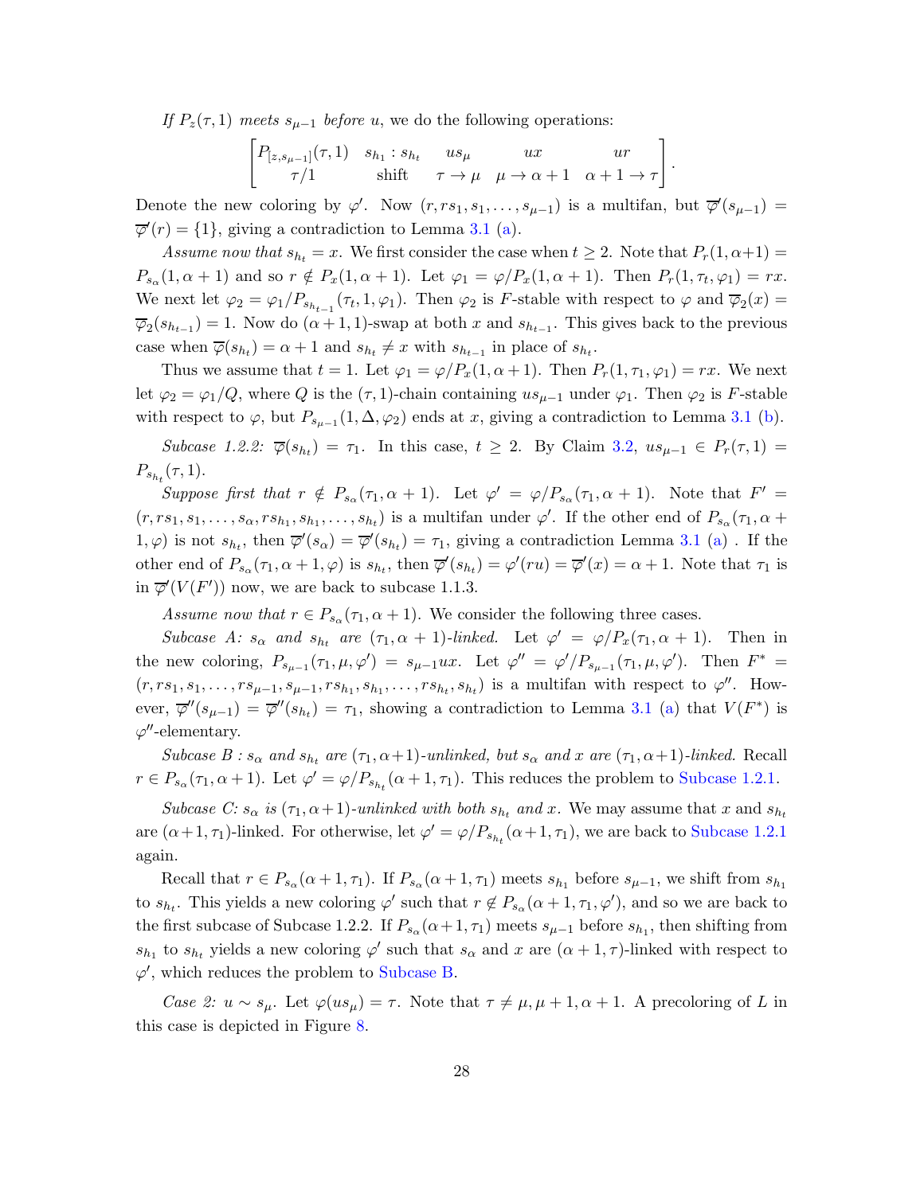*If $P_z(\tau,1)$ meets $s_{\mu-1}$ before $u$*, we do the following operations:

$$\begin{bmatrix} P_{[z,s_{\mu-1}]}(\tau,1) & s_{h_1}:s_{h_t} & us_\mu & ux & ur \\ \tau/1 & \text{shift} & \tau\to\mu & \mu\to\alpha+1 & \alpha+1\to\tau \end{bmatrix}.$$

Denote the new coloring by $\varphi'$. Now $(r, rs_1, s_1, \ldots, s_{\mu-1})$ is a multifan, but $\overline{\varphi}'(s_{\mu-1}) = \overline{\varphi}'(r) = \{1\}$, giving a contradiction to Lemma 3.1 (a).

*Assume now that $s_{h_t} = x$.* We first consider the case when $t \ge 2$. Note that $P_r(1,\alpha+1) = P_{s_\alpha}(1,\alpha+1)$ and so $r \notin P_x(1,\alpha+1)$. Let $\varphi_1 = \varphi/P_x(1,\alpha+1)$. Then $P_r(1,\tau_t,\varphi_1) = rx$. We next let $\varphi_2 = \varphi_1/P_{s_{h_{t-1}}}(\tau_t, 1, \varphi_1)$. Then $\varphi_2$ is $F$-stable with respect to $\varphi$ and $\overline{\varphi}_2(x) = \overline{\varphi}_2(s_{h_{t-1}}) = 1$. Now do $(\alpha+1,1)$-swap at both $x$ and $s_{h_{t-1}}$. This gives back to the previous case when $\overline{\varphi}(s_{h_t}) = \alpha+1$ and $s_{h_t} \ne x$ with $s_{h_{t-1}}$ in place of $s_{h_t}$.

Thus we assume that $t = 1$. Let $\varphi_1 = \varphi/P_x(1,\alpha+1)$. Then $P_r(1,\tau_1,\varphi_1) = rx$. We next let $\varphi_2 = \varphi_1/Q$, where $Q$ is the $(\tau,1)$-chain containing $us_{\mu-1}$ under $\varphi_1$. Then $\varphi_2$ is $F$-stable with respect to $\varphi$, but $P_{s_{\mu-1}}(1,\Delta,\varphi_2)$ ends at $x$, giving a contradiction to Lemma 3.1 (b).

*Subcase 1.2.2: $\overline{\varphi}(s_{h_t}) = \tau_1$.* In this case, $t \ge 2$. By Claim 3.2, $us_{\mu-1} \in P_r(\tau,1) = P_{s_{h_t}}(\tau,1)$.

*Suppose first that $r \notin P_{s_\alpha}(\tau_1,\alpha+1)$.* Let $\varphi' = \varphi/P_{s_\alpha}(\tau_1,\alpha+1)$. Note that $F' = (r, rs_1, s_1, \ldots, s_\alpha, rs_{h_1}, s_{h_1}, \ldots, s_{h_t})$ is a multifan under $\varphi'$. If the other end of $P_{s_\alpha}(\tau_1,\alpha+1,\varphi)$ is not $s_{h_t}$, then $\overline{\varphi}'(s_\alpha) = \overline{\varphi}'(s_{h_t}) = \tau_1$, giving a contradiction Lemma 3.1 (a) . If the other end of $P_{s_\alpha}(\tau_1,\alpha+1,\varphi)$ is $s_{h_t}$, then $\overline{\varphi}'(s_{h_t}) = \varphi'(ru) = \overline{\varphi}'(x) = \alpha+1$. Note that $\tau_1$ is in $\overline{\varphi}'(V(F'))$ now, we are back to subcase 1.1.3.

*Assume now that $r \in P_{s_\alpha}(\tau_1,\alpha+1)$.* We consider the following three cases.

*Subcase A: $s_\alpha$ and $s_{h_t}$ are $(\tau_1,\alpha+1)$-linked.* Let $\varphi' = \varphi/P_x(\tau_1,\alpha+1)$. Then in the new coloring, $P_{s_{\mu-1}}(\tau_1,\mu,\varphi') = s_{\mu-1}ux$. Let $\varphi'' = \varphi'/P_{s_{\mu-1}}(\tau_1,\mu,\varphi')$. Then $F^* = (r, rs_1, s_1, \ldots, rs_{\mu-1}, s_{\mu-1}, rs_{h_1}, s_{h_1}, \ldots, rs_{h_t}, s_{h_t})$ is a multifan with respect to $\varphi''$. However, $\overline{\varphi}''(s_{\mu-1}) = \overline{\varphi}''(s_{h_t}) = \tau_1$, showing a contradiction to Lemma 3.1 (a) that $V(F^*)$ is $\varphi''$-elementary.

*Subcase B : $s_\alpha$ and $s_{h_t}$ are $(\tau_1,\alpha+1)$-unlinked, but $s_\alpha$ and $x$ are $(\tau_1,\alpha+1)$-linked.* Recall $r \in P_{s_\alpha}(\tau_1,\alpha+1)$. Let $\varphi' = \varphi/P_{s_{h_t}}(\alpha+1,\tau_1)$. This reduces the problem to Subcase 1.2.1.

*Subcase C: $s_\alpha$ is $(\tau_1,\alpha+1)$-unlinked with both $s_{h_t}$ and $x$.* We may assume that $x$ and $s_{h_t}$ are $(\alpha+1,\tau_1)$-linked. For otherwise, let $\varphi' = \varphi/P_{s_{h_t}}(\alpha+1,\tau_1)$, we are back to Subcase 1.2.1 again.

Recall that $r \in P_{s_\alpha}(\alpha+1,\tau_1)$. If $P_{s_\alpha}(\alpha+1,\tau_1)$ meets $s_{h_1}$ before $s_{\mu-1}$, we shift from $s_{h_1}$ to $s_{h_t}$. This yields a new coloring $\varphi'$ such that $r \notin P_{s_\alpha}(\alpha+1,\tau_1,\varphi')$, and so we are back to the first subcase of Subcase 1.2.2. If $P_{s_\alpha}(\alpha+1,\tau_1)$ meets $s_{\mu-1}$ before $s_{h_1}$, then shifting from $s_{h_1}$ to $s_{h_t}$ yields a new coloring $\varphi'$ such that $s_\alpha$ and $x$ are $(\alpha+1,\tau)$-linked with respect to $\varphi'$, which reduces the problem to Subcase B.

*Case 2: $u \sim s_\mu$.* Let $\varphi(us_\mu) = \tau$. Note that $\tau \ne \mu, \mu+1, \alpha+1$. A precoloring of $L$ in this case is depicted in Figure 8.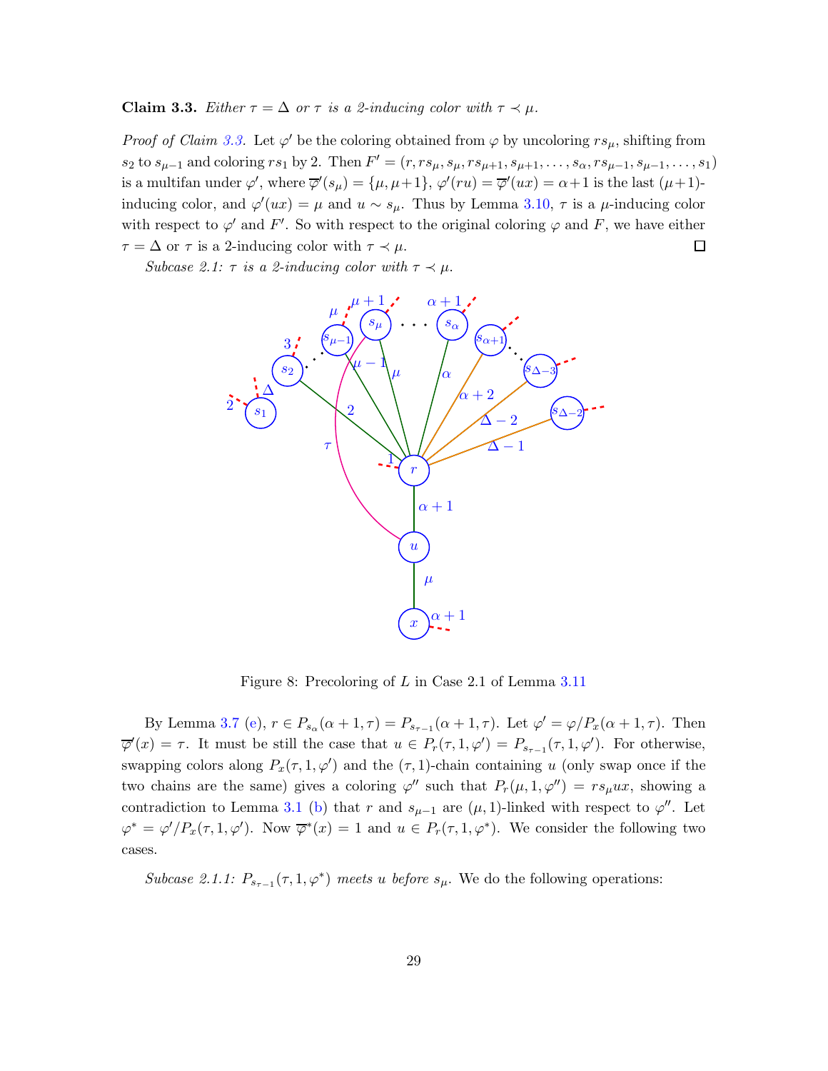**Claim 3.3.** *Either $\tau = \Delta$ or $\tau$ is a 2-inducing color with $\tau \prec \mu$.*

*Proof of Claim 3.3.* Let $\varphi'$ be the coloring obtained from $\varphi$ by uncoloring $rs_\mu$, shifting from $s_2$ to $s_{\mu-1}$ and coloring $rs_1$ by 2. Then $F' = (r, rs_\mu, s_\mu, rs_{\mu+1}, s_{\mu+1}, \ldots, s_\alpha, rs_{\mu-1}, s_{\mu-1}, \ldots, s_1)$ is a multifan under $\varphi'$, where $\overline{\varphi}'(s_\mu) = \{\mu, \mu+1\}$, $\varphi'(ru) = \overline{\varphi}'(ux) = \alpha+1$ is the last $(\mu+1)$-inducing color, and $\varphi'(ux) = \mu$ and $u \sim s_\mu$. Thus by Lemma 3.10, $\tau$ is a $\mu$-inducing color with respect to $\varphi'$ and $F'$. So with respect to the original coloring $\varphi$ and $F$, we have either $\tau = \Delta$ or $\tau$ is a 2-inducing color with $\tau \prec \mu$. □

*Subcase 2.1: $\tau$ is a 2-inducing color with $\tau \prec \mu$.*

Figure 8: Precoloring of $L$ in Case 2.1 of Lemma 3.11

By Lemma 3.7 (e), $r \in P_{s_\alpha}(\alpha+1, \tau) = P_{s_{\tau-1}}(\alpha+1, \tau)$. Let $\varphi' = \varphi/P_x(\alpha+1, \tau)$. Then $\overline{\varphi}'(x) = \tau$. It must be still the case that $u \in P_r(\tau, 1, \varphi') = P_{s_{\tau-1}}(\tau, 1, \varphi')$. For otherwise, swapping colors along $P_x(\tau, 1, \varphi')$ and the $(\tau, 1)$-chain containing $u$ (only swap once if the two chains are the same) gives a coloring $\varphi''$ such that $P_r(\mu, 1, \varphi'') = rs_\mu ux$, showing a contradiction to Lemma 3.1 (b) that $r$ and $s_{\mu-1}$ are $(\mu, 1)$-linked with respect to $\varphi''$. Let $\varphi^* = \varphi'/P_x(\tau, 1, \varphi')$. Now $\overline{\varphi}^*(x) = 1$ and $u \in P_r(\tau, 1, \varphi^*)$. We consider the following two cases.

*Subcase 2.1.1: $P_{s_{\tau-1}}(\tau, 1, \varphi^*)$ meets $u$ before $s_\mu$.* We do the following operations: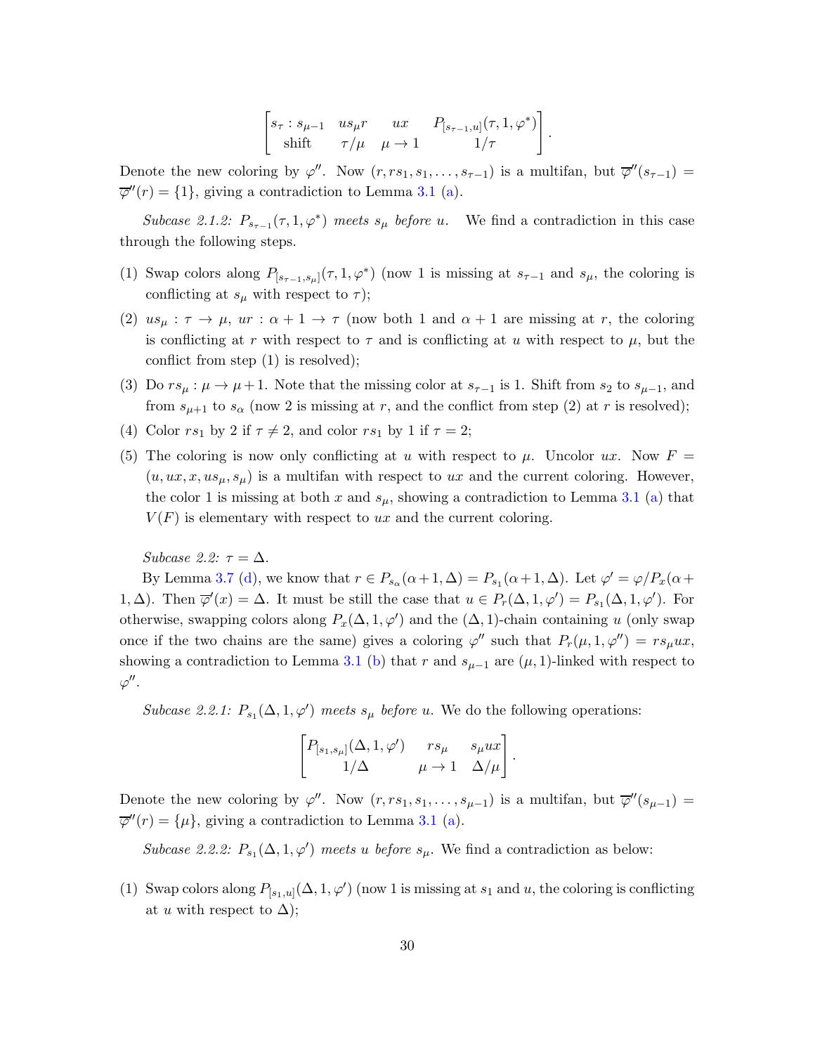$$\begin{bmatrix} s_\tau : s_{\mu-1} & us_\mu r & ux & P_{[s_{\tau-1},u]}(\tau,1,\varphi^*) \\ \text{shift} & \tau/\mu & \mu\to 1 & 1/\tau \end{bmatrix}.$$

Denote the new coloring by $\varphi''$. Now $(r, rs_1, s_1, \dots, s_{\tau-1})$ is a multifan, but $\overline{\varphi}''(s_{\tau-1}) = \overline{\varphi}''(r) = \{1\}$, giving a contradiction to Lemma 3.1 (a).

*Subcase 2.1.2: $P_{s_{\tau-1}}(\tau, 1, \varphi^*)$ meets $s_\mu$ before $u$.* We find a contradiction in this case through the following steps.

1. Swap colors along $P_{[s_{\tau-1},s_\mu]}(\tau, 1, \varphi^*)$ (now 1 is missing at $s_{\tau-1}$ and $s_\mu$, the coloring is conflicting at $s_\mu$ with respect to $\tau$);
2. $us_\mu : \tau \to \mu$, $ur : \alpha+1 \to \tau$ (now both 1 and $\alpha+1$ are missing at $r$, the coloring is conflicting at $r$ with respect to $\tau$ and is conflicting at $u$ with respect to $\mu$, but the conflict from step (1) is resolved);
3. Do $rs_\mu : \mu \to \mu+1$. Note that the missing color at $s_{\tau-1}$ is 1. Shift from $s_2$ to $s_{\mu-1}$, and from $s_{\mu+1}$ to $s_\alpha$ (now 2 is missing at $r$, and the conflict from step (2) at $r$ is resolved);
4. Color $rs_1$ by 2 if $\tau \neq 2$, and color $rs_1$ by 1 if $\tau = 2$;
5. The coloring is now only conflicting at $u$ with respect to $\mu$. Uncolor $ux$. Now $F = (u, ux, x, us_\mu, s_\mu)$ is a multifan with respect to $ux$ and the current coloring. However, the color 1 is missing at both $x$ and $s_\mu$, showing a contradiction to Lemma 3.1 (a) that $V(F)$ is elementary with respect to $ux$ and the current coloring.

*Subcase 2.2: $\tau = \Delta$.*

By Lemma 3.7 (d), we know that $r \in P_{s_\alpha}(\alpha+1, \Delta) = P_{s_1}(\alpha+1, \Delta)$. Let $\varphi' = \varphi/P_x(\alpha+1, \Delta)$. Then $\overline{\varphi}'(x) = \Delta$. It must be still the case that $u \in P_r(\Delta, 1, \varphi') = P_{s_1}(\Delta, 1, \varphi')$. For otherwise, swapping colors along $P_x(\Delta, 1, \varphi')$ and the $(\Delta, 1)$-chain containing $u$ (only swap once if the two chains are the same) gives a coloring $\varphi''$ such that $P_r(\mu, 1, \varphi'') = rs_\mu ux$, showing a contradiction to Lemma 3.1 (b) that $r$ and $s_{\mu-1}$ are $(\mu, 1)$-linked with respect to $\varphi''$.

*Subcase 2.2.1: $P_{s_1}(\Delta, 1, \varphi')$ meets $s_\mu$ before $u$.* We do the following operations:

$$\begin{bmatrix} P_{[s_1,s_\mu]}(\Delta,1,\varphi') & rs_\mu & s_\mu ux \\ 1/\Delta & \mu\to 1 & \Delta/\mu \end{bmatrix}.$$

Denote the new coloring by $\varphi''$. Now $(r, rs_1, s_1, \dots, s_{\mu-1})$ is a multifan, but $\overline{\varphi}''(s_{\mu-1}) = \overline{\varphi}''(r) = \{\mu\}$, giving a contradiction to Lemma 3.1 (a).

*Subcase 2.2.2: $P_{s_1}(\Delta, 1, \varphi')$ meets $u$ before $s_\mu$.* We find a contradiction as below:

1. Swap colors along $P_{[s_1,u]}(\Delta, 1, \varphi')$ (now 1 is missing at $s_1$ and $u$, the coloring is conflicting at $u$ with respect to $\Delta$);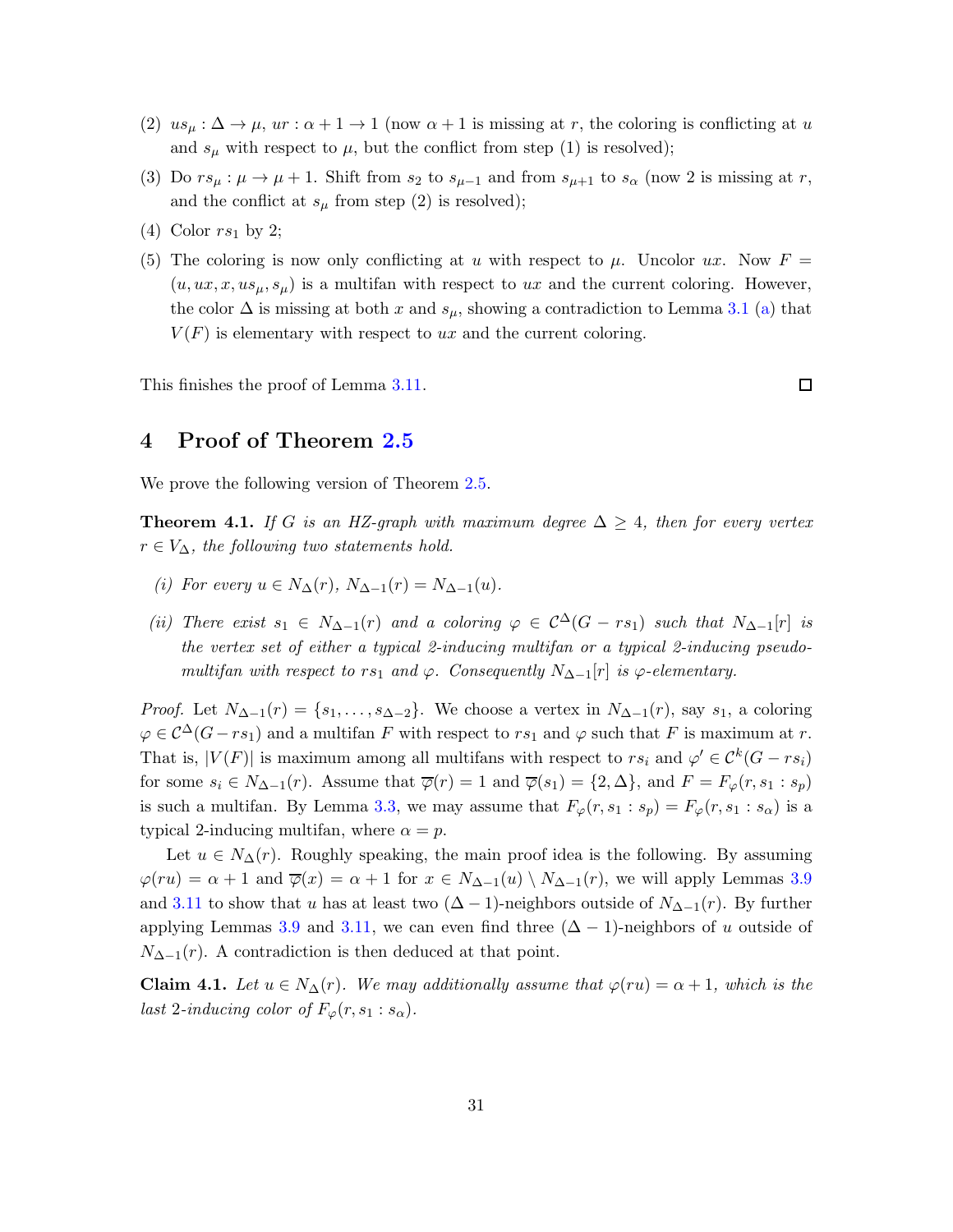(2) $us_\mu : \Delta \to \mu$, $ur : \alpha+1 \to 1$ (now $\alpha+1$ is missing at $r$, the coloring is conflicting at $u$ and $s_\mu$ with respect to $\mu$, but the conflict from step (1) is resolved);

(3) Do $rs_\mu : \mu \to \mu+1$. Shift from $s_2$ to $s_{\mu-1}$ and from $s_{\mu+1}$ to $s_\alpha$ (now 2 is missing at $r$, and the conflict at $s_\mu$ from step (2) is resolved);

(4) Color $rs_1$ by 2;

(5) The coloring is now only conflicting at $u$ with respect to $\mu$. Uncolor $ux$. Now $F = (u, ux, x, us_\mu, s_\mu)$ is a multifan with respect to $ux$ and the current coloring. However, the color $\Delta$ is missing at both $x$ and $s_\mu$, showing a contradiction to Lemma 3.1 (a) that $V(F)$ is elementary with respect to $ux$ and the current coloring.

This finishes the proof of Lemma 3.11. □

# 4 Proof of Theorem 2.5

We prove the following version of Theorem 2.5.

**Theorem 4.1.** *If $G$ is an HZ-graph with maximum degree $\Delta \geq 4$, then for every vertex $r \in V_\Delta$, the following two statements hold.*

*(i) For every $u \in N_\Delta(r)$, $N_{\Delta-1}(r) = N_{\Delta-1}(u)$.*

*(ii) There exist $s_1 \in N_{\Delta-1}(r)$ and a coloring $\varphi \in \mathcal{C}^\Delta(G - rs_1)$ such that $N_{\Delta-1}[r]$ is the vertex set of either a typical 2-inducing multifan or a typical 2-inducing pseudo-multifan with respect to $rs_1$ and $\varphi$. Consequently $N_{\Delta-1}[r]$ is $\varphi$-elementary.*

*Proof.* Let $N_{\Delta-1}(r) = \{s_1, \ldots, s_{\Delta-2}\}$. We choose a vertex in $N_{\Delta-1}(r)$, say $s_1$, a coloring $\varphi \in \mathcal{C}^\Delta(G - rs_1)$ and a multifan $F$ with respect to $rs_1$ and $\varphi$ such that $F$ is maximum at $r$. That is, $|V(F)|$ is maximum among all multifans with respect to $rs_i$ and $\varphi' \in \mathcal{C}^k(G - rs_i)$ for some $s_i \in N_{\Delta-1}(r)$. Assume that $\overline{\varphi}(r) = 1$ and $\overline{\varphi}(s_1) = \{2, \Delta\}$, and $F = F_\varphi(r, s_1 : s_p)$ is such a multifan. By Lemma 3.3, we may assume that $F_\varphi(r, s_1 : s_p) = F_\varphi(r, s_1 : s_\alpha)$ is a typical 2-inducing multifan, where $\alpha = p$.

Let $u \in N_\Delta(r)$. Roughly speaking, the main proof idea is the following. By assuming $\varphi(ru) = \alpha + 1$ and $\overline{\varphi}(x) = \alpha + 1$ for $x \in N_{\Delta-1}(u) \setminus N_{\Delta-1}(r)$, we will apply Lemmas 3.9 and 3.11 to show that $u$ has at least two $(\Delta-1)$-neighbors outside of $N_{\Delta-1}(r)$. By further applying Lemmas 3.9 and 3.11, we can even find three $(\Delta-1)$-neighbors of $u$ outside of $N_{\Delta-1}(r)$. A contradiction is then deduced at that point.

**Claim 4.1.** *Let $u \in N_\Delta(r)$. We may additionally assume that $\varphi(ru) = \alpha + 1$, which is the last 2-inducing color of $F_\varphi(r, s_1 : s_\alpha)$.*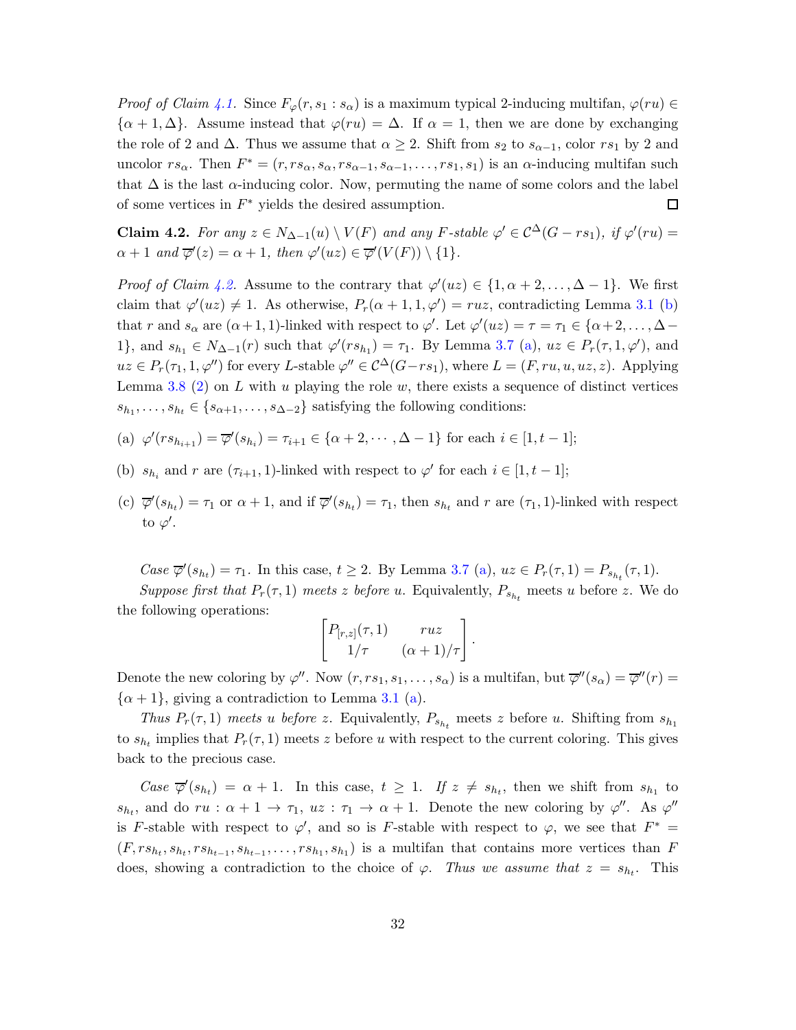*Proof of Claim 4.1.* Since $F_\varphi(r, s_1 : s_\alpha)$ is a maximum typical 2-inducing multifan, $\varphi(ru) \in \{\alpha+1, \Delta\}$. Assume instead that $\varphi(ru) = \Delta$. If $\alpha = 1$, then we are done by exchanging the role of 2 and $\Delta$. Thus we assume that $\alpha \ge 2$. Shift from $s_2$ to $s_{\alpha-1}$, color $rs_1$ by 2 and uncolor $rs_\alpha$. Then $F^* = (r, rs_\alpha, s_\alpha, rs_{\alpha-1}, s_{\alpha-1}, \ldots, rs_1, s_1)$ is an $\alpha$-inducing multifan such that $\Delta$ is the last $\alpha$-inducing color. Now, permuting the name of some colors and the label of some vertices in $F^*$ yields the desired assumption. □

**Claim 4.2.** *For any $z \in N_{\Delta-1}(u) \setminus V(F)$ and any $F$-stable $\varphi' \in \mathcal{C}^\Delta(G - rs_1)$, if $\varphi'(ru) = \alpha+1$ and $\overline{\varphi}'(z) = \alpha+1$, then $\varphi'(uz) \in \overline{\varphi}'(V(F)) \setminus \{1\}$.*

*Proof of Claim 4.2.* Assume to the contrary that $\varphi'(uz) \in \{1, \alpha+2, \ldots, \Delta-1\}$. We first claim that $\varphi'(uz) \ne 1$. As otherwise, $P_r(\alpha+1, 1, \varphi') = ruz$, contradicting Lemma 3.1 (b) that $r$ and $s_\alpha$ are $(\alpha+1, 1)$-linked with respect to $\varphi'$. Let $\varphi'(uz) = \tau = \tau_1 \in \{\alpha+2, \ldots, \Delta-1\}$, and $s_{h_1} \in N_{\Delta-1}(r)$ such that $\varphi'(rs_{h_1}) = \tau_1$. By Lemma 3.7 (a), $uz \in P_r(\tau, 1, \varphi')$, and $uz \in P_r(\tau_1, 1, \varphi'')$ for every $L$-stable $\varphi'' \in \mathcal{C}^\Delta(G - rs_1)$, where $L = (F, ru, u, uz, z)$. Applying Lemma 3.8 (2) on $L$ with $u$ playing the role $w$, there exists a sequence of distinct vertices $s_{h_1}, \ldots, s_{h_t} \in \{s_{\alpha+1}, \ldots, s_{\Delta-2}\}$ satisfying the following conditions:

(a) $\varphi'(rs_{h_{i+1}}) = \overline{\varphi}'(s_{h_i}) = \tau_{i+1} \in \{\alpha+2, \cdots, \Delta-1\}$ for each $i \in [1, t-1]$;

(b) $s_{h_i}$ and $r$ are $(\tau_{i+1}, 1)$-linked with respect to $\varphi'$ for each $i \in [1, t-1]$;

(c) $\overline{\varphi}'(s_{h_t}) = \tau_1$ or $\alpha+1$, and if $\overline{\varphi}'(s_{h_t}) = \tau_1$, then $s_{h_t}$ and $r$ are $(\tau_1, 1)$-linked with respect to $\varphi'$.

*Case $\overline{\varphi}'(s_{h_t}) = \tau_1$.* In this case, $t \ge 2$. By Lemma 3.7 (a), $uz \in P_r(\tau, 1) = P_{s_{h_t}}(\tau, 1)$.

*Suppose first that $P_r(\tau, 1)$ meets $z$ before $u$.* Equivalently, $P_{s_{h_t}}$ meets $u$ before $z$. We do the following operations:

$$\begin{bmatrix} P_{[r,z]}(\tau, 1) & ruz \\ 1/\tau & (\alpha+1)/\tau \end{bmatrix}.$$

Denote the new coloring by $\varphi''$. Now $(r, rs_1, s_1, \ldots, s_\alpha)$ is a multifan, but $\overline{\varphi}''(s_\alpha) = \overline{\varphi}''(r) = \{\alpha+1\}$, giving a contradiction to Lemma 3.1 (a).

*Thus $P_r(\tau, 1)$ meets $u$ before $z$.* Equivalently, $P_{s_{h_t}}$ meets $z$ before $u$. Shifting from $s_{h_1}$ to $s_{h_t}$ implies that $P_r(\tau, 1)$ meets $z$ before $u$ with respect to the current coloring. This gives back to the precious case.

*Case $\overline{\varphi}'(s_{h_t}) = \alpha+1$.* In this case, $t \ge 1$. *If $z \ne s_{h_t}$*, then we shift from $s_{h_1}$ to $s_{h_t}$, and do $ru : \alpha+1 \to \tau_1$, $uz : \tau_1 \to \alpha+1$. Denote the new coloring by $\varphi''$. As $\varphi''$ is $F$-stable with respect to $\varphi'$, and so is $F$-stable with respect to $\varphi$, we see that $F^* = (F, rs_{h_t}, s_{h_t}, rs_{h_{t-1}}, s_{h_{t-1}}, \ldots, rs_{h_1}, s_{h_1})$ is a multifan that contains more vertices than $F$ does, showing a contradiction to the choice of $\varphi$. *Thus we assume that $z = s_{h_t}$.* This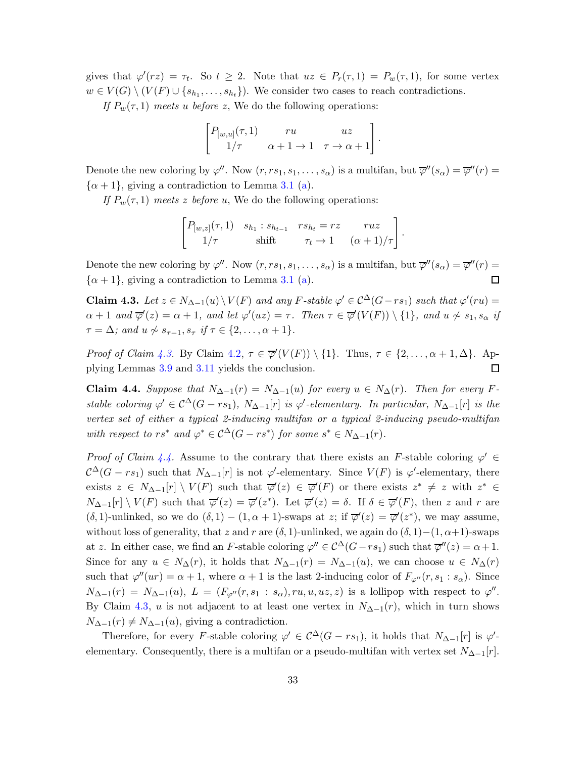gives that $\varphi'(rz) = \tau_t$. So $t \geq 2$. Note that $uz \in P_r(\tau, 1) = P_w(\tau, 1)$, for some vertex $w \in V(G) \setminus (V(F) \cup \{s_{h_1}, \ldots, s_{h_t}\})$. We consider two cases to reach contradictions.

*If $P_w(\tau, 1)$ meets $u$ before $z$*, We do the following operations:

$$\begin{bmatrix} P_{[w,u]}(\tau, 1) & ru & uz \\ 1/\tau & \alpha+1 \to 1 & \tau \to \alpha+1 \end{bmatrix}.$$

Denote the new coloring by $\varphi''$. Now $(r, rs_1, s_1, \ldots, s_\alpha)$ is a multifan, but $\overline{\varphi}''(s_\alpha) = \overline{\varphi}''(r) = \{\alpha+1\}$, giving a contradiction to Lemma 3.1 (a).

*If $P_w(\tau, 1)$ meets $z$ before $u$*, We do the following operations:

$$\begin{bmatrix} P_{[w,z]}(\tau, 1) & s_{h_1} : s_{h_{t-1}} & rs_{h_t} = rz & ruz \\ 1/\tau & \text{shift} & \tau_t \to 1 & (\alpha+1)/\tau \end{bmatrix}.$$

Denote the new coloring by $\varphi''$. Now $(r, rs_1, s_1, \ldots, s_\alpha)$ is a multifan, but $\overline{\varphi}''(s_\alpha) = \overline{\varphi}''(r) = \{\alpha+1\}$, giving a contradiction to Lemma 3.1 (a). $\square$

**Claim 4.3.** *Let $z \in N_{\Delta-1}(u) \setminus V(F)$ and any $F$-stable $\varphi' \in \mathcal{C}^\Delta(G - rs_1)$ such that $\varphi'(ru) = \alpha+1$ and $\overline{\varphi}'(z) = \alpha+1$, and let $\varphi'(uz) = \tau$. Then $\tau \in \overline{\varphi}'(V(F)) \setminus \{1\}$, and $u \not\sim s_1, s_\alpha$ if $\tau = \Delta$; and $u \not\sim s_{\tau-1}, s_\tau$ if $\tau \in \{2, \ldots, \alpha+1\}$.*

*Proof of Claim 4.3.* By Claim 4.2, $\tau \in \overline{\varphi}'(V(F)) \setminus \{1\}$. Thus, $\tau \in \{2, \ldots, \alpha+1, \Delta\}$. Applying Lemmas 3.9 and 3.11 yields the conclusion. $\square$

**Claim 4.4.** *Suppose that $N_{\Delta-1}(r) = N_{\Delta-1}(u)$ for every $u \in N_\Delta(r)$. Then for every $F$-stable coloring $\varphi' \in \mathcal{C}^\Delta(G - rs_1)$, $N_{\Delta-1}[r]$ is $\varphi'$-elementary. In particular, $N_{\Delta-1}[r]$ is the vertex set of either a typical 2-inducing multifan or a typical 2-inducing pseudo-multifan with respect to $rs^*$ and $\varphi^* \in \mathcal{C}^\Delta(G - rs^*)$ for some $s^* \in N_{\Delta-1}(r)$.*

*Proof of Claim 4.4.* Assume to the contrary that there exists an $F$-stable coloring $\varphi' \in \mathcal{C}^\Delta(G - rs_1)$ such that $N_{\Delta-1}[r]$ is not $\varphi'$-elementary. Since $V(F)$ is $\varphi'$-elementary, there exists $z \in N_{\Delta-1}[r] \setminus V(F)$ such that $\overline{\varphi}'(z) \in \overline{\varphi}'(F)$ or there exists $z^* \neq z$ with $z^* \in N_{\Delta-1}[r] \setminus V(F)$ such that $\overline{\varphi}'(z) = \overline{\varphi}'(z^*)$. Let $\overline{\varphi}'(z) = \delta$. If $\delta \in \overline{\varphi}'(F)$, then $z$ and $r$ are $(\delta, 1)$-unlinked, so we do $(\delta, 1) - (1, \alpha+1)$-swaps at $z$; if $\overline{\varphi}'(z) = \overline{\varphi}'(z^*)$, we may assume, without loss of generality, that $z$ and $r$ are $(\delta, 1)$-unlinked, we again do $(\delta, 1) - (1, \alpha+1)$-swaps at $z$. In either case, we find an $F$-stable coloring $\varphi'' \in \mathcal{C}^\Delta(G - rs_1)$ such that $\overline{\varphi}''(z) = \alpha+1$. Since for any $u \in N_\Delta(r)$, it holds that $N_{\Delta-1}(r) = N_{\Delta-1}(u)$, we can choose $u \in N_\Delta(r)$ such that $\varphi''(ur) = \alpha+1$, where $\alpha+1$ is the last 2-inducing color of $F_{\varphi''}(r, s_1 : s_\alpha)$. Since $N_{\Delta-1}(r) = N_{\Delta-1}(u)$, $L = (F_{\varphi''}(r, s_1 : s_\alpha), ru, u, uz, z)$ is a lollipop with respect to $\varphi''$. By Claim 4.3, $u$ is not adjacent to at least one vertex in $N_{\Delta-1}(r)$, which in turn shows $N_{\Delta-1}(r) \neq N_{\Delta-1}(u)$, giving a contradiction.

Therefore, for every $F$-stable coloring $\varphi' \in \mathcal{C}^\Delta(G - rs_1)$, it holds that $N_{\Delta-1}[r]$ is $\varphi'$-elementary. Consequently, there is a multifan or a pseudo-multifan with vertex set $N_{\Delta-1}[r]$.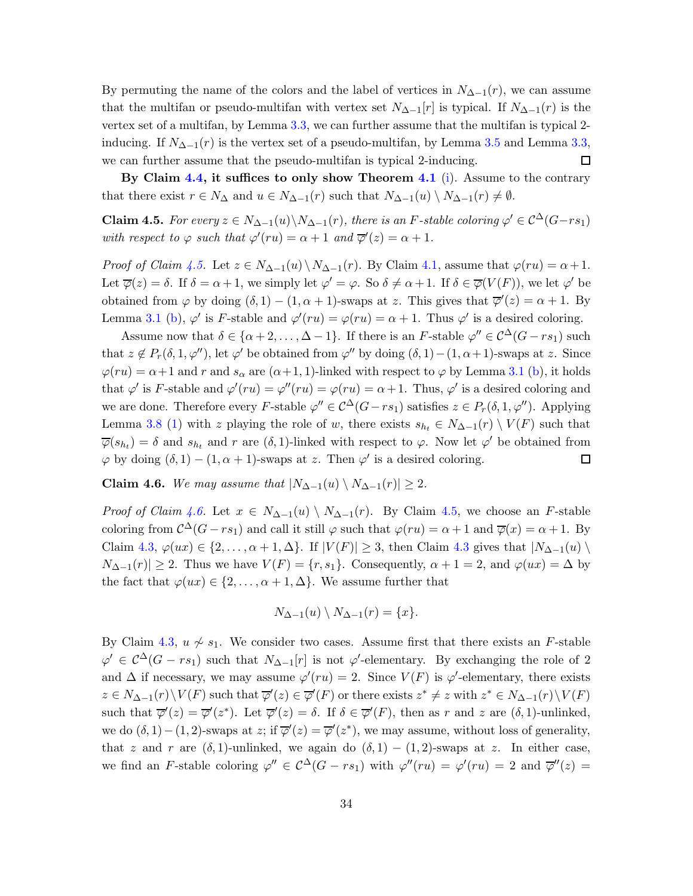By permuting the name of the colors and the label of vertices in $N_{\Delta-1}(r)$, we can assume that the multifan or pseudo-multifan with vertex set $N_{\Delta-1}[r]$ is typical. If $N_{\Delta-1}(r)$ is the vertex set of a multifan, by Lemma 3.3, we can further assume that the multifan is typical 2-inducing. If $N_{\Delta-1}(r)$ is the vertex set of a pseudo-multifan, by Lemma 3.5 and Lemma 3.3, we can further assume that the pseudo-multifan is typical 2-inducing. □

**By Claim 4.4, it suffices to only show Theorem 4.1 (i).** Assume to the contrary that there exist $r \in N_\Delta$ and $u \in N_{\Delta-1}(r)$ such that $N_{\Delta-1}(u) \setminus N_{\Delta-1}(r) \neq \emptyset$.

**Claim 4.5.** *For every $z \in N_{\Delta-1}(u) \setminus N_{\Delta-1}(r)$, there is an $F$-stable coloring $\varphi' \in \mathcal{C}^\Delta(G-rs_1)$ with respect to $\varphi$ such that $\varphi'(ru) = \alpha+1$ and $\overline{\varphi}'(z) = \alpha+1$.*

*Proof of Claim 4.5.* Let $z \in N_{\Delta-1}(u) \setminus N_{\Delta-1}(r)$. By Claim 4.1, assume that $\varphi(ru) = \alpha+1$. Let $\overline{\varphi}(z) = \delta$. If $\delta = \alpha+1$, we simply let $\varphi' = \varphi$. So $\delta \neq \alpha+1$. If $\delta \in \overline{\varphi}(V(F))$, we let $\varphi'$ be obtained from $\varphi$ by doing $(\delta, 1)-(1, \alpha+1)$-swaps at $z$. This gives that $\overline{\varphi}'(z) = \alpha+1$. By Lemma 3.1 (b), $\varphi'$ is $F$-stable and $\varphi'(ru) = \varphi(ru) = \alpha+1$. Thus $\varphi'$ is a desired coloring.

Assume now that $\delta \in \{\alpha+2, \dots, \Delta-1\}$. If there is an $F$-stable $\varphi'' \in \mathcal{C}^\Delta(G-rs_1)$ such that $z \notin P_r(\delta, 1, \varphi'')$, let $\varphi'$ be obtained from $\varphi''$ by doing $(\delta, 1)-(1, \alpha+1)$-swaps at $z$. Since $\varphi(ru) = \alpha+1$ and $r$ and $s_\alpha$ are $(\alpha+1, 1)$-linked with respect to $\varphi$ by Lemma 3.1 (b), it holds that $\varphi'$ is $F$-stable and $\varphi'(ru) = \varphi''(ru) = \varphi(ru) = \alpha+1$. Thus, $\varphi'$ is a desired coloring and we are done. Therefore every $F$-stable $\varphi'' \in \mathcal{C}^\Delta(G-rs_1)$ satisfies $z \in P_r(\delta, 1, \varphi'')$. Applying Lemma 3.8 (1) with $z$ playing the role of $w$, there exists $s_{h_t} \in N_{\Delta-1}(r) \setminus V(F)$ such that $\overline{\varphi}(s_{h_t}) = \delta$ and $s_{h_t}$ and $r$ are $(\delta, 1)$-linked with respect to $\varphi$. Now let $\varphi'$ be obtained from $\varphi$ by doing $(\delta, 1)-(1, \alpha+1)$-swaps at $z$. Then $\varphi'$ is a desired coloring. □

**Claim 4.6.** *We may assume that $|N_{\Delta-1}(u) \setminus N_{\Delta-1}(r)| \geq 2$.*

*Proof of Claim 4.6.* Let $x \in N_{\Delta-1}(u) \setminus N_{\Delta-1}(r)$. By Claim 4.5, we choose an $F$-stable coloring from $\mathcal{C}^\Delta(G-rs_1)$ and call it still $\varphi$ such that $\varphi(ru) = \alpha+1$ and $\overline{\varphi}(x) = \alpha+1$. By Claim 4.3, $\varphi(ux) \in \{2, \dots, \alpha+1, \Delta\}$. If $|V(F)| \geq 3$, then Claim 4.3 gives that $|N_{\Delta-1}(u) \setminus N_{\Delta-1}(r)| \geq 2$. Thus we have $V(F) = \{r, s_1\}$. Consequently, $\alpha+1 = 2$, and $\varphi(ux) = \Delta$ by the fact that $\varphi(ux) \in \{2, \dots, \alpha+1, \Delta\}$. We assume further that

$$N_{\Delta-1}(u) \setminus N_{\Delta-1}(r) = \{x\}.$$

By Claim 4.3, $u \not\sim s_1$. We consider two cases. Assume first that there exists an $F$-stable $\varphi' \in \mathcal{C}^\Delta(G-rs_1)$ such that $N_{\Delta-1}[r]$ is not $\varphi'$-elementary. By exchanging the role of 2 and $\Delta$ if necessary, we may assume $\varphi'(ru) = 2$. Since $V(F)$ is $\varphi'$-elementary, there exists $z \in N_{\Delta-1}(r) \setminus V(F)$ such that $\overline{\varphi}'(z) \in \overline{\varphi}'(F)$ or there exists $z^* \neq z$ with $z^* \in N_{\Delta-1}(r) \setminus V(F)$ such that $\overline{\varphi}'(z) = \overline{\varphi}'(z^*)$. Let $\overline{\varphi}'(z) = \delta$. If $\delta \in \overline{\varphi}'(F)$, then as $r$ and $z$ are $(\delta, 1)$-unlinked, we do $(\delta, 1)-(1, 2)$-swaps at $z$; if $\overline{\varphi}'(z) = \overline{\varphi}'(z^*)$, we may assume, without loss of generality, that $z$ and $r$ are $(\delta, 1)$-unlinked, we again do $(\delta, 1)-(1, 2)$-swaps at $z$. In either case, we find an $F$-stable coloring $\varphi'' \in \mathcal{C}^\Delta(G-rs_1)$ with $\varphi''(ru) = \varphi'(ru) = 2$ and $\overline{\varphi}''(z) =$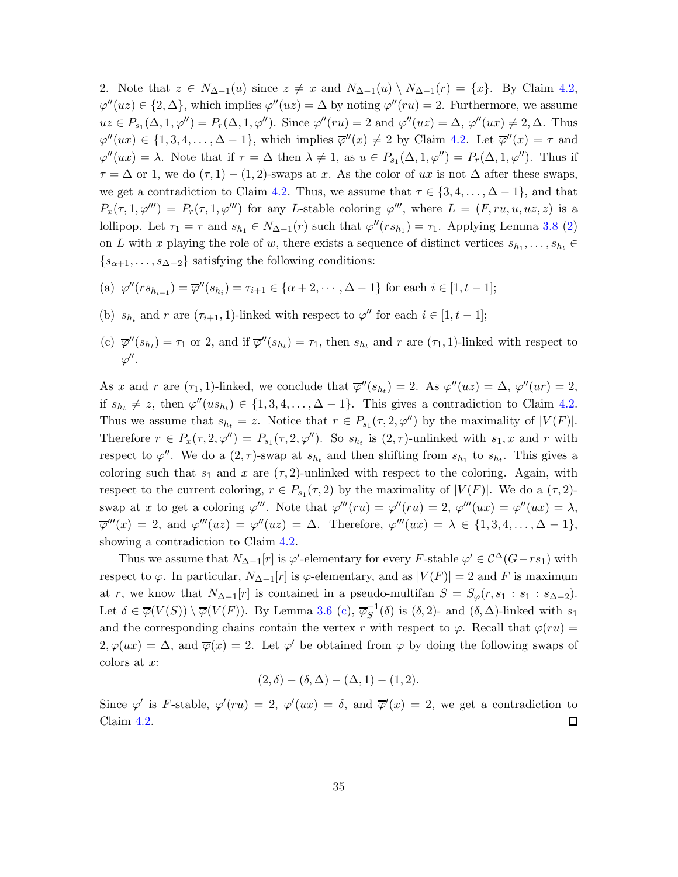2. Note that $z \in N_{\Delta-1}(u)$ since $z \neq x$ and $N_{\Delta-1}(u) \setminus N_{\Delta-1}(r) = \{x\}$. By Claim 4.2, $\varphi''(uz) \in \{2, \Delta\}$, which implies $\varphi''(uz) = \Delta$ by noting $\varphi''(ru) = 2$. Furthermore, we assume $uz \in P_{s_1}(\Delta, 1, \varphi'') = P_r(\Delta, 1, \varphi'')$. Since $\varphi''(ru) = 2$ and $\varphi''(uz) = \Delta$, $\varphi''(ux) \neq 2, \Delta$. Thus $\varphi''(ux) \in \{1, 3, 4, \ldots, \Delta - 1\}$, which implies $\overline{\varphi}''(x) \neq 2$ by Claim 4.2. Let $\overline{\varphi}''(x) = \tau$ and $\varphi''(ux) = \lambda$. Note that if $\tau = \Delta$ then $\lambda \neq 1$, as $u \in P_{s_1}(\Delta, 1, \varphi'') = P_r(\Delta, 1, \varphi'')$. Thus if $\tau = \Delta$ or 1, we do $(\tau, 1) - (1, 2)$-swaps at $x$. As the color of $ux$ is not $\Delta$ after these swaps, we get a contradiction to Claim 4.2. Thus, we assume that $\tau \in \{3, 4, \ldots, \Delta - 1\}$, and that $P_x(\tau, 1, \varphi''') = P_r(\tau, 1, \varphi''')$ for any $L$-stable coloring $\varphi'''$, where $L = (F, ru, u, uz, z)$ is a lollipop. Let $\tau_1 = \tau$ and $s_{h_1} \in N_{\Delta-1}(r)$ such that $\varphi''(rs_{h_1}) = \tau_1$. Applying Lemma 3.8 (2) on $L$ with $x$ playing the role of $w$, there exists a sequence of distinct vertices $s_{h_1}, \ldots, s_{h_t} \in \{s_{\alpha+1}, \ldots, s_{\Delta-2}\}$ satisfying the following conditions:

(a) $\varphi''(rs_{h_{i+1}}) = \overline{\varphi}''(s_{h_i}) = \tau_{i+1} \in \{\alpha + 2, \cdots, \Delta - 1\}$ for each $i \in [1, t-1]$;

(b) $s_{h_i}$ and $r$ are $(\tau_{i+1}, 1)$-linked with respect to $\varphi''$ for each $i \in [1, t-1]$;

(c) $\overline{\varphi}''(s_{h_t}) = \tau_1$ or 2, and if $\overline{\varphi}''(s_{h_t}) = \tau_1$, then $s_{h_t}$ and $r$ are $(\tau_1, 1)$-linked with respect to $\varphi''$.

As $x$ and $r$ are $(\tau_1, 1)$-linked, we conclude that $\overline{\varphi}''(s_{h_t}) = 2$. As $\varphi''(uz) = \Delta$, $\varphi''(ur) = 2$, if $s_{h_t} \neq z$, then $\varphi''(us_{h_t}) \in \{1, 3, 4, \ldots, \Delta - 1\}$. This gives a contradiction to Claim 4.2. Thus we assume that $s_{h_t} = z$. Notice that $r \in P_{s_1}(\tau, 2, \varphi'')$ by the maximality of $|V(F)|$. Therefore $r \in P_x(\tau, 2, \varphi'') = P_{s_1}(\tau, 2, \varphi'')$. So $s_{h_t}$ is $(2, \tau)$-unlinked with $s_1, x$ and $r$ with respect to $\varphi''$. We do a $(2, \tau)$-swap at $s_{h_t}$ and then shifting from $s_{h_1}$ to $s_{h_t}$. This gives a coloring such that $s_1$ and $x$ are $(\tau, 2)$-unlinked with respect to the coloring. Again, with respect to the current coloring, $r \in P_{s_1}(\tau, 2)$ by the maximality of $|V(F)|$. We do a $(\tau, 2)$-swap at $x$ to get a coloring $\varphi'''$. Note that $\varphi'''(ru) = \varphi''(ru) = 2$, $\varphi'''(ux) = \varphi''(ux) = \lambda$, $\overline{\varphi}'''(x) = 2$, and $\varphi'''(uz) = \varphi''(uz) = \Delta$. Therefore, $\varphi'''(ux) = \lambda \in \{1, 3, 4, \ldots, \Delta - 1\}$, showing a contradiction to Claim 4.2.

Thus we assume that $N_{\Delta-1}[r]$ is $\varphi'$-elementary for every $F$-stable $\varphi' \in \mathcal{C}^{\Delta}(G - rs_1)$ with respect to $\varphi$. In particular, $N_{\Delta-1}[r]$ is $\varphi$-elementary, and as $|V(F)| = 2$ and $F$ is maximum at $r$, we know that $N_{\Delta-1}[r]$ is contained in a pseudo-multifan $S = S_\varphi(r, s_1 : s_1 : s_{\Delta-2})$. Let $\delta \in \overline{\varphi}(V(S)) \setminus \overline{\varphi}(V(F))$. By Lemma 3.6 (c), $\overline{\varphi}_S^{-1}(\delta)$ is $(\delta, 2)$- and $(\delta, \Delta)$-linked with $s_1$ and the corresponding chains contain the vertex $r$ with respect to $\varphi$. Recall that $\varphi(ru) = 2, \varphi(ux) = \Delta$, and $\overline{\varphi}(x) = 2$. Let $\varphi'$ be obtained from $\varphi$ by doing the following swaps of colors at $x$:

$$(2, \delta) - (\delta, \Delta) - (\Delta, 1) - (1, 2).$$

Since $\varphi'$ is $F$-stable, $\varphi'(ru) = 2$, $\varphi'(ux) = \delta$, and $\overline{\varphi}'(x) = 2$, we get a contradiction to Claim 4.2. □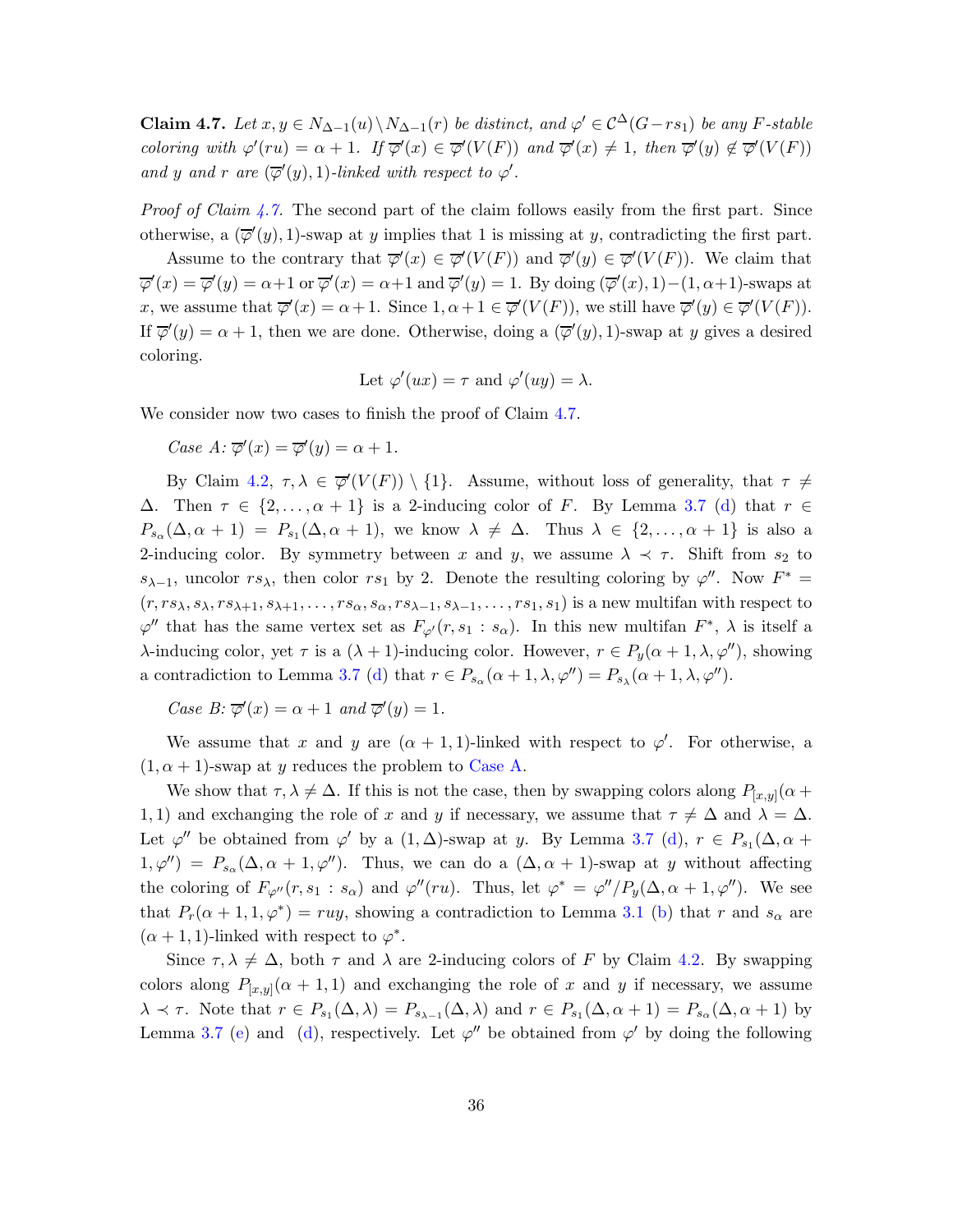**Claim 4.7.** *Let $x, y \in N_{\Delta-1}(u) \setminus N_{\Delta-1}(r)$ be distinct, and $\varphi' \in \mathcal{C}^\Delta(G - rs_1)$ be any $F$-stable coloring with $\varphi'(ru) = \alpha+1$. If $\overline{\varphi}'(x) \in \overline{\varphi}'(V(F))$ and $\overline{\varphi}'(x) \neq 1$, then $\overline{\varphi}'(y) \notin \overline{\varphi}'(V(F))$ and $y$ and $r$ are $(\overline{\varphi}'(y), 1)$-linked with respect to $\varphi'$.*

*Proof of Claim 4.7.* The second part of the claim follows easily from the first part. Since otherwise, a $(\overline{\varphi}'(y), 1)$-swap at $y$ implies that 1 is missing at $y$, contradicting the first part.

Assume to the contrary that $\overline{\varphi}'(x) \in \overline{\varphi}'(V(F))$ and $\overline{\varphi}'(y) \in \overline{\varphi}'(V(F))$. We claim that $\overline{\varphi}'(x) = \overline{\varphi}'(y) = \alpha+1$ or $\overline{\varphi}'(x) = \alpha+1$ and $\overline{\varphi}'(y) = 1$. By doing $(\overline{\varphi}'(x), 1)-(1, \alpha+1)$-swaps at $x$, we assume that $\overline{\varphi}'(x) = \alpha+1$. Since $1, \alpha+1 \in \overline{\varphi}'(V(F))$, we still have $\overline{\varphi}'(y) \in \overline{\varphi}'(V(F))$. If $\overline{\varphi}'(y) = \alpha+1$, then we are done. Otherwise, doing a $(\overline{\varphi}'(y), 1)$-swap at $y$ gives a desired coloring.

$$\text{Let } \varphi'(ux) = \tau \text{ and } \varphi'(uy) = \lambda.$$

We consider now two cases to finish the proof of Claim 4.7.

*Case A: $\overline{\varphi}'(x) = \overline{\varphi}'(y) = \alpha+1$.*

By Claim 4.2, $\tau, \lambda \in \overline{\varphi}'(V(F)) \setminus \{1\}$. Assume, without loss of generality, that $\tau \neq \Delta$. Then $\tau \in \{2, \ldots, \alpha+1\}$ is a 2-inducing color of $F$. By Lemma 3.7 (d) that $r \in P_{s_\alpha}(\Delta, \alpha+1) = P_{s_1}(\Delta, \alpha+1)$, we know $\lambda \neq \Delta$. Thus $\lambda \in \{2, \ldots, \alpha+1\}$ is also a 2-inducing color. By symmetry between $x$ and $y$, we assume $\lambda \prec \tau$. Shift from $s_2$ to $s_{\lambda-1}$, uncolor $rs_\lambda$, then color $rs_1$ by 2. Denote the resulting coloring by $\varphi''$. Now $F^* = (r, rs_\lambda, s_\lambda, rs_{\lambda+1}, s_{\lambda+1}, \ldots, rs_\alpha, s_\alpha, rs_{\lambda-1}, s_{\lambda-1}, \ldots, rs_1, s_1)$ is a new multifan with respect to $\varphi''$ that has the same vertex set as $F_{\varphi'}(r, s_1 : s_\alpha)$. In this new multifan $F^*$, $\lambda$ is itself a $\lambda$-inducing color, yet $\tau$ is a $(\lambda+1)$-inducing color. However, $r \in P_y(\alpha+1, \lambda, \varphi'')$, showing a contradiction to Lemma 3.7 (d) that $r \in P_{s_\alpha}(\alpha+1, \lambda, \varphi'') = P_{s_\lambda}(\alpha+1, \lambda, \varphi'')$.

*Case B: $\overline{\varphi}'(x) = \alpha+1$ and $\overline{\varphi}'(y) = 1$.*

We assume that $x$ and $y$ are $(\alpha+1, 1)$-linked with respect to $\varphi'$. For otherwise, a $(1, \alpha+1)$-swap at $y$ reduces the problem to Case A.

We show that $\tau, \lambda \neq \Delta$. If this is not the case, then by swapping colors along $P_{[x,y]}(\alpha+1, 1)$ and exchanging the role of $x$ and $y$ if necessary, we assume that $\tau \neq \Delta$ and $\lambda = \Delta$. Let $\varphi''$ be obtained from $\varphi'$ by a $(1, \Delta)$-swap at $y$. By Lemma 3.7 (d), $r \in P_{s_1}(\Delta, \alpha+1, \varphi'') = P_{s_\alpha}(\Delta, \alpha+1, \varphi'')$. Thus, we can do a $(\Delta, \alpha+1)$-swap at $y$ without affecting the coloring of $F_{\varphi''}(r, s_1 : s_\alpha)$ and $\varphi''(ru)$. Thus, let $\varphi^* = \varphi''/P_y(\Delta, \alpha+1, \varphi'')$. We see that $P_r(\alpha+1, 1, \varphi^*) = ruy$, showing a contradiction to Lemma 3.1 (b) that $r$ and $s_\alpha$ are $(\alpha+1, 1)$-linked with respect to $\varphi^*$.

Since $\tau, \lambda \neq \Delta$, both $\tau$ and $\lambda$ are 2-inducing colors of $F$ by Claim 4.2. By swapping colors along $P_{[x,y]}(\alpha+1, 1)$ and exchanging the role of $x$ and $y$ if necessary, we assume $\lambda \prec \tau$. Note that $r \in P_{s_1}(\Delta, \lambda) = P_{s_{\lambda-1}}(\Delta, \lambda)$ and $r \in P_{s_1}(\Delta, \alpha+1) = P_{s_\alpha}(\Delta, \alpha+1)$ by Lemma 3.7 (e) and (d), respectively. Let $\varphi''$ be obtained from $\varphi'$ by doing the following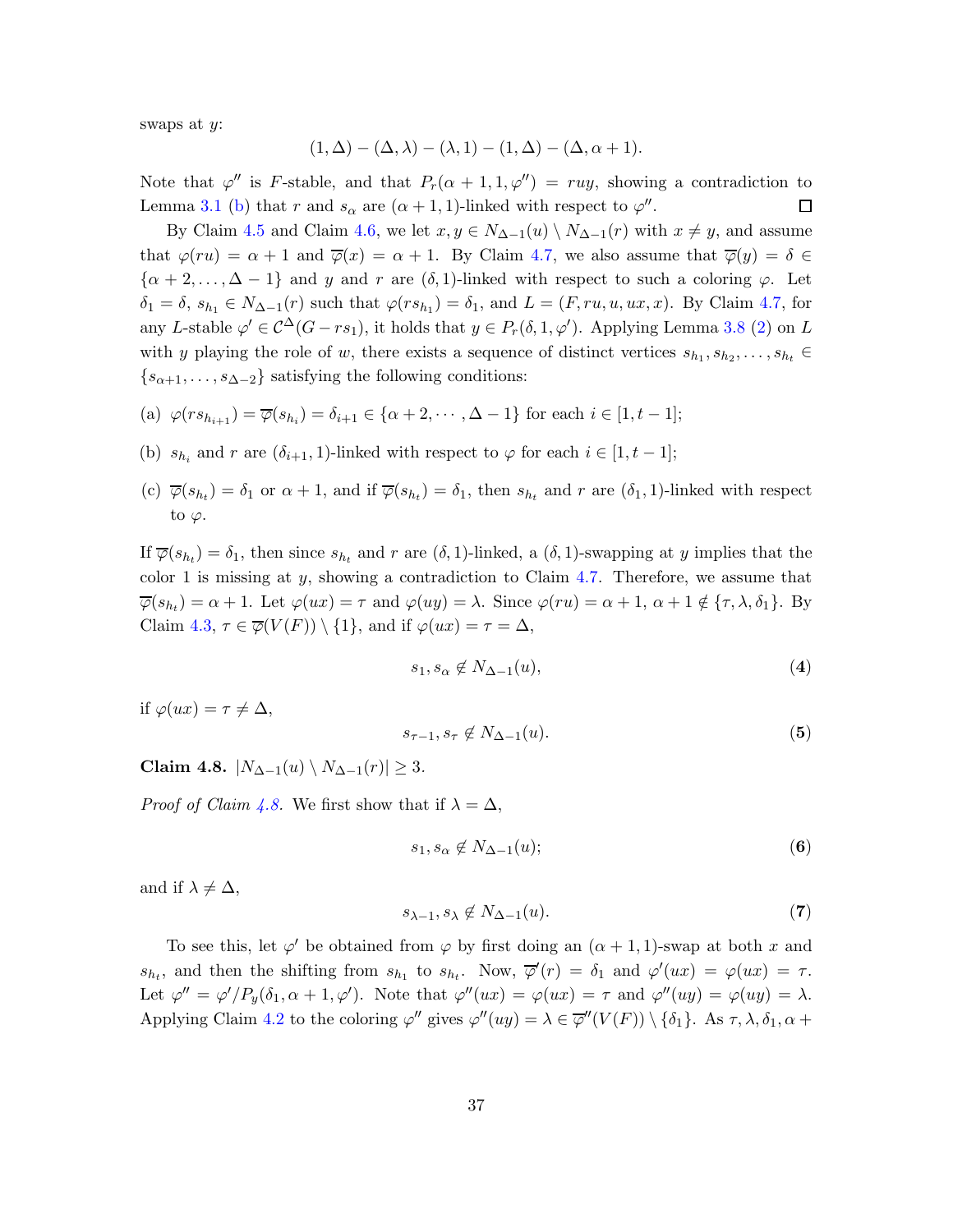swaps at $y$:

$$(1, \Delta) - (\Delta, \lambda) - (\lambda, 1) - (1, \Delta) - (\Delta, \alpha+1).$$

Note that $\varphi''$ is $F$-stable, and that $P_r(\alpha+1, 1, \varphi'') = ruy$, showing a contradiction to Lemma 3.1 (b) that $r$ and $s_\alpha$ are $(\alpha+1, 1)$-linked with respect to $\varphi''$. $\square$

By Claim 4.5 and Claim 4.6, we let $x, y \in N_{\Delta-1}(u) \setminus N_{\Delta-1}(r)$ with $x \neq y$, and assume that $\varphi(ru) = \alpha+1$ and $\overline{\varphi}(x) = \alpha+1$. By Claim 4.7, we also assume that $\overline{\varphi}(y) = \delta \in \{\alpha+2, \dots, \Delta-1\}$ and $y$ and $r$ are $(\delta, 1)$-linked with respect to such a coloring $\varphi$. Let $\delta_1 = \delta$, $s_{h_1} \in N_{\Delta-1}(r)$ such that $\varphi(rs_{h_1}) = \delta_1$, and $L = (F, ru, u, ux, x)$. By Claim 4.7, for any $L$-stable $\varphi' \in \mathcal{C}^\Delta(G - rs_1)$, it holds that $y \in P_r(\delta, 1, \varphi')$. Applying Lemma 3.8 (2) on $L$ with $y$ playing the role of $w$, there exists a sequence of distinct vertices $s_{h_1}, s_{h_2}, \dots, s_{h_t} \in \{s_{\alpha+1}, \dots, s_{\Delta-2}\}$ satisfying the following conditions:

(a) $\varphi(rs_{h_{i+1}}) = \overline{\varphi}(s_{h_i}) = \delta_{i+1} \in \{\alpha+2, \cdots, \Delta-1\}$ for each $i \in [1, t-1]$;

(b) $s_{h_i}$ and $r$ are $(\delta_{i+1}, 1)$-linked with respect to $\varphi$ for each $i \in [1, t-1]$;

(c) $\overline{\varphi}(s_{h_t}) = \delta_1$ or $\alpha+1$, and if $\overline{\varphi}(s_{h_t}) = \delta_1$, then $s_{h_t}$ and $r$ are $(\delta_1, 1)$-linked with respect to $\varphi$.

If $\overline{\varphi}(s_{h_t}) = \delta_1$, then since $s_{h_t}$ and $r$ are $(\delta, 1)$-linked, a $(\delta, 1)$-swapping at $y$ implies that the color 1 is missing at $y$, showing a contradiction to Claim 4.7. Therefore, we assume that $\overline{\varphi}(s_{h_t}) = \alpha+1$. Let $\varphi(ux) = \tau$ and $\varphi(uy) = \lambda$. Since $\varphi(ru) = \alpha+1$, $\alpha+1 \notin \{\tau, \lambda, \delta_1\}$. By Claim 4.3, $\tau \in \overline{\varphi}(V(F)) \setminus \{1\}$, and if $\varphi(ux) = \tau = \Delta$,

$$s_1, s_\alpha \notin N_{\Delta-1}(u), \tag{4}$$

if $\varphi(ux) = \tau \neq \Delta$,

$$s_{\tau-1}, s_\tau \notin N_{\Delta-1}(u). \tag{5}$$

**Claim 4.8.** $|N_{\Delta-1}(u) \setminus N_{\Delta-1}(r)| \geq 3$.

*Proof of Claim 4.8.* We first show that if $\lambda = \Delta$,

$$s_1, s_\alpha \notin N_{\Delta-1}(u); \tag{6}$$

and if $\lambda \neq \Delta$,

$$s_{\lambda-1}, s_\lambda \notin N_{\Delta-1}(u). \tag{7}$$

To see this, let $\varphi'$ be obtained from $\varphi$ by first doing an $(\alpha+1, 1)$-swap at both $x$ and $s_{h_t}$, and then the shifting from $s_{h_1}$ to $s_{h_t}$. Now, $\overline{\varphi}'(r) = \delta_1$ and $\varphi'(ux) = \varphi(ux) = \tau$. Let $\varphi'' = \varphi'/P_y(\delta_1, \alpha+1, \varphi')$. Note that $\varphi''(ux) = \varphi(ux) = \tau$ and $\varphi''(uy) = \varphi(uy) = \lambda$. Applying Claim 4.2 to the coloring $\varphi''$ gives $\varphi''(uy) = \lambda \in \overline{\varphi}''(V(F)) \setminus \{\delta_1\}$. As $\tau, \lambda, \delta_1, \alpha +$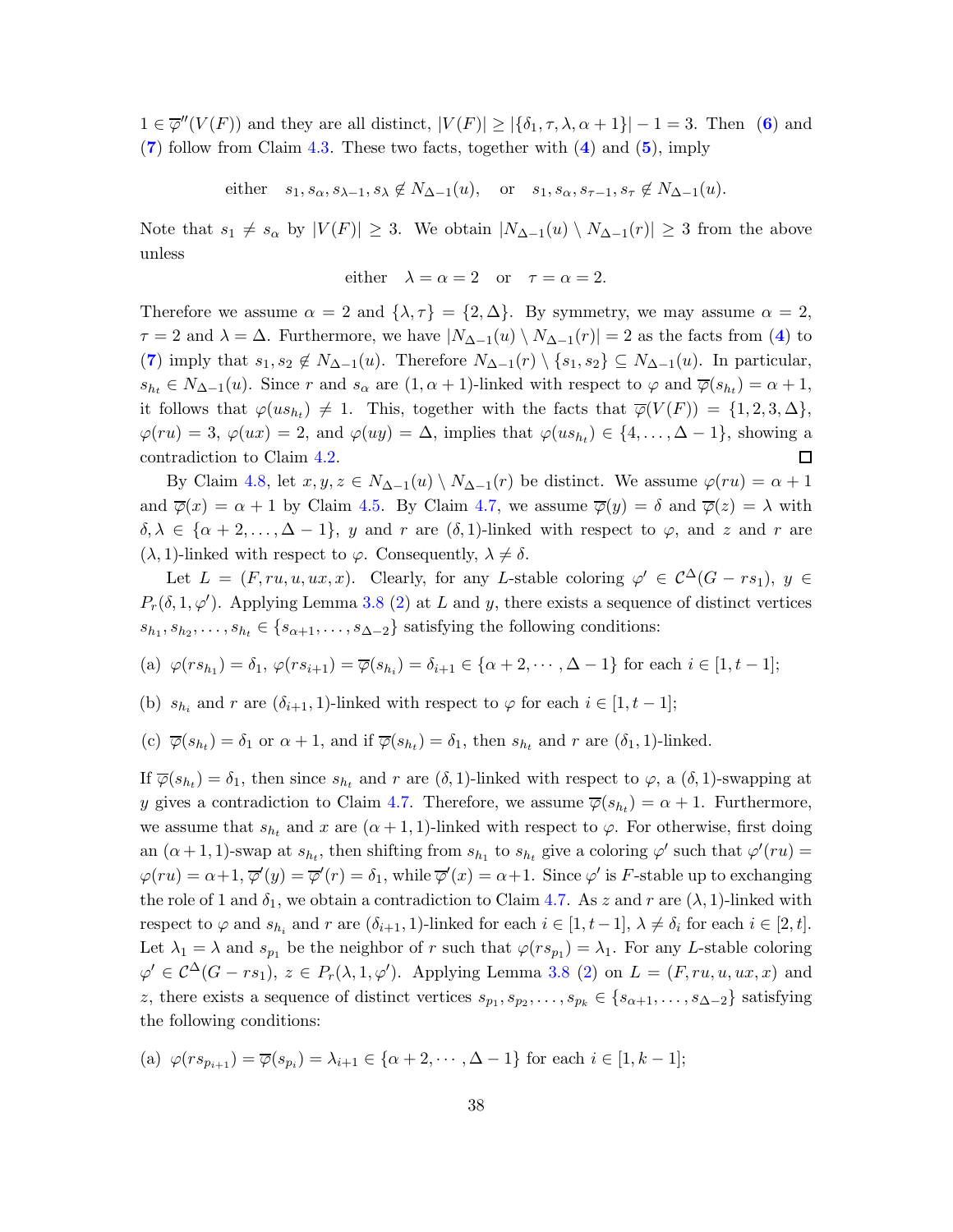$1 \in \overline{\varphi}''(V(F))$ and they are all distinct, $|V(F)| \geq |\{\delta_1, \tau, \lambda, \alpha+1\}| - 1 = 3$. Then (6) and (7) follow from Claim 4.3. These two facts, together with (4) and (5), imply

$$\text{either} \quad s_1, s_\alpha, s_{\lambda-1}, s_\lambda \notin N_{\Delta-1}(u), \quad \text{or} \quad s_1, s_\alpha, s_{\tau-1}, s_\tau \notin N_{\Delta-1}(u).$$

Note that $s_1 \neq s_\alpha$ by $|V(F)| \geq 3$. We obtain $|N_{\Delta-1}(u) \setminus N_{\Delta-1}(r)| \geq 3$ from the above unless

$$\text{either} \quad \lambda = \alpha = 2 \quad \text{or} \quad \tau = \alpha = 2.$$

Therefore we assume $\alpha = 2$ and $\{\lambda, \tau\} = \{2, \Delta\}$. By symmetry, we may assume $\alpha = 2$, $\tau = 2$ and $\lambda = \Delta$. Furthermore, we have $|N_{\Delta-1}(u) \setminus N_{\Delta-1}(r)| = 2$ as the facts from (4) to (7) imply that $s_1, s_2 \notin N_{\Delta-1}(u)$. Therefore $N_{\Delta-1}(r) \setminus \{s_1, s_2\} \subseteq N_{\Delta-1}(u)$. In particular, $s_{h_t} \in N_{\Delta-1}(u)$. Since $r$ and $s_\alpha$ are $(1, \alpha+1)$-linked with respect to $\varphi$ and $\overline{\varphi}(s_{h_t}) = \alpha+1$, it follows that $\varphi(us_{h_t}) \neq 1$. This, together with the facts that $\overline{\varphi}(V(F)) = \{1, 2, 3, \Delta\}$, $\varphi(ru) = 3$, $\varphi(ux) = 2$, and $\varphi(uy) = \Delta$, implies that $\varphi(us_{h_t}) \in \{4, \ldots, \Delta-1\}$, showing a contradiction to Claim 4.2. □

By Claim 4.8, let $x, y, z \in N_{\Delta-1}(u) \setminus N_{\Delta-1}(r)$ be distinct. We assume $\varphi(ru) = \alpha+1$ and $\overline{\varphi}(x) = \alpha+1$ by Claim 4.5. By Claim 4.7, we assume $\overline{\varphi}(y) = \delta$ and $\overline{\varphi}(z) = \lambda$ with $\delta, \lambda \in \{\alpha+2, \ldots, \Delta-1\}$, $y$ and $r$ are $(\delta, 1)$-linked with respect to $\varphi$, and $z$ and $r$ are $(\lambda, 1)$-linked with respect to $\varphi$. Consequently, $\lambda \neq \delta$.

Let $L = (F, ru, u, ux, x)$. Clearly, for any $L$-stable coloring $\varphi' \in \mathcal{C}^\Delta(G - rs_1)$, $y \in P_r(\delta, 1, \varphi')$. Applying Lemma 3.8 (2) at $L$ and $y$, there exists a sequence of distinct vertices $s_{h_1}, s_{h_2}, \ldots, s_{h_t} \in \{s_{\alpha+1}, \ldots, s_{\Delta-2}\}$ satisfying the following conditions:

(a) $\varphi(rs_{h_1}) = \delta_1$, $\varphi(rs_{i+1}) = \overline{\varphi}(s_{h_i}) = \delta_{i+1} \in \{\alpha+2, \cdots, \Delta-1\}$ for each $i \in [1, t-1]$;

(b) $s_{h_i}$ and $r$ are $(\delta_{i+1}, 1)$-linked with respect to $\varphi$ for each $i \in [1, t-1]$;

(c) $\overline{\varphi}(s_{h_t}) = \delta_1$ or $\alpha+1$, and if $\overline{\varphi}(s_{h_t}) = \delta_1$, then $s_{h_t}$ and $r$ are $(\delta_1, 1)$-linked.

If $\overline{\varphi}(s_{h_t}) = \delta_1$, then since $s_{h_t}$ and $r$ are $(\delta, 1)$-linked with respect to $\varphi$, a $(\delta, 1)$-swapping at $y$ gives a contradiction to Claim 4.7. Therefore, we assume $\overline{\varphi}(s_{h_t}) = \alpha+1$. Furthermore, we assume that $s_{h_t}$ and $x$ are $(\alpha+1, 1)$-linked with respect to $\varphi$. For otherwise, first doing an $(\alpha+1, 1)$-swap at $s_{h_t}$, then shifting from $s_{h_1}$ to $s_{h_t}$ give a coloring $\varphi'$ such that $\varphi'(ru) = \varphi(ru) = \alpha+1$, $\overline{\varphi}'(y) = \overline{\varphi}'(r) = \delta_1$, while $\overline{\varphi}'(x) = \alpha+1$. Since $\varphi'$ is $F$-stable up to exchanging the role of 1 and $\delta_1$, we obtain a contradiction to Claim 4.7. As $z$ and $r$ are $(\lambda, 1)$-linked with respect to $\varphi$ and $s_{h_i}$ and $r$ are $(\delta_{i+1}, 1)$-linked for each $i \in [1, t-1]$, $\lambda \neq \delta_i$ for each $i \in [2, t]$. Let $\lambda_1 = \lambda$ and $s_{p_1}$ be the neighbor of $r$ such that $\varphi(rs_{p_1}) = \lambda_1$. For any $L$-stable coloring $\varphi' \in \mathcal{C}^\Delta(G - rs_1)$, $z \in P_r(\lambda, 1, \varphi')$. Applying Lemma 3.8 (2) on $L = (F, ru, u, ux, x)$ and $z$, there exists a sequence of distinct vertices $s_{p_1}, s_{p_2}, \ldots, s_{p_k} \in \{s_{\alpha+1}, \ldots, s_{\Delta-2}\}$ satisfying the following conditions:

(a) $\varphi(rs_{p_{i+1}}) = \overline{\varphi}(s_{p_i}) = \lambda_{i+1} \in \{\alpha+2, \cdots, \Delta-1\}$ for each $i \in [1, k-1]$;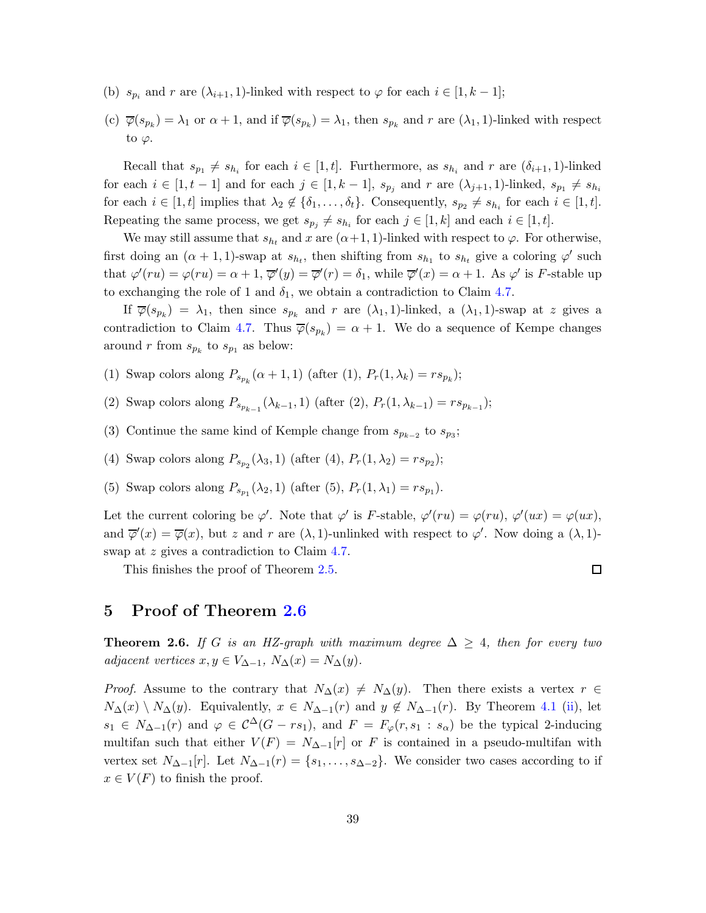(b) $s_{p_i}$ and $r$ are $(\lambda_{i+1}, 1)$-linked with respect to $\varphi$ for each $i \in [1, k-1]$;

(c) $\overline{\varphi}(s_{p_k}) = \lambda_1$ or $\alpha + 1$, and if $\overline{\varphi}(s_{p_k}) = \lambda_1$, then $s_{p_k}$ and $r$ are $(\lambda_1, 1)$-linked with respect to $\varphi$.

Recall that $s_{p_1} \neq s_{h_i}$ for each $i \in [1, t]$. Furthermore, as $s_{h_i}$ and $r$ are $(\delta_{i+1}, 1)$-linked for each $i \in [1, t-1]$ and for each $j \in [1, k-1]$, $s_{p_j}$ and $r$ are $(\lambda_{j+1}, 1)$-linked, $s_{p_1} \neq s_{h_i}$ for each $i \in [1, t]$ implies that $\lambda_2 \notin \{\delta_1, \ldots, \delta_t\}$. Consequently, $s_{p_2} \neq s_{h_i}$ for each $i \in [1, t]$. Repeating the same process, we get $s_{p_j} \neq s_{h_i}$ for each $j \in [1, k]$ and each $i \in [1, t]$.

We may still assume that $s_{h_t}$ and $x$ are $(\alpha+1, 1)$-linked with respect to $\varphi$. For otherwise, first doing an $(\alpha + 1, 1)$-swap at $s_{h_t}$, then shifting from $s_{h_1}$ to $s_{h_t}$ give a coloring $\varphi'$ such that $\varphi'(ru) = \varphi(ru) = \alpha + 1$, $\overline{\varphi}'(y) = \overline{\varphi}'(r) = \delta_1$, while $\overline{\varphi}'(x) = \alpha + 1$. As $\varphi'$ is $F$-stable up to exchanging the role of 1 and $\delta_1$, we obtain a contradiction to Claim 4.7.

If $\overline{\varphi}(s_{p_k}) = \lambda_1$, then since $s_{p_k}$ and $r$ are $(\lambda_1, 1)$-linked, a $(\lambda_1, 1)$-swap at $z$ gives a contradiction to Claim 4.7. Thus $\overline{\varphi}(s_{p_k}) = \alpha + 1$. We do a sequence of Kempe changes around $r$ from $s_{p_k}$ to $s_{p_1}$ as below:

(1) Swap colors along $P_{s_{p_k}}(\alpha + 1, 1)$ (after (1), $P_r(1, \lambda_k) = rs_{p_k}$);

(2) Swap colors along $P_{s_{p_{k-1}}}(\lambda_{k-1}, 1)$ (after (2), $P_r(1, \lambda_{k-1}) = rs_{p_{k-1}}$);

(3) Continue the same kind of Kemple change from $s_{p_{k-2}}$ to $s_{p_3}$;

(4) Swap colors along $P_{s_{p_2}}(\lambda_3, 1)$ (after (4), $P_r(1, \lambda_2) = rs_{p_2}$);

(5) Swap colors along $P_{s_{p_1}}(\lambda_2, 1)$ (after (5), $P_r(1, \lambda_1) = rs_{p_1}$).

Let the current coloring be $\varphi'$. Note that $\varphi'$ is $F$-stable, $\varphi'(ru) = \varphi(ru)$, $\varphi'(ux) = \varphi(ux)$, and $\overline{\varphi}'(x) = \overline{\varphi}(x)$, but $z$ and $r$ are $(\lambda, 1)$-unlinked with respect to $\varphi'$. Now doing a $(\lambda, 1)$-swap at $z$ gives a contradiction to Claim 4.7.

This finishes the proof of Theorem 2.5. $\square$

# 5 Proof of Theorem 2.6

**Theorem 2.6.** *If $G$ is an HZ-graph with maximum degree $\Delta \geq 4$, then for every two adjacent vertices $x, y \in V_{\Delta-1}$, $N_\Delta(x) = N_\Delta(y)$.*

*Proof.* Assume to the contrary that $N_\Delta(x) \neq N_\Delta(y)$. Then there exists a vertex $r \in N_\Delta(x) \setminus N_\Delta(y)$. Equivalently, $x \in N_{\Delta-1}(r)$ and $y \notin N_{\Delta-1}(r)$. By Theorem 4.1 (ii), let $s_1 \in N_{\Delta-1}(r)$ and $\varphi \in \mathcal{C}^\Delta(G - rs_1)$, and $F = F_\varphi(r, s_1 : s_\alpha)$ be the typical 2-inducing multifan such that either $V(F) = N_{\Delta-1}[r]$ or $F$ is contained in a pseudo-multifan with vertex set $N_{\Delta-1}[r]$. Let $N_{\Delta-1}(r) = \{s_1, \ldots, s_{\Delta-2}\}$. We consider two cases according to if $x \in V(F)$ to finish the proof.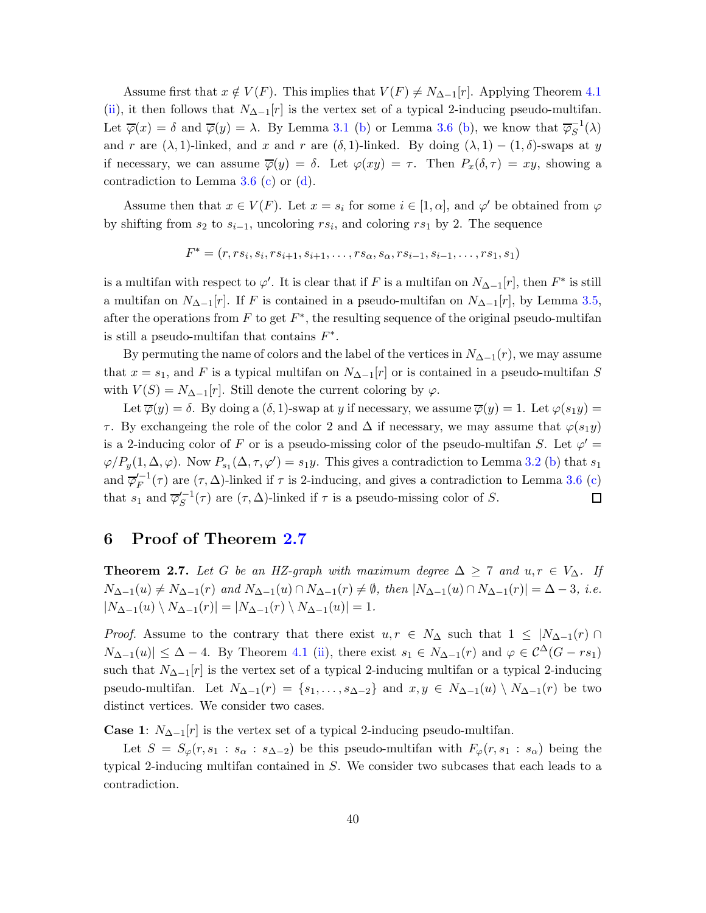Assume first that $x \notin V(F)$. This implies that $V(F) \neq N_{\Delta-1}[r]$. Applying Theorem 4.1 (ii), it then follows that $N_{\Delta-1}[r]$ is the vertex set of a typical 2-inducing pseudo-multifan. Let $\overline{\varphi}(x) = \delta$ and $\overline{\varphi}(y) = \lambda$. By Lemma 3.1 (b) or Lemma 3.6 (b), we know that $\overline{\varphi}_S^{-1}(\lambda)$ and $r$ are $(\lambda, 1)$-linked, and $x$ and $r$ are $(\delta, 1)$-linked. By doing $(\lambda, 1) - (1, \delta)$-swaps at $y$ if necessary, we can assume $\overline{\varphi}(y) = \delta$. Let $\varphi(xy) = \tau$. Then $P_x(\delta, \tau) = xy$, showing a contradiction to Lemma 3.6 (c) or (d).

Assume then that $x \in V(F)$. Let $x = s_i$ for some $i \in [1, \alpha]$, and $\varphi'$ be obtained from $\varphi$ by shifting from $s_2$ to $s_{i-1}$, uncoloring $rs_i$, and coloring $rs_1$ by 2. The sequence

$$F^* = (r, rs_i, s_i, rs_{i+1}, s_{i+1}, \ldots, rs_\alpha, s_\alpha, rs_{i-1}, s_{i-1}, \ldots, rs_1, s_1)$$

is a multifan with respect to $\varphi'$. It is clear that if $F$ is a multifan on $N_{\Delta-1}[r]$, then $F^*$ is still a multifan on $N_{\Delta-1}[r]$. If $F$ is contained in a pseudo-multifan on $N_{\Delta-1}[r]$, by Lemma 3.5, after the operations from $F$ to get $F^*$, the resulting sequence of the original pseudo-multifan is still a pseudo-multifan that contains $F^*$.

By permuting the name of colors and the label of the vertices in $N_{\Delta-1}(r)$, we may assume that $x = s_1$, and $F$ is a typical multifan on $N_{\Delta-1}[r]$ or is contained in a pseudo-multifan $S$ with $V(S) = N_{\Delta-1}[r]$. Still denote the current coloring by $\varphi$.

Let $\overline{\varphi}(y) = \delta$. By doing a $(\delta, 1)$-swap at $y$ if necessary, we assume $\overline{\varphi}(y) = 1$. Let $\varphi(s_1 y) = \tau$. By exchangeing the role of the color 2 and $\Delta$ if necessary, we may assume that $\varphi(s_1 y)$ is a 2-inducing color of $F$ or is a pseudo-missing color of the pseudo-multifan $S$. Let $\varphi' = \varphi / P_y(1, \Delta, \varphi)$. Now $P_{s_1}(\Delta, \tau, \varphi') = s_1 y$. This gives a contradiction to Lemma 3.2 (b) that $s_1$ and $\overline{\varphi}'^{-1}_F(\tau)$ are $(\tau, \Delta)$-linked if $\tau$ is 2-inducing, and gives a contradiction to Lemma 3.6 (c) that $s_1$ and $\overline{\varphi}'^{-1}_S(\tau)$ are $(\tau, \Delta)$-linked if $\tau$ is a pseudo-missing color of $S$. $\square$

## 6 Proof of Theorem 2.7

**Theorem 2.7.** *Let $G$ be an HZ-graph with maximum degree $\Delta \geq 7$ and $u, r \in V_\Delta$. If $N_{\Delta-1}(u) \neq N_{\Delta-1}(r)$ and $N_{\Delta-1}(u) \cap N_{\Delta-1}(r) \neq \emptyset$, then $|N_{\Delta-1}(u) \cap N_{\Delta-1}(r)| = \Delta - 3$, i.e. $|N_{\Delta-1}(u) \setminus N_{\Delta-1}(r)| = |N_{\Delta-1}(r) \setminus N_{\Delta-1}(u)| = 1$.*

*Proof.* Assume to the contrary that there exist $u, r \in N_\Delta$ such that $1 \leq |N_{\Delta-1}(r) \cap N_{\Delta-1}(u)| \leq \Delta - 4$. By Theorem 4.1 (ii), there exist $s_1 \in N_{\Delta-1}(r)$ and $\varphi \in \mathcal{C}^\Delta(G - rs_1)$ such that $N_{\Delta-1}[r]$ is the vertex set of a typical 2-inducing multifan or a typical 2-inducing pseudo-multifan. Let $N_{\Delta-1}(r) = \{s_1, \ldots, s_{\Delta-2}\}$ and $x, y \in N_{\Delta-1}(u) \setminus N_{\Delta-1}(r)$ be two distinct vertices. We consider two cases.

**Case 1**: $N_{\Delta-1}[r]$ is the vertex set of a typical 2-inducing pseudo-multifan.

Let $S = S_\varphi(r, s_1 : s_\alpha : s_{\Delta-2})$ be this pseudo-multifan with $F_\varphi(r, s_1 : s_\alpha)$ being the typical 2-inducing multifan contained in $S$. We consider two subcases that each leads to a contradiction.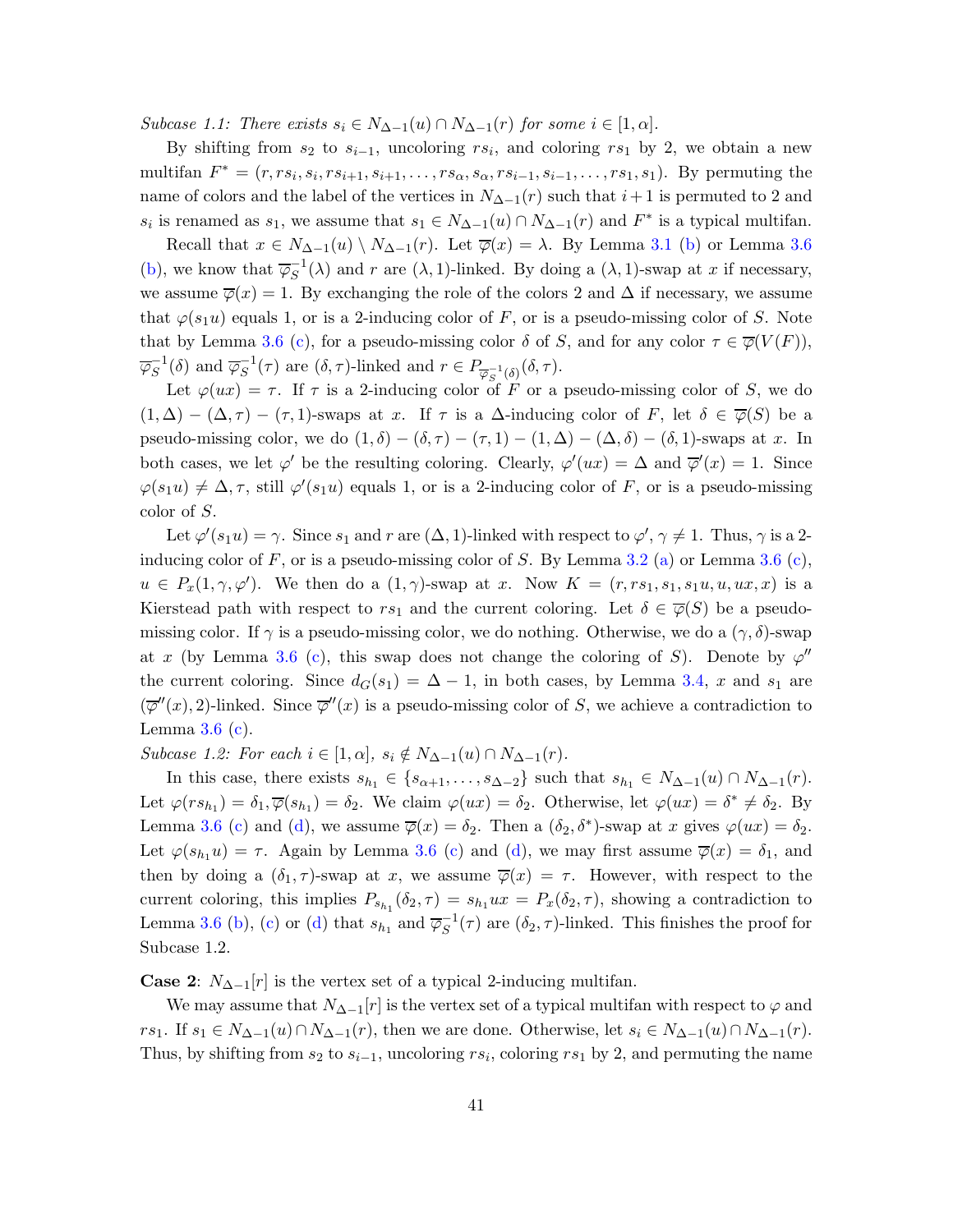*Subcase 1.1: There exists $s_i \in N_{\Delta-1}(u) \cap N_{\Delta-1}(r)$ for some $i \in [1, \alpha]$.*

By shifting from $s_2$ to $s_{i-1}$, uncoloring $rs_i$, and coloring $rs_1$ by 2, we obtain a new multifan $F^* = (r, rs_i, s_i, rs_{i+1}, s_{i+1}, \ldots, rs_\alpha, s_\alpha, rs_{i-1}, s_{i-1}, \ldots, rs_1, s_1)$. By permuting the name of colors and the label of the vertices in $N_{\Delta-1}(r)$ such that $i+1$ is permuted to 2 and $s_i$ is renamed as $s_1$, we assume that $s_1 \in N_{\Delta-1}(u) \cap N_{\Delta-1}(r)$ and $F^*$ is a typical multifan.

Recall that $x \in N_{\Delta-1}(u) \setminus N_{\Delta-1}(r)$. Let $\overline{\varphi}(x) = \lambda$. By Lemma 3.1 (b) or Lemma 3.6 (b), we know that $\overline{\varphi}_S^{-1}(\lambda)$ and $r$ are $(\lambda, 1)$-linked. By doing a $(\lambda, 1)$-swap at $x$ if necessary, we assume $\overline{\varphi}(x) = 1$. By exchanging the role of the colors 2 and $\Delta$ if necessary, we assume that $\varphi(s_1 u)$ equals 1, or is a 2-inducing color of $F$, or is a pseudo-missing color of $S$. Note that by Lemma 3.6 (c), for a pseudo-missing color $\delta$ of $S$, and for any color $\tau \in \overline{\varphi}(V(F))$, $\overline{\varphi}_S^{-1}(\delta)$ and $\overline{\varphi}_S^{-1}(\tau)$ are $(\delta, \tau)$-linked and $r \in P_{\overline{\varphi}_S^{-1}(\delta)}(\delta, \tau)$.

Let $\varphi(ux) = \tau$. If $\tau$ is a 2-inducing color of $F$ or a pseudo-missing color of $S$, we do $(1, \Delta) - (\Delta, \tau) - (\tau, 1)$-swaps at $x$. If $\tau$ is a $\Delta$-inducing color of $F$, let $\delta \in \overline{\varphi}(S)$ be a pseudo-missing color, we do $(1, \delta) - (\delta, \tau) - (\tau, 1) - (1, \Delta) - (\Delta, \delta) - (\delta, 1)$-swaps at $x$. In both cases, we let $\varphi'$ be the resulting coloring. Clearly, $\varphi'(ux) = \Delta$ and $\overline{\varphi}'(x) = 1$. Since $\varphi(s_1 u) \neq \Delta, \tau$, still $\varphi'(s_1 u)$ equals 1, or is a 2-inducing color of $F$, or is a pseudo-missing color of $S$.

Let $\varphi'(s_1 u) = \gamma$. Since $s_1$ and $r$ are $(\Delta, 1)$-linked with respect to $\varphi'$, $\gamma \neq 1$. Thus, $\gamma$ is a 2-inducing color of $F$, or is a pseudo-missing color of $S$. By Lemma 3.2 (a) or Lemma 3.6 (c), $u \in P_x(1, \gamma, \varphi')$. We then do a $(1, \gamma)$-swap at $x$. Now $K = (r, rs_1, s_1, s_1 u, u, ux, x)$ is a Kierstead path with respect to $rs_1$ and the current coloring. Let $\delta \in \overline{\varphi}(S)$ be a pseudo-missing color. If $\gamma$ is a pseudo-missing color, we do nothing. Otherwise, we do a $(\gamma, \delta)$-swap at $x$ (by Lemma 3.6 (c), this swap does not change the coloring of $S$). Denote by $\varphi''$ the current coloring. Since $d_G(s_1) = \Delta - 1$, in both cases, by Lemma 3.4, $x$ and $s_1$ are $(\overline{\varphi}''(x), 2)$-linked. Since $\overline{\varphi}''(x)$ is a pseudo-missing color of $S$, we achieve a contradiction to Lemma 3.6 (c).

*Subcase 1.2: For each $i \in [1, \alpha]$, $s_i \notin N_{\Delta-1}(u) \cap N_{\Delta-1}(r)$.*

In this case, there exists $s_{h_1} \in \{s_{\alpha+1}, \ldots, s_{\Delta-2}\}$ such that $s_{h_1} \in N_{\Delta-1}(u) \cap N_{\Delta-1}(r)$. Let $\varphi(rs_{h_1}) = \delta_1, \overline{\varphi}(s_{h_1}) = \delta_2$. We claim $\varphi(ux) = \delta_2$. Otherwise, let $\varphi(ux) = \delta^* \neq \delta_2$. By Lemma 3.6 (c) and (d), we assume $\overline{\varphi}(x) = \delta_2$. Then a $(\delta_2, \delta^*)$-swap at $x$ gives $\varphi(ux) = \delta_2$. Let $\varphi(s_{h_1} u) = \tau$. Again by Lemma 3.6 (c) and (d), we may first assume $\overline{\varphi}(x) = \delta_1$, and then by doing a $(\delta_1, \tau)$-swap at $x$, we assume $\overline{\varphi}(x) = \tau$. However, with respect to the current coloring, this implies $P_{s_{h_1}}(\delta_2, \tau) = s_{h_1} ux = P_x(\delta_2, \tau)$, showing a contradiction to Lemma 3.6 (b), (c) or (d) that $s_{h_1}$ and $\overline{\varphi}_S^{-1}(\tau)$ are $(\delta_2, \tau)$-linked. This finishes the proof for Subcase 1.2.

**Case 2**: $N_{\Delta-1}[r]$ is the vertex set of a typical 2-inducing multifan.

We may assume that $N_{\Delta-1}[r]$ is the vertex set of a typical multifan with respect to $\varphi$ and $rs_1$. If $s_1 \in N_{\Delta-1}(u) \cap N_{\Delta-1}(r)$, then we are done. Otherwise, let $s_i \in N_{\Delta-1}(u) \cap N_{\Delta-1}(r)$. Thus, by shifting from $s_2$ to $s_{i-1}$, uncoloring $rs_i$, coloring $rs_1$ by 2, and permuting the name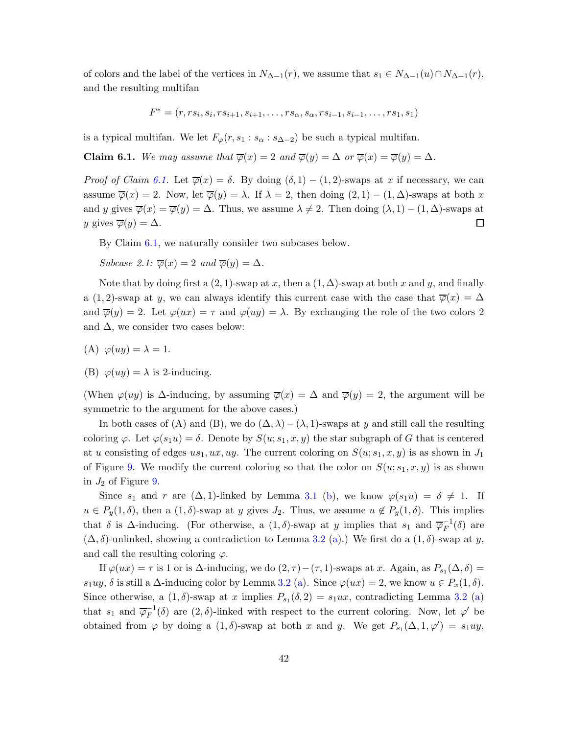of colors and the label of the vertices in $N_{\Delta-1}(r)$, we assume that $s_1 \in N_{\Delta-1}(u) \cap N_{\Delta-1}(r)$, and the resulting multifan

$$F^* = (r, rs_i, s_i, rs_{i+1}, s_{i+1}, \ldots, rs_\alpha, s_\alpha, rs_{i-1}, s_{i-1}, \ldots, rs_1, s_1)$$

is a typical multifan. We let $F_\varphi(r, s_1 : s_\alpha : s_{\Delta-2})$ be such a typical multifan.

**Claim 6.1.** *We may assume that $\overline{\varphi}(x) = 2$ and $\overline{\varphi}(y) = \Delta$ or $\overline{\varphi}(x) = \overline{\varphi}(y) = \Delta$.*

*Proof of Claim 6.1.* Let $\overline{\varphi}(x) = \delta$. By doing $(\delta, 1) - (1, 2)$-swaps at $x$ if necessary, we can assume $\overline{\varphi}(x) = 2$. Now, let $\overline{\varphi}(y) = \lambda$. If $\lambda = 2$, then doing $(2, 1) - (1, \Delta)$-swaps at both $x$ and $y$ gives $\overline{\varphi}(x) = \overline{\varphi}(y) = \Delta$. Thus, we assume $\lambda \neq 2$. Then doing $(\lambda, 1) - (1, \Delta)$-swaps at $y$ gives $\overline{\varphi}(y) = \Delta$. □

By Claim 6.1, we naturally consider two subcases below.

*Subcase 2.1: $\overline{\varphi}(x) = 2$ and $\overline{\varphi}(y) = \Delta$.*

Note that by doing first a $(2, 1)$-swap at $x$, then a $(1, \Delta)$-swap at both $x$ and $y$, and finally a $(1, 2)$-swap at $y$, we can always identify this current case with the case that $\overline{\varphi}(x) = \Delta$ and $\overline{\varphi}(y) = 2$. Let $\varphi(ux) = \tau$ and $\varphi(uy) = \lambda$. By exchanging the role of the two colors 2 and $\Delta$, we consider two cases below:

(A) $\varphi(uy) = \lambda = 1$.

(B) $\varphi(uy) = \lambda$ is 2-inducing.

(When $\varphi(uy)$ is $\Delta$-inducing, by assuming $\overline{\varphi}(x) = \Delta$ and $\overline{\varphi}(y) = 2$, the argument will be symmetric to the argument for the above cases.)

In both cases of (A) and (B), we do $(\Delta, \lambda) - (\lambda, 1)$-swaps at $y$ and still call the resulting coloring $\varphi$. Let $\varphi(s_1 u) = \delta$. Denote by $S(u; s_1, x, y)$ the star subgraph of $G$ that is centered at $u$ consisting of edges $us_1, ux, uy$. The current coloring on $S(u; s_1, x, y)$ is as shown in $J_1$ of Figure 9. We modify the current coloring so that the color on $S(u; s_1, x, y)$ is as shown in $J_2$ of Figure 9.

Since $s_1$ and $r$ are $(\Delta, 1)$-linked by Lemma 3.1 (b), we know $\varphi(s_1 u) = \delta \neq 1$. If $u \in P_y(1, \delta)$, then a $(1, \delta)$-swap at $y$ gives $J_2$. Thus, we assume $u \notin P_y(1, \delta)$. This implies that $\delta$ is $\Delta$-inducing. (For otherwise, a $(1, \delta)$-swap at $y$ implies that $s_1$ and $\overline{\varphi}_F^{-1}(\delta)$ are $(\Delta, \delta)$-unlinked, showing a contradiction to Lemma 3.2 (a).) We first do a $(1, \delta)$-swap at $y$, and call the resulting coloring $\varphi$.

If $\varphi(ux) = \tau$ is 1 or is $\Delta$-inducing, we do $(2, \tau) - (\tau, 1)$-swaps at $x$. Again, as $P_{s_1}(\Delta, \delta) = s_1 uy$, $\delta$ is still a $\Delta$-inducing color by Lemma 3.2 (a). Since $\varphi(ux) = 2$, we know $u \in P_x(1, \delta)$. Since otherwise, a $(1, \delta)$-swap at $x$ implies $P_{s_1}(\delta, 2) = s_1 ux$, contradicting Lemma 3.2 (a) that $s_1$ and $\overline{\varphi}_F^{-1}(\delta)$ are $(2, \delta)$-linked with respect to the current coloring. Now, let $\varphi'$ be obtained from $\varphi$ by doing a $(1, \delta)$-swap at both $x$ and $y$. We get $P_{s_1}(\Delta, 1, \varphi') = s_1 uy$,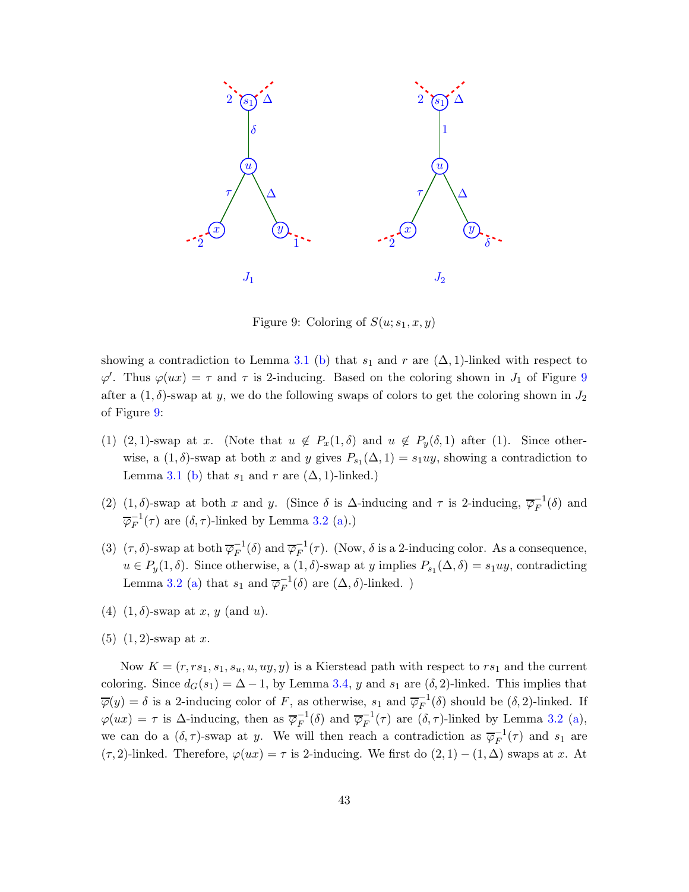Figure 9: Coloring of $S(u; s_1, x, y)$

showing a contradiction to Lemma 3.1 (b) that $s_1$ and $r$ are $(\Delta, 1)$-linked with respect to $\varphi'$. Thus $\varphi(ux) = \tau$ and $\tau$ is 2-inducing. Based on the coloring shown in $J_1$ of Figure 9 after a $(1, \delta)$-swap at $y$, we do the following swaps of colors to get the coloring shown in $J_2$ of Figure 9:

(1) $(2, 1)$-swap at $x$. (Note that $u \notin P_x(1, \delta)$ and $u \notin P_y(\delta, 1)$ after (1). Since otherwise, a $(1, \delta)$-swap at both $x$ and $y$ gives $P_{s_1}(\Delta, 1) = s_1uy$, showing a contradiction to Lemma 3.1 (b) that $s_1$ and $r$ are $(\Delta, 1)$-linked.)

(2) $(1, \delta)$-swap at both $x$ and $y$. (Since $\delta$ is $\Delta$-inducing and $\tau$ is 2-inducing, $\overline{\varphi}_F^{-1}(\delta)$ and $\overline{\varphi}_F^{-1}(\tau)$ are $(\delta, \tau)$-linked by Lemma 3.2 (a).)

(3) $(\tau, \delta)$-swap at both $\overline{\varphi}_F^{-1}(\delta)$ and $\overline{\varphi}_F^{-1}(\tau)$. (Now, $\delta$ is a 2-inducing color. As a consequence, $u \in P_y(1, \delta)$. Since otherwise, a $(1, \delta)$-swap at $y$ implies $P_{s_1}(\Delta, \delta) = s_1uy$, contradicting Lemma 3.2 (a) that $s_1$ and $\overline{\varphi}_F^{-1}(\delta)$ are $(\Delta, \delta)$-linked. )

(4) $(1, \delta)$-swap at $x$, $y$ (and $u$).

(5) $(1, 2)$-swap at $x$.

Now $K = (r, rs_1, s_1, s_u, u, uy, y)$ is a Kierstead path with respect to $rs_1$ and the current coloring. Since $d_G(s_1) = \Delta - 1$, by Lemma 3.4, $y$ and $s_1$ are $(\delta, 2)$-linked. This implies that $\overline{\varphi}(y) = \delta$ is a 2-inducing color of $F$, as otherwise, $s_1$ and $\overline{\varphi}_F^{-1}(\delta)$ should be $(\delta, 2)$-linked. If $\varphi(ux) = \tau$ is $\Delta$-inducing, then as $\overline{\varphi}_F^{-1}(\delta)$ and $\overline{\varphi}_F^{-1}(\tau)$ are $(\delta, \tau)$-linked by Lemma 3.2 (a), we can do a $(\delta, \tau)$-swap at $y$. We will then reach a contradiction as $\overline{\varphi}_F^{-1}(\tau)$ and $s_1$ are $(\tau, 2)$-linked. Therefore, $\varphi(ux) = \tau$ is 2-inducing. We first do $(2, 1) - (1, \Delta)$ swaps at $x$. At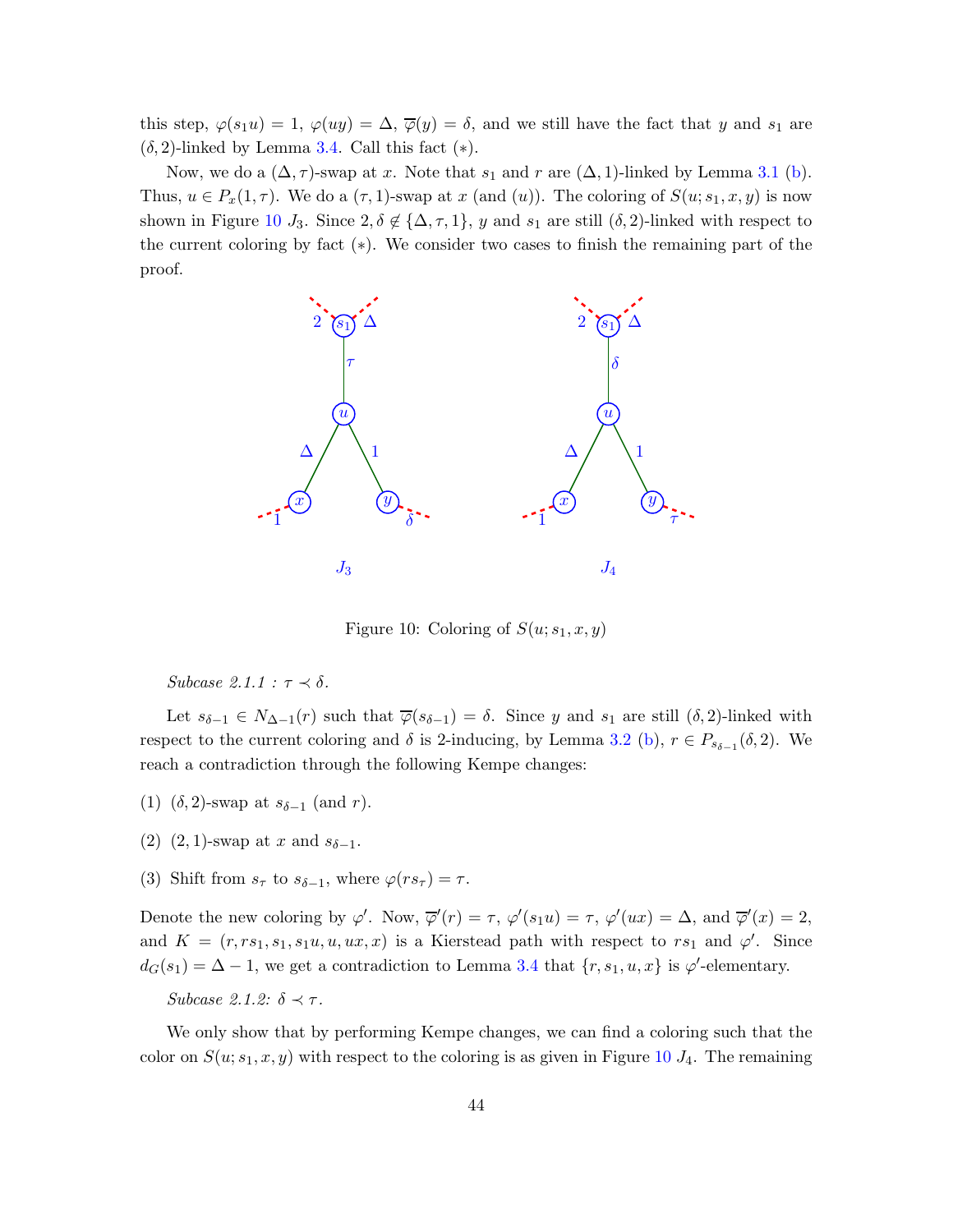this step, $\varphi(s_1u) = 1$, $\varphi(uy) = \Delta$, $\overline{\varphi}(y) = \delta$, and we still have the fact that $y$ and $s_1$ are $(\delta, 2)$-linked by Lemma 3.4. Call this fact $(*)$.

Now, we do a $(\Delta, \tau)$-swap at $x$. Note that $s_1$ and $r$ are $(\Delta, 1)$-linked by Lemma 3.1 (b). Thus, $u \in P_x(1, \tau)$. We do a $(\tau, 1)$-swap at $x$ (and $(u)$). The coloring of $S(u; s_1, x, y)$ is now shown in Figure 10 $J_3$. Since $2, \delta \notin \{\Delta, \tau, 1\}$, $y$ and $s_1$ are still $(\delta, 2)$-linked with respect to the current coloring by fact $(*)$. We consider two cases to finish the remaining part of the proof.

Figure 10: Coloring of $S(u; s_1, x, y)$

*Subcase 2.1.1 : $\tau \prec \delta$.*

Let $s_{\delta-1} \in N_{\Delta-1}(r)$ such that $\overline{\varphi}(s_{\delta-1}) = \delta$. Since $y$ and $s_1$ are still $(\delta, 2)$-linked with respect to the current coloring and $\delta$ is 2-inducing, by Lemma 3.2 (b), $r \in P_{s_{\delta-1}}(\delta, 2)$. We reach a contradiction through the following Kempe changes:

(1) $(\delta, 2)$-swap at $s_{\delta-1}$ (and $r$).

(2) $(2, 1)$-swap at $x$ and $s_{\delta-1}$.

(3) Shift from $s_\tau$ to $s_{\delta-1}$, where $\varphi(rs_\tau) = \tau$.

Denote the new coloring by $\varphi'$. Now, $\overline{\varphi}'(r) = \tau$, $\varphi'(s_1u) = \tau$, $\varphi'(ux) = \Delta$, and $\overline{\varphi}'(x) = 2$, and $K = (r, rs_1, s_1, s_1u, u, ux, x)$ is a Kierstead path with respect to $rs_1$ and $\varphi'$. Since $d_G(s_1) = \Delta - 1$, we get a contradiction to Lemma 3.4 that $\{r, s_1, u, x\}$ is $\varphi'$-elementary.

*Subcase 2.1.2: $\delta \prec \tau$.*

We only show that by performing Kempe changes, we can find a coloring such that the color on $S(u; s_1, x, y)$ with respect to the coloring is as given in Figure 10 $J_4$. The remaining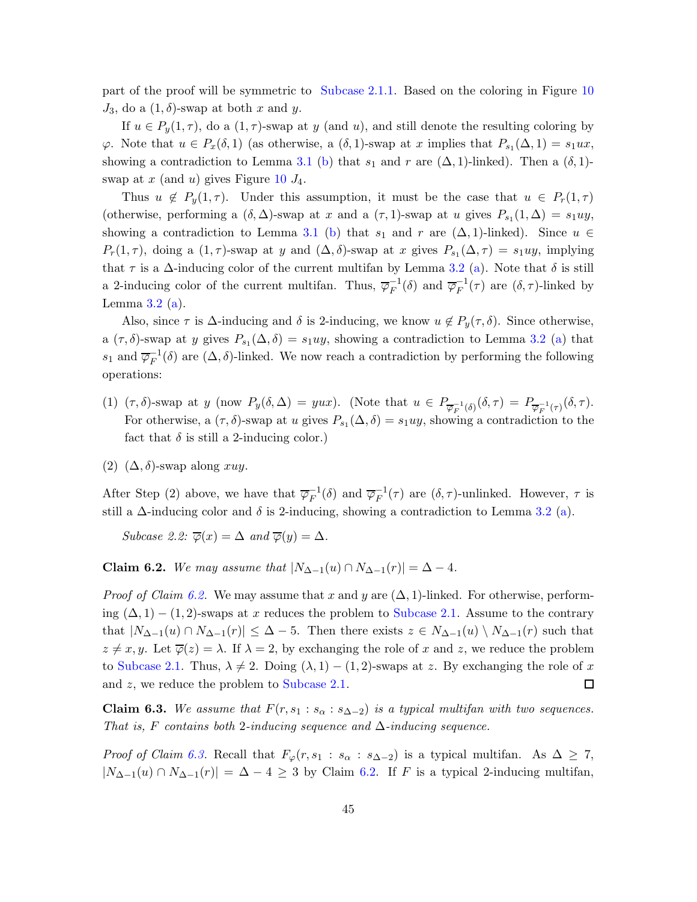part of the proof will be symmetric to Subcase 2.1.1. Based on the coloring in Figure 10 $J_3$, do a $(1,\delta)$-swap at both $x$ and $y$.

If $u \in P_y(1,\tau)$, do a $(1,\tau)$-swap at $y$ (and $u$), and still denote the resulting coloring by $\varphi$. Note that $u \in P_x(\delta,1)$ (as otherwise, a $(\delta,1)$-swap at $x$ implies that $P_{s_1}(\Delta,1) = s_1ux$, showing a contradiction to Lemma 3.1 (b) that $s_1$ and $r$ are $(\Delta,1)$-linked). Then a $(\delta,1)$-swap at $x$ (and $u$) gives Figure 10 $J_4$.

Thus $u \notin P_y(1,\tau)$. Under this assumption, it must be the case that $u \in P_r(1,\tau)$ (otherwise, performing a $(\delta,\Delta)$-swap at $x$ and a $(\tau,1)$-swap at $u$ gives $P_{s_1}(1,\Delta) = s_1uy$, showing a contradiction to Lemma 3.1 (b) that $s_1$ and $r$ are $(\Delta,1)$-linked). Since $u \in P_r(1,\tau)$, doing a $(1,\tau)$-swap at $y$ and $(\Delta,\delta)$-swap at $x$ gives $P_{s_1}(\Delta,\tau) = s_1uy$, implying that $\tau$ is a $\Delta$-inducing color of the current multifan by Lemma 3.2 (a). Note that $\delta$ is still a 2-inducing color of the current multifan. Thus, $\overline{\varphi}_F^{-1}(\delta)$ and $\overline{\varphi}_F^{-1}(\tau)$ are $(\delta,\tau)$-linked by Lemma 3.2 (a).

Also, since $\tau$ is $\Delta$-inducing and $\delta$ is 2-inducing, we know $u \notin P_y(\tau,\delta)$. Since otherwise, a $(\tau,\delta)$-swap at $y$ gives $P_{s_1}(\Delta,\delta) = s_1uy$, showing a contradiction to Lemma 3.2 (a) that $s_1$ and $\overline{\varphi}_F^{-1}(\delta)$ are $(\Delta,\delta)$-linked. We now reach a contradiction by performing the following operations:

(1) $(\tau,\delta)$-swap at $y$ (now $P_y(\delta,\Delta) = yux$). (Note that $u \in P_{\overline{\varphi}_F^{-1}(\delta)}(\delta,\tau) = P_{\overline{\varphi}_F^{-1}(\tau)}(\delta,\tau)$. For otherwise, a $(\tau,\delta)$-swap at $u$ gives $P_{s_1}(\Delta,\delta) = s_1uy$, showing a contradiction to the fact that $\delta$ is still a 2-inducing color.)

(2) $(\Delta,\delta)$-swap along $xuy$.

After Step (2) above, we have that $\overline{\varphi}_F^{-1}(\delta)$ and $\overline{\varphi}_F^{-1}(\tau)$ are $(\delta,\tau)$-unlinked. However, $\tau$ is still a $\Delta$-inducing color and $\delta$ is 2-inducing, showing a contradiction to Lemma 3.2 (a).

*Subcase 2.2: $\overline{\varphi}(x) = \Delta$ and $\overline{\varphi}(y) = \Delta$.*

**Claim 6.2.** *We may assume that $|N_{\Delta-1}(u) \cap N_{\Delta-1}(r)| = \Delta - 4$.*

*Proof of Claim 6.2.* We may assume that $x$ and $y$ are $(\Delta,1)$-linked. For otherwise, performing $(\Delta,1)-(1,2)$-swaps at $x$ reduces the problem to Subcase 2.1. Assume to the contrary that $|N_{\Delta-1}(u) \cap N_{\Delta-1}(r)| \le \Delta - 5$. Then there exists $z \in N_{\Delta-1}(u) \setminus N_{\Delta-1}(r)$ such that $z \neq x, y$. Let $\overline{\varphi}(z) = \lambda$. If $\lambda = 2$, by exchanging the role of $x$ and $z$, we reduce the problem to Subcase 2.1. Thus, $\lambda \neq 2$. Doing $(\lambda,1)-(1,2)$-swaps at $z$. By exchanging the role of $x$ and $z$, we reduce the problem to Subcase 2.1. □

**Claim 6.3.** *We assume that $F(r, s_1 : s_\alpha : s_{\Delta-2})$ is a typical multifan with two sequences. That is, $F$ contains both 2-inducing sequence and $\Delta$-inducing sequence.*

*Proof of Claim 6.3.* Recall that $F_\varphi(r, s_1 : s_\alpha : s_{\Delta-2})$ is a typical multifan. As $\Delta \ge 7$, $|N_{\Delta-1}(u) \cap N_{\Delta-1}(r)| = \Delta - 4 \ge 3$ by Claim 6.2. If $F$ is a typical 2-inducing multifan,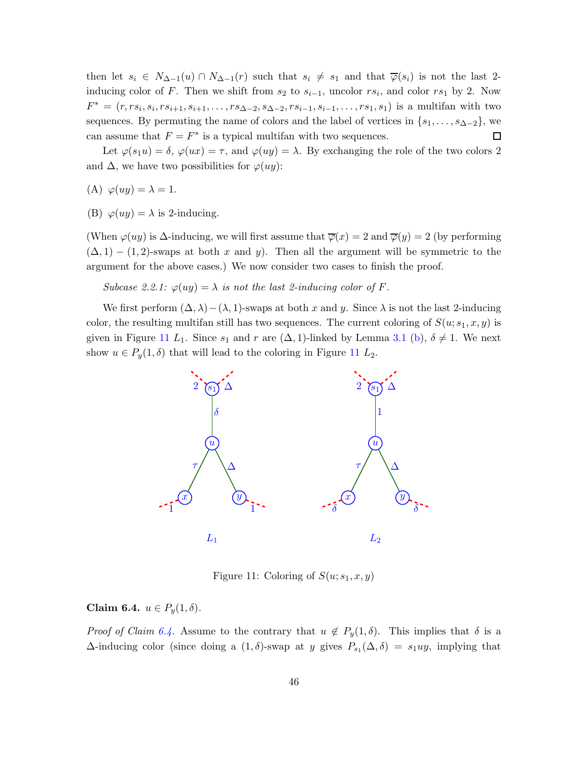then let $s_i \in N_{\Delta-1}(u) \cap N_{\Delta-1}(r)$ such that $s_i \neq s_1$ and that $\overline{\varphi}(s_i)$ is not the last 2-inducing color of $F$. Then we shift from $s_2$ to $s_{i-1}$, uncolor $rs_i$, and color $rs_1$ by 2. Now $F^* = (r, rs_i, s_i, rs_{i+1}, s_{i+1}, \ldots, rs_{\Delta-2}, s_{\Delta-2}, rs_{i-1}, s_{i-1}, \ldots, rs_1, s_1)$ is a multifan with two sequences. By permuting the name of colors and the label of vertices in $\{s_1, \ldots, s_{\Delta-2}\}$, we can assume that $F = F^*$ is a typical multifan with two sequences. □

Let $\varphi(s_1u) = \delta$, $\varphi(ux) = \tau$, and $\varphi(uy) = \lambda$. By exchanging the role of the two colors 2 and $\Delta$, we have two possibilities for $\varphi(uy)$:

(A) $\varphi(uy) = \lambda = 1$.

(B) $\varphi(uy) = \lambda$ is 2-inducing.

(When $\varphi(uy)$ is $\Delta$-inducing, we will first assume that $\overline{\varphi}(x) = 2$ and $\overline{\varphi}(y) = 2$ (by performing $(\Delta, 1) - (1, 2)$-swaps at both $x$ and $y$). Then all the argument will be symmetric to the argument for the above cases.) We now consider two cases to finish the proof.

*Subcase 2.2.1: $\varphi(uy) = \lambda$ is not the last 2-inducing color of $F$.*

We first perform $(\Delta, \lambda) - (\lambda, 1)$-swaps at both $x$ and $y$. Since $\lambda$ is not the last 2-inducing color, the resulting multifan still has two sequences. The current coloring of $S(u; s_1, x, y)$ is given in Figure 11 $L_1$. Since $s_1$ and $r$ are $(\Delta, 1)$-linked by Lemma 3.1 (b), $\delta \neq 1$. We next show $u \in P_y(1, \delta)$ that will lead to the coloring in Figure 11 $L_2$.

Figure 11: Coloring of $S(u; s_1, x, y)$

**Claim 6.4.** $u \in P_y(1, \delta)$.

*Proof of Claim 6.4.* Assume to the contrary that $u \notin P_y(1, \delta)$. This implies that $\delta$ is a $\Delta$-inducing color (since doing a $(1, \delta)$-swap at $y$ gives $P_{s_1}(\Delta, \delta) = s_1uy$, implying that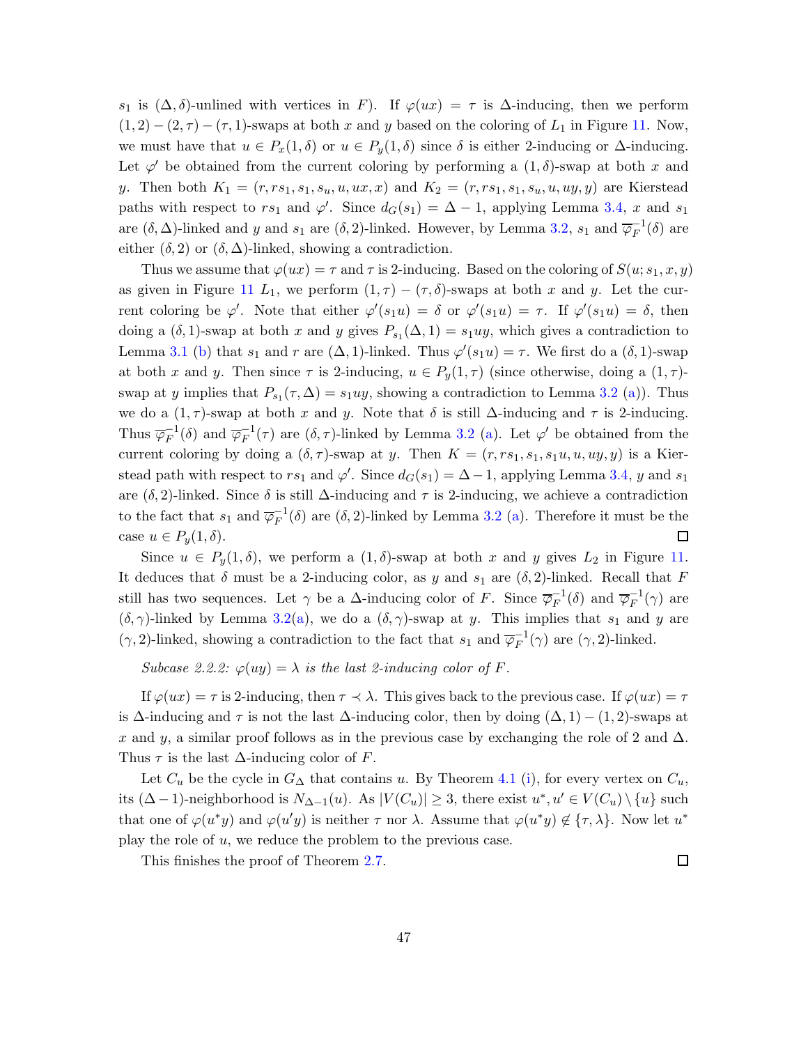$s_1$ is $(\Delta,\delta)$-unlined with vertices in $F$). If $\varphi(ux)=\tau$ is $\Delta$-inducing, then we perform $(1,2)-(2,\tau)-(\tau,1)$-swaps at both $x$ and $y$ based on the coloring of $L_1$ in Figure 11. Now, we must have that $u\in P_x(1,\delta)$ or $u\in P_y(1,\delta)$ since $\delta$ is either 2-inducing or $\Delta$-inducing. Let $\varphi'$ be obtained from the current coloring by performing a $(1,\delta)$-swap at both $x$ and $y$. Then both $K_1=(r,rs_1,s_1,s_u,u,ux,x)$ and $K_2=(r,rs_1,s_1,s_u,u,uy,y)$ are Kierstead paths with respect to $rs_1$ and $\varphi'$. Since $d_G(s_1)=\Delta-1$, applying Lemma 3.4, $x$ and $s_1$ are $(\delta,\Delta)$-linked and $y$ and $s_1$ are $(\delta,2)$-linked. However, by Lemma 3.2, $s_1$ and $\overline{\varphi}_F^{-1}(\delta)$ are either $(\delta,2)$ or $(\delta,\Delta)$-linked, showing a contradiction.

Thus we assume that $\varphi(ux)=\tau$ and $\tau$ is 2-inducing. Based on the coloring of $S(u;s_1,x,y)$ as given in Figure 11 $L_1$, we perform $(1,\tau)-(\tau,\delta)$-swaps at both $x$ and $y$. Let the current coloring be $\varphi'$. Note that either $\varphi'(s_1u)=\delta$ or $\varphi'(s_1u)=\tau$. If $\varphi'(s_1u)=\delta$, then doing a $(\delta,1)$-swap at both $x$ and $y$ gives $P_{s_1}(\Delta,1)=s_1uy$, which gives a contradiction to Lemma 3.1 (b) that $s_1$ and $r$ are $(\Delta,1)$-linked. Thus $\varphi'(s_1u)=\tau$. We first do a $(\delta,1)$-swap at both $x$ and $y$. Then since $\tau$ is 2-inducing, $u\in P_y(1,\tau)$ (since otherwise, doing a $(1,\tau)$-swap at $y$ implies that $P_{s_1}(\tau,\Delta)=s_1uy$, showing a contradiction to Lemma 3.2 (a)). Thus we do a $(1,\tau)$-swap at both $x$ and $y$. Note that $\delta$ is still $\Delta$-inducing and $\tau$ is 2-inducing. Thus $\overline{\varphi}_F^{-1}(\delta)$ and $\overline{\varphi}_F^{-1}(\tau)$ are $(\delta,\tau)$-linked by Lemma 3.2 (a). Let $\varphi'$ be obtained from the current coloring by doing a $(\delta,\tau)$-swap at $y$. Then $K=(r,rs_1,s_1,s_1u,u,uy,y)$ is a Kierstead path with respect to $rs_1$ and $\varphi'$. Since $d_G(s_1)=\Delta-1$, applying Lemma 3.4, $y$ and $s_1$ are $(\delta,2)$-linked. Since $\delta$ is still $\Delta$-inducing and $\tau$ is 2-inducing, we achieve a contradiction to the fact that $s_1$ and $\overline{\varphi}_F^{-1}(\delta)$ are $(\delta,2)$-linked by Lemma 3.2 (a). Therefore it must be the case $u\in P_y(1,\delta)$. $\square$

Since $u\in P_y(1,\delta)$, we perform a $(1,\delta)$-swap at both $x$ and $y$ gives $L_2$ in Figure 11. It deduces that $\delta$ must be a 2-inducing color, as $y$ and $s_1$ are $(\delta,2)$-linked. Recall that $F$ still has two sequences. Let $\gamma$ be a $\Delta$-inducing color of $F$. Since $\overline{\varphi}_F^{-1}(\delta)$ and $\overline{\varphi}_F^{-1}(\gamma)$ are $(\delta,\gamma)$-linked by Lemma 3.2(a), we do a $(\delta,\gamma)$-swap at $y$. This implies that $s_1$ and $y$ are $(\gamma,2)$-linked, showing a contradiction to the fact that $s_1$ and $\overline{\varphi}_F^{-1}(\gamma)$ are $(\gamma,2)$-linked.

*Subcase 2.2.2: $\varphi(uy)=\lambda$ is the last 2-inducing color of $F$.*

If $\varphi(ux)=\tau$ is 2-inducing, then $\tau\prec\lambda$. This gives back to the previous case. If $\varphi(ux)=\tau$ is $\Delta$-inducing and $\tau$ is not the last $\Delta$-inducing color, then by doing $(\Delta,1)-(1,2)$-swaps at $x$ and $y$, a similar proof follows as in the previous case by exchanging the role of 2 and $\Delta$. Thus $\tau$ is the last $\Delta$-inducing color of $F$.

Let $C_u$ be the cycle in $G_\Delta$ that contains $u$. By Theorem 4.1 (i), for every vertex on $C_u$, its $(\Delta-1)$-neighborhood is $N_{\Delta-1}(u)$. As $|V(C_u)|\ge 3$, there exist $u^*,u'\in V(C_u)\setminus\{u\}$ such that one of $\varphi(u^*y)$ and $\varphi(u'y)$ is neither $\tau$ nor $\lambda$. Assume that $\varphi(u^*y)\notin\{\tau,\lambda\}$. Now let $u^*$ play the role of $u$, we reduce the problem to the previous case.

This finishes the proof of Theorem 2.7. $\square$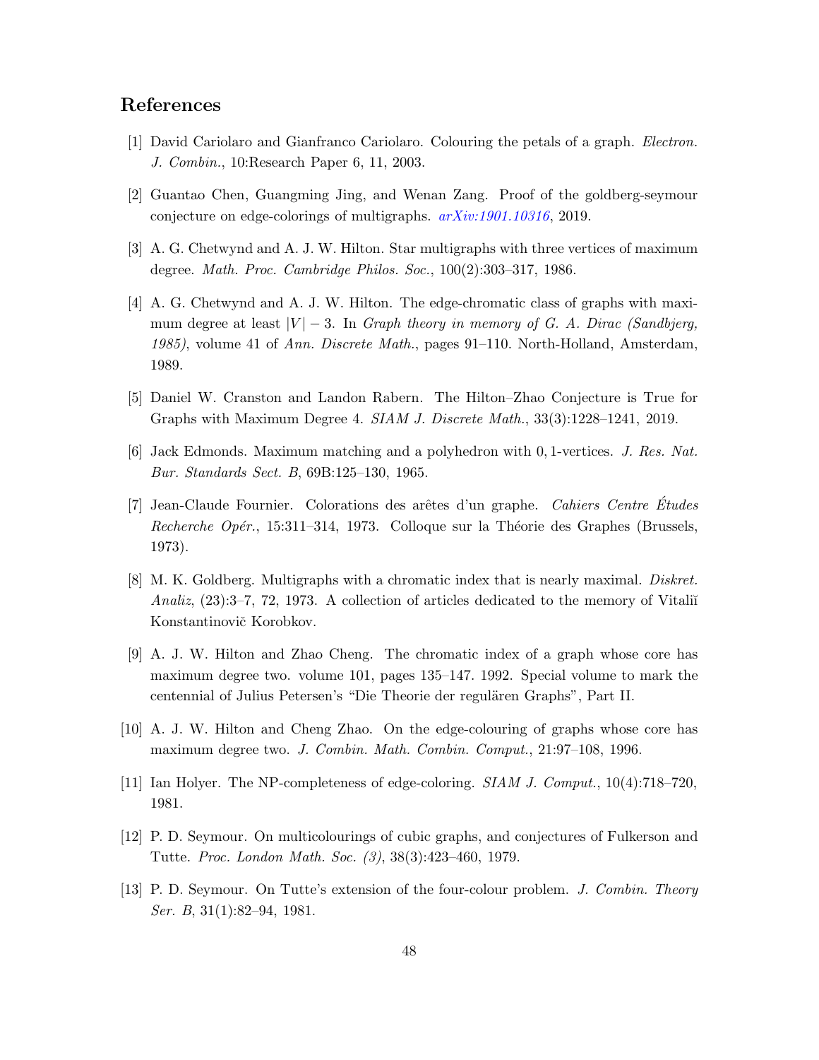## References

[1] David Cariolaro and Gianfranco Cariolaro. Colouring the petals of a graph. *Electron. J. Combin.*, 10:Research Paper 6, 11, 2003.

[2] Guantao Chen, Guangming Jing, and Wenan Zang. Proof of the goldberg-seymour conjecture on edge-colorings of multigraphs. *arXiv:1901.10316*, 2019.

[3] A. G. Chetwynd and A. J. W. Hilton. Star multigraphs with three vertices of maximum degree. *Math. Proc. Cambridge Philos. Soc.*, 100(2):303–317, 1986.

[4] A. G. Chetwynd and A. J. W. Hilton. The edge-chromatic class of graphs with maximum degree at least $|V| - 3$. In *Graph theory in memory of G. A. Dirac (Sandbjerg, 1985)*, volume 41 of *Ann. Discrete Math.*, pages 91–110. North-Holland, Amsterdam, 1989.

[5] Daniel W. Cranston and Landon Rabern. The Hilton–Zhao Conjecture is True for Graphs with Maximum Degree 4. *SIAM J. Discrete Math.*, 33(3):1228–1241, 2019.

[6] Jack Edmonds. Maximum matching and a polyhedron with 0, 1-vertices. *J. Res. Nat. Bur. Standards Sect. B*, 69B:125–130, 1965.

[7] Jean-Claude Fournier. Colorations des arêtes d'un graphe. *Cahiers Centre Études Recherche Opér.*, 15:311–314, 1973. Colloque sur la Théorie des Graphes (Brussels, 1973).

[8] M. K. Goldberg. Multigraphs with a chromatic index that is nearly maximal. *Diskret. Analiz*, (23):3–7, 72, 1973. A collection of articles dedicated to the memory of Vitaliĭ Konstantinovič Korobkov.

[9] A. J. W. Hilton and Zhao Cheng. The chromatic index of a graph whose core has maximum degree two. volume 101, pages 135–147. 1992. Special volume to mark the centennial of Julius Petersen's "Die Theorie der regulären Graphs", Part II.

[10] A. J. W. Hilton and Cheng Zhao. On the edge-colouring of graphs whose core has maximum degree two. *J. Combin. Math. Combin. Comput.*, 21:97–108, 1996.

[11] Ian Holyer. The NP-completeness of edge-coloring. *SIAM J. Comput.*, 10(4):718–720, 1981.

[12] P. D. Seymour. On multicolourings of cubic graphs, and conjectures of Fulkerson and Tutte. *Proc. London Math. Soc. (3)*, 38(3):423–460, 1979.

[13] P. D. Seymour. On Tutte's extension of the four-colour problem. *J. Combin. Theory Ser. B*, 31(1):82–94, 1981.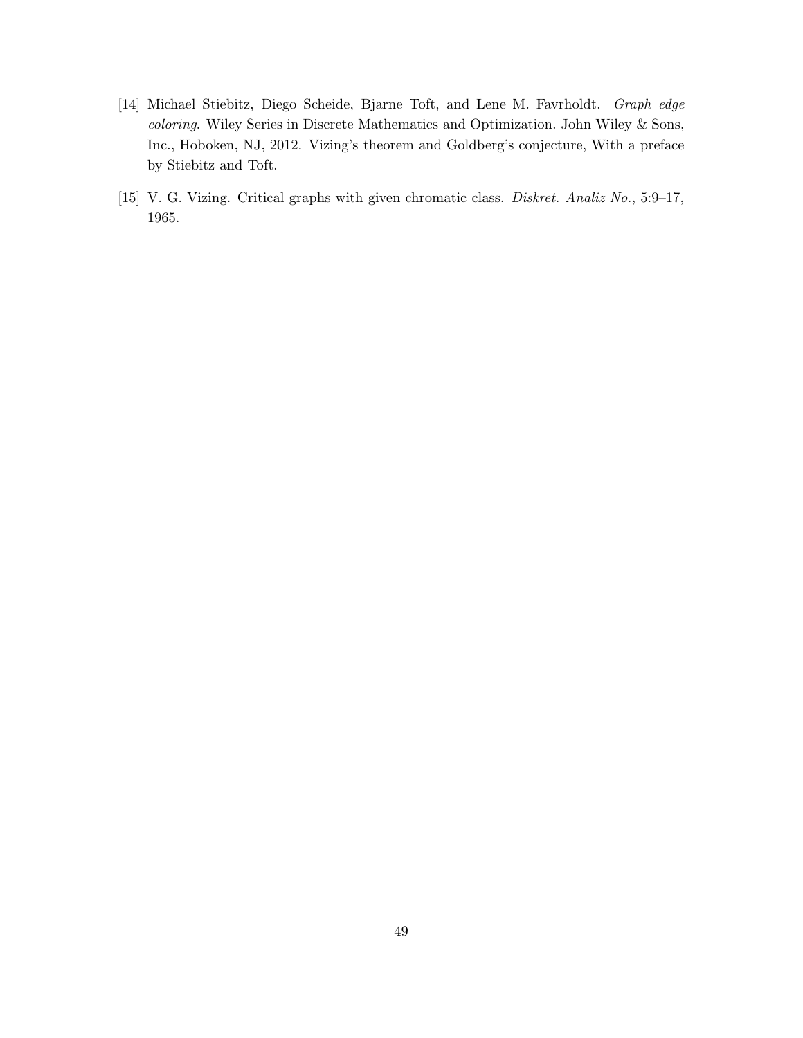[14] Michael Stiebitz, Diego Scheide, Bjarne Toft, and Lene M. Favrholdt. *Graph edge coloring*. Wiley Series in Discrete Mathematics and Optimization. John Wiley & Sons, Inc., Hoboken, NJ, 2012. Vizing's theorem and Goldberg's conjecture, With a preface by Stiebitz and Toft.

[15] V. G. Vizing. Critical graphs with given chromatic class. *Diskret. Analiz No.*, 5:9–17, 1965.